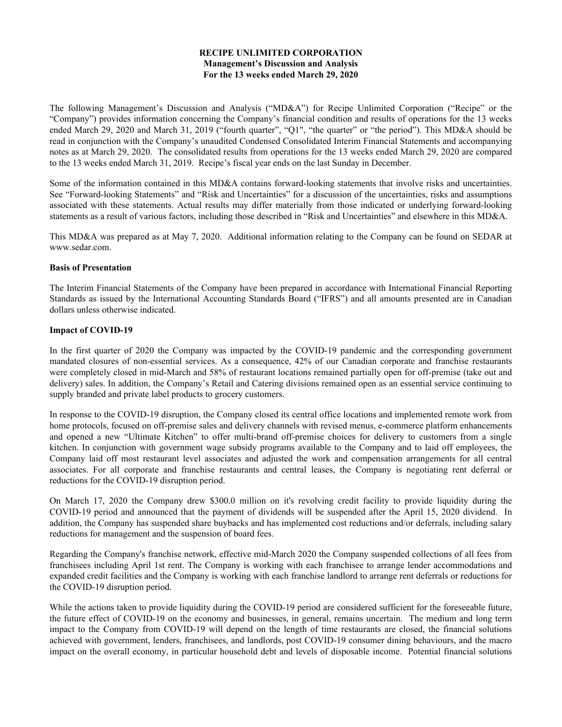**RECIPE UNLIMITED CORPORATION**
**Management's Discussion and Analysis**
**For the 13 weeks ended March 29, 2020**

The following Management's Discussion and Analysis ("MD&A") for Recipe Unlimited Corporation ("Recipe" or the "Company") provides information concerning the Company's financial condition and results of operations for the 13 weeks ended March 29, 2020 and March 31, 2019 ("fourth quarter", "Q1", "the quarter" or "the period"). This MD&A should be read in conjunction with the Company's unaudited Condensed Consolidated Interim Financial Statements and accompanying notes as at March 29, 2020. The consolidated results from operations for the 13 weeks ended March 29, 2020 are compared to the 13 weeks ended March 31, 2019. Recipe's fiscal year ends on the last Sunday in December.

Some of the information contained in this MD&A contains forward-looking statements that involve risks and uncertainties. See "Forward-looking Statements" and "Risk and Uncertainties" for a discussion of the uncertainties, risks and assumptions associated with these statements. Actual results may differ materially from those indicated or underlying forward-looking statements as a result of various factors, including those described in "Risk and Uncertainties" and elsewhere in this MD&A.

This MD&A was prepared as at May 7, 2020. Additional information relating to the Company can be found on SEDAR at www.sedar.com.

**Basis of Presentation**

The Interim Financial Statements of the Company have been prepared in accordance with International Financial Reporting Standards as issued by the International Accounting Standards Board ("IFRS") and all amounts presented are in Canadian dollars unless otherwise indicated.

**Impact of COVID-19**

In the first quarter of 2020 the Company was impacted by the COVID-19 pandemic and the corresponding government mandated closures of non-essential services. As a consequence, 42% of our Canadian corporate and franchise restaurants were completely closed in mid-March and 58% of restaurant locations remained partially open for off-premise (take out and delivery) sales. In addition, the Company's Retail and Catering divisions remained open as an essential service continuing to supply branded and private label products to grocery customers.

In response to the COVID-19 disruption, the Company closed its central office locations and implemented remote work from home protocols, focused on off-premise sales and delivery channels with revised menus, e-commerce platform enhancements and opened a new "Ultimate Kitchen" to offer multi-brand off-premise choices for delivery to customers from a single kitchen. In conjunction with government wage subsidy programs available to the Company and to laid off employees, the Company laid off most restaurant level associates and adjusted the work and compensation arrangements for all central associates. For all corporate and franchise restaurants and central leases, the Company is negotiating rent deferral or reductions for the COVID-19 disruption period.

On March 17, 2020 the Company drew $300.0 million on it's revolving credit facility to provide liquidity during the COVID-19 period and announced that the payment of dividends will be suspended after the April 15, 2020 dividend. In addition, the Company has suspended share buybacks and has implemented cost reductions and/or deferrals, including salary reductions for management and the suspension of board fees.

Regarding the Company's franchise network, effective mid-March 2020 the Company suspended collections of all fees from franchisees including April 1st rent. The Company is working with each franchisee to arrange lender accommodations and expanded credit facilities and the Company is working with each franchise landlord to arrange rent deferrals or reductions for the COVID-19 disruption period.

While the actions taken to provide liquidity during the COVID-19 period are considered sufficient for the foreseeable future, the future effect of COVID-19 on the economy and businesses, in general, remains uncertain. The medium and long term impact to the Company from COVID-19 will depend on the length of time restaurants are closed, the financial solutions achieved with government, lenders, franchisees, and landlords, post COVID-19 consumer dining behaviours, and the macro impact on the overall economy, in particular household debt and levels of disposable income. Potential financial solutions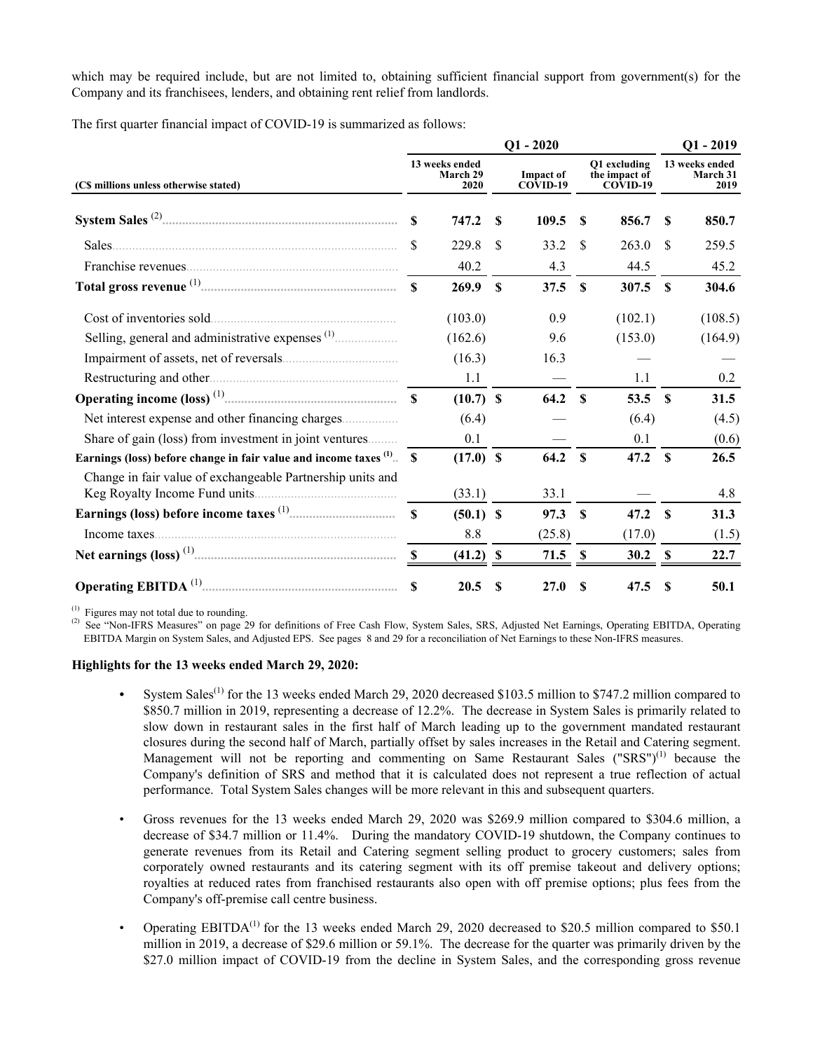which may be required include, but are not limited to, obtaining sufficient financial support from government(s) for the Company and its franchisees, lenders, and obtaining rent relief from landlords.

The first quarter financial impact of COVID-19 is summarized as follows:

| | Q1 - 2020 | | | Q1 - 2019 |
|---|---|---|---|---|
| (C$ millions unless otherwise stated) | 13 weeks ended March 29 2020 | Impact of COVID-19 | Q1 excluding the impact of COVID-19 | 13 weeks ended March 31 2019 |
| **System Sales** [2] | **$ 747.2** | **$ 109.5** | **$ 856.7** | **$ 850.7** |
| Sales | $ 229.8 | $ 33.2 | $ 263.0 | $ 259.5 |
| Franchise revenues | 40.2 | 4.3 | 44.5 | 45.2 |
| **Total gross revenue** [1] | **$ 269.9** | **$ 37.5** | **$ 307.5** | **$ 304.6** |
| Cost of inventories sold | (103.0) | 0.9 | (102.1) | (108.5) |
| Selling, general and administrative expenses [1] | (162.6) | 9.6 | (153.0) | (164.9) |
| Impairment of assets, net of reversals | (16.3) | 16.3 | — | — |
| Restructuring and other | 1.1 | — | 1.1 | 0.2 |
| **Operating income (loss)** [1] | **$ (10.7)** | **$ 64.2** | **$ 53.5** | **$ 31.5** |
| Net interest expense and other financing charges | (6.4) | — | (6.4) | (4.5) |
| Share of gain (loss) from investment in joint ventures | 0.1 | — | 0.1 | (0.6) |
| **Earnings (loss) before change in fair value and income taxes** [1] | **$ (17.0)** | **$ 64.2** | **$ 47.2** | **$ 26.5** |
| Change in fair value of exchangeable Partnership units and Keg Royalty Income Fund units | (33.1) | 33.1 | — | 4.8 |
| **Earnings (loss) before income taxes** [1] | **$ (50.1)** | **$ 97.3** | **$ 47.2** | **$ 31.3** |
| Income taxes | 8.8 | (25.8) | (17.0) | (1.5) |
| **Net earnings (loss)** [1] | **$ (41.2)** | **$ 71.5** | **$ 30.2** | **$ 22.7** |
| **Operating EBITDA** [1] | **$ 20.5** | **$ 27.0** | **$ 47.5** | **$ 50.1** |

[1] Figures may not total due to rounding.
[2] See "Non-IFRS Measures" on page 29 for definitions of Free Cash Flow, System Sales, SRS, Adjusted Net Earnings, Operating EBITDA, Operating EBITDA Margin on System Sales, and Adjusted EPS. See pages 8 and 29 for a reconciliation of Net Earnings to these Non-IFRS measures.

**Highlights for the 13 weeks ended March 29, 2020:**

- System Sales[1] for the 13 weeks ended March 29, 2020 decreased $103.5 million to $747.2 million compared to $850.7 million in 2019, representing a decrease of 12.2%. The decrease in System Sales is primarily related to slow down in restaurant sales in the first half of March leading up to the government mandated restaurant closures during the second half of March, partially offset by sales increases in the Retail and Catering segment. Management will not be reporting and commenting on Same Restaurant Sales ("SRS")[1] because the Company's definition of SRS and method that it is calculated does not represent a true reflection of actual performance. Total System Sales changes will be more relevant in this and subsequent quarters.

- Gross revenues for the 13 weeks ended March 29, 2020 was $269.9 million compared to $304.6 million, a decrease of $34.7 million or 11.4%. During the mandatory COVID-19 shutdown, the Company continues to generate revenues from its Retail and Catering segment selling product to grocery customers; sales from corporately owned restaurants and its catering segment with its off premise takeout and delivery options; royalties at reduced rates from franchised restaurants also open with off premise options; plus fees from the Company's off-premise call centre business.

- Operating EBITDA[1] for the 13 weeks ended March 29, 2020 decreased to $20.5 million compared to $50.1 million in 2019, a decrease of $29.6 million or 59.1%. The decrease for the quarter was primarily driven by the $27.0 million impact of COVID-19 from the decline in System Sales, and the corresponding gross revenue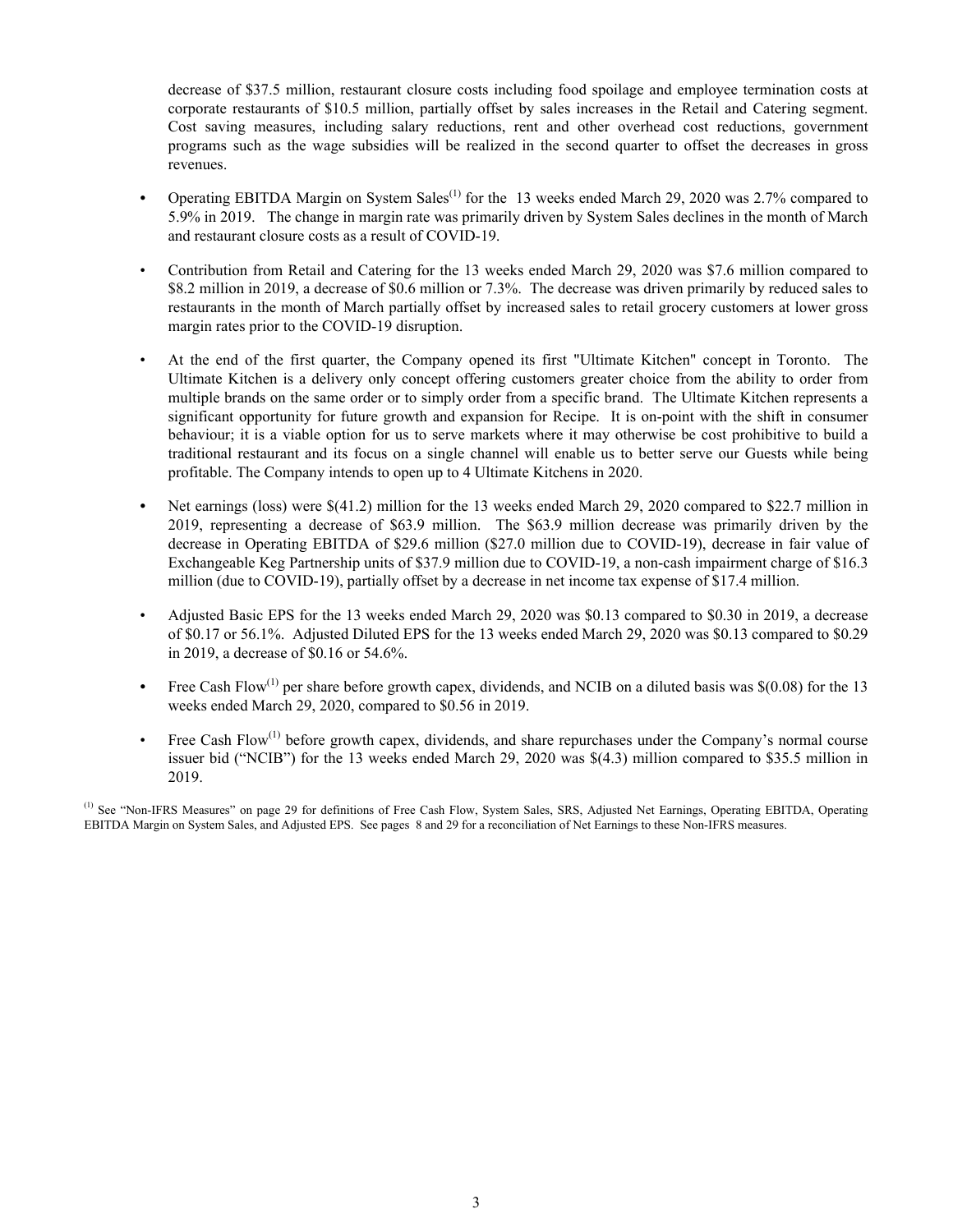decrease of $37.5 million, restaurant closure costs including food spoilage and employee termination costs at corporate restaurants of $10.5 million, partially offset by sales increases in the Retail and Catering segment. Cost saving measures, including salary reductions, rent and other overhead cost reductions, government programs such as the wage subsidies will be realized in the second quarter to offset the decreases in gross revenues.

- Operating EBITDA Margin on System Sales[(1)] for the 13 weeks ended March 29, 2020 was 2.7% compared to 5.9% in 2019. The change in margin rate was primarily driven by System Sales declines in the month of March and restaurant closure costs as a result of COVID-19.

- Contribution from Retail and Catering for the 13 weeks ended March 29, 2020 was $7.6 million compared to $8.2 million in 2019, a decrease of $0.6 million or 7.3%. The decrease was driven primarily by reduced sales to restaurants in the month of March partially offset by increased sales to retail grocery customers at lower gross margin rates prior to the COVID-19 disruption.

- At the end of the first quarter, the Company opened its first "Ultimate Kitchen" concept in Toronto. The Ultimate Kitchen is a delivery only concept offering customers greater choice from the ability to order from multiple brands on the same order or to simply order from a specific brand. The Ultimate Kitchen represents a significant opportunity for future growth and expansion for Recipe. It is on-point with the shift in consumer behaviour; it is a viable option for us to serve markets where it may otherwise be cost prohibitive to build a traditional restaurant and its focus on a single channel will enable us to better serve our Guests while being profitable. The Company intends to open up to 4 Ultimate Kitchens in 2020.

- Net earnings (loss) were $(41.2) million for the 13 weeks ended March 29, 2020 compared to $22.7 million in 2019, representing a decrease of $63.9 million. The $63.9 million decrease was primarily driven by the decrease in Operating EBITDA of $29.6 million ($27.0 million due to COVID-19), decrease in fair value of Exchangeable Keg Partnership units of $37.9 million due to COVID-19, a non-cash impairment charge of $16.3 million (due to COVID-19), partially offset by a decrease in net income tax expense of $17.4 million.

- Adjusted Basic EPS for the 13 weeks ended March 29, 2020 was $0.13 compared to $0.30 in 2019, a decrease of $0.17 or 56.1%. Adjusted Diluted EPS for the 13 weeks ended March 29, 2020 was $0.13 compared to $0.29 in 2019, a decrease of $0.16 or 54.6%.

- Free Cash Flow[(1)] per share before growth capex, dividends, and NCIB on a diluted basis was $(0.08) for the 13 weeks ended March 29, 2020, compared to $0.56 in 2019.

- Free Cash Flow[(1)] before growth capex, dividends, and share repurchases under the Company's normal course issuer bid ("NCIB") for the 13 weeks ended March 29, 2020 was $(4.3) million compared to $35.5 million in 2019.

[(1)] See "Non-IFRS Measures" on page 29 for definitions of Free Cash Flow, System Sales, SRS, Adjusted Net Earnings, Operating EBITDA, Operating EBITDA Margin on System Sales, and Adjusted EPS. See pages 8 and 29 for a reconciliation of Net Earnings to these Non-IFRS measures.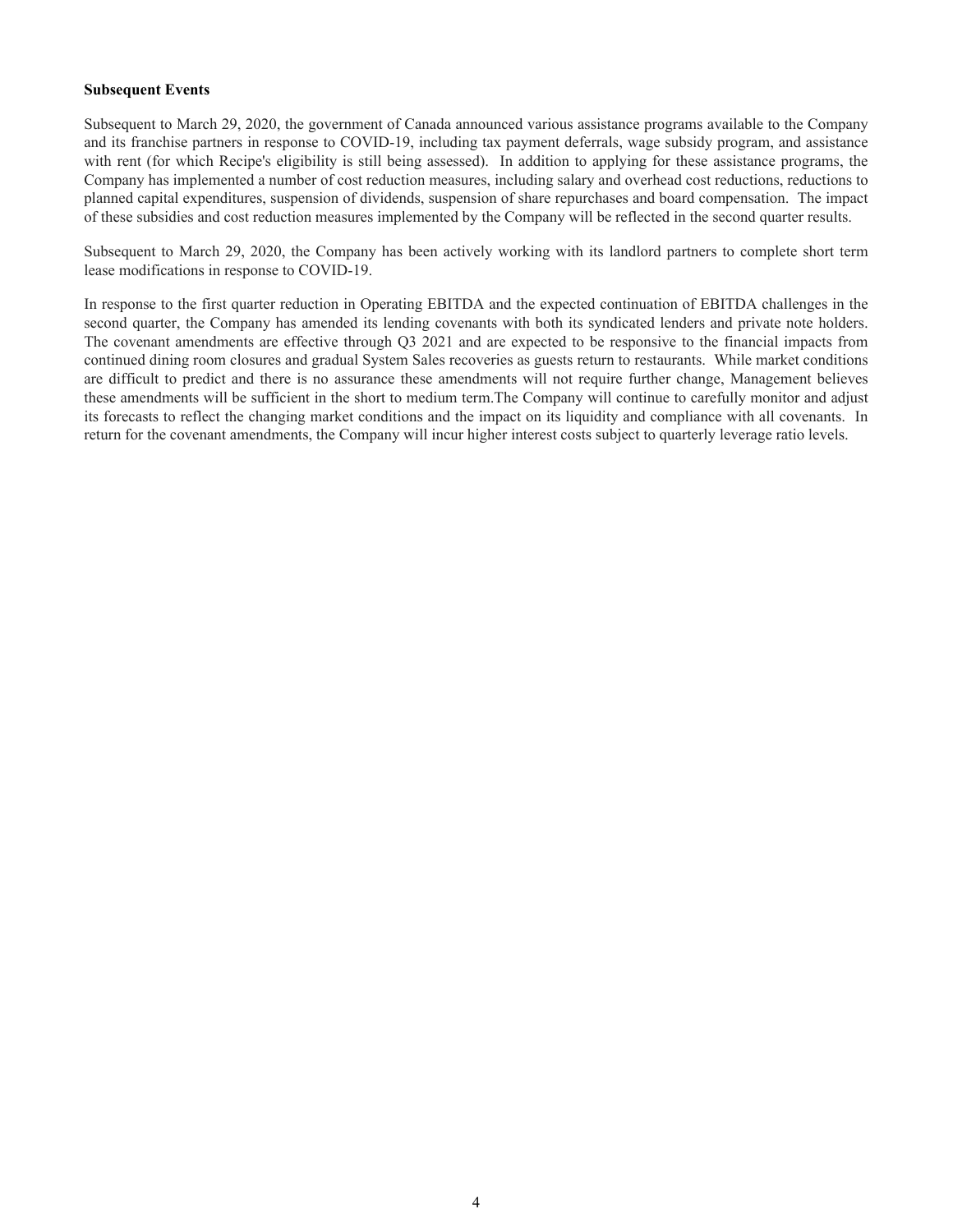**Subsequent Events**

Subsequent to March 29, 2020, the government of Canada announced various assistance programs available to the Company and its franchise partners in response to COVID-19, including tax payment deferrals, wage subsidy program, and assistance with rent (for which Recipe's eligibility is still being assessed). In addition to applying for these assistance programs, the Company has implemented a number of cost reduction measures, including salary and overhead cost reductions, reductions to planned capital expenditures, suspension of dividends, suspension of share repurchases and board compensation. The impact of these subsidies and cost reduction measures implemented by the Company will be reflected in the second quarter results.

Subsequent to March 29, 2020, the Company has been actively working with its landlord partners to complete short term lease modifications in response to COVID-19.

In response to the first quarter reduction in Operating EBITDA and the expected continuation of EBITDA challenges in the second quarter, the Company has amended its lending covenants with both its syndicated lenders and private note holders. The covenant amendments are effective through Q3 2021 and are expected to be responsive to the financial impacts from continued dining room closures and gradual System Sales recoveries as guests return to restaurants. While market conditions are difficult to predict and there is no assurance these amendments will not require further change, Management believes these amendments will be sufficient in the short to medium term.The Company will continue to carefully monitor and adjust its forecasts to reflect the changing market conditions and the impact on its liquidity and compliance with all covenants. In return for the covenant amendments, the Company will incur higher interest costs subject to quarterly leverage ratio levels.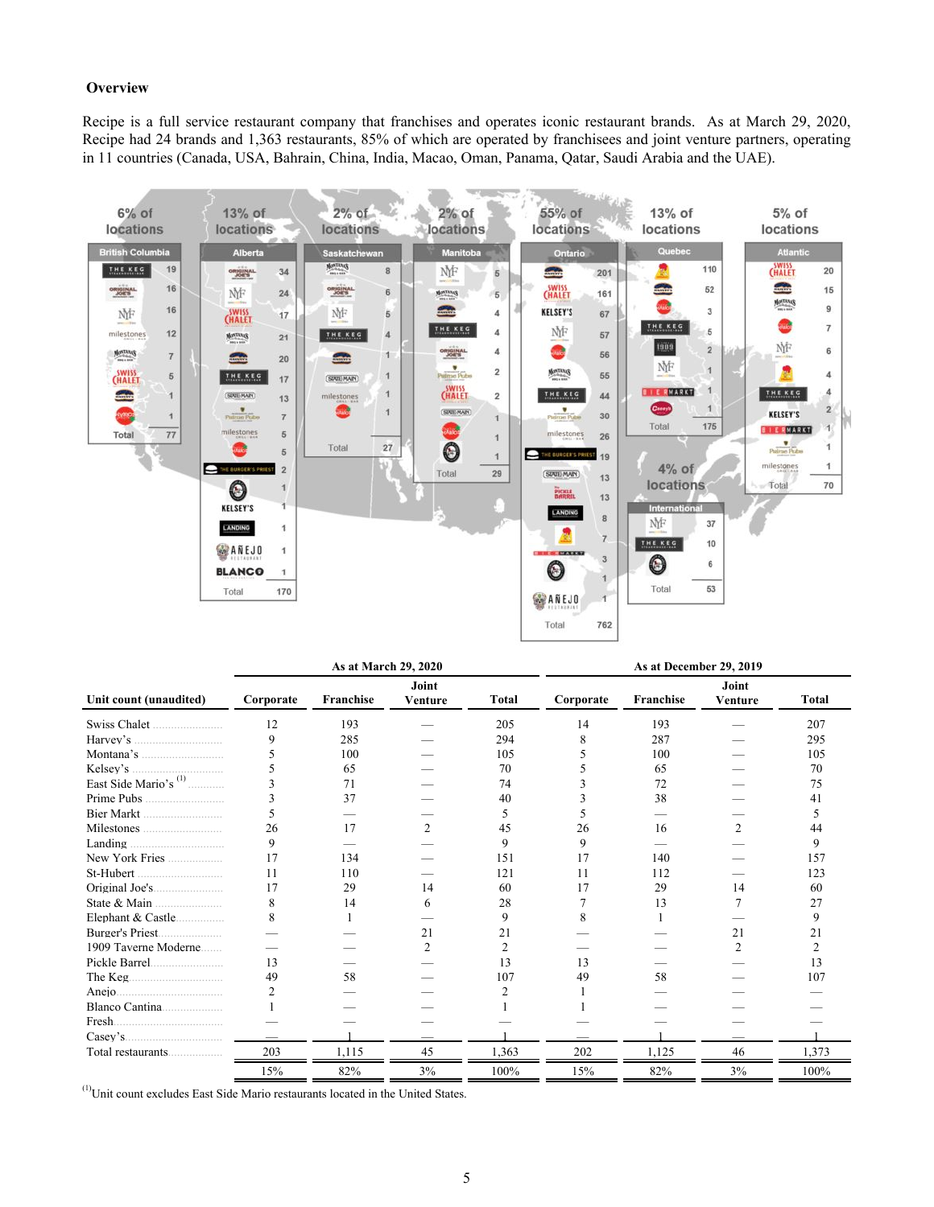## Overview

Recipe is a full service restaurant company that franchises and operates iconic restaurant brands. As at March 29, 2020, Recipe had 24 brands and 1,363 restaurants, 85% of which are operated by franchisees and joint venture partners, operating in 11 countries (Canada, USA, Bahrain, China, India, Macao, Oman, Panama, Qatar, Saudi Arabia and the UAE).

| Region | % of locations | Total |
|---|---|---|
| British Columbia | 6% | 77 |
| Alberta | 13% | 170 |
| Saskatchewan | 2% | 27 |
| Manitoba | 2% | 29 |
| Ontario | 55% | 762 |
| Quebec | 13% | 175 |
| Atlantic | 5% | 70 |
| International | 4% | 53 |

| Unit count (unaudited) | As at March 29, 2020 | | | | As at December 29, 2019 | | | |
|---|---|---|---|---|---|---|---|---|
| | Corporate | Franchise | Joint Venture | Total | Corporate | Franchise | Joint Venture | Total |
| Swiss Chalet | 12 | 193 | — | 205 | 14 | 193 | — | 207 |
| Harvey's | 9 | 285 | — | 294 | 8 | 287 | — | 295 |
| Montana's | 5 | 100 | — | 105 | 5 | 100 | — | 105 |
| Kelsey's | 5 | 65 | — | 70 | 5 | 65 | — | 70 |
| East Side Mario's [(1)] | 3 | 71 | — | 74 | 3 | 72 | — | 75 |
| Prime Pubs | 3 | 37 | — | 40 | 3 | 38 | — | 41 |
| Bier Markt | 5 | — | — | 5 | 5 | — | — | 5 |
| Milestones | 26 | 17 | 2 | 45 | 26 | 16 | 2 | 44 |
| Landing | 9 | — | — | 9 | 9 | — | — | 9 |
| New York Fries | 17 | 134 | — | 151 | 17 | 140 | — | 157 |
| St-Hubert | 11 | 110 | — | 121 | 11 | 112 | — | 123 |
| Original Joe's | 17 | 29 | 14 | 60 | 17 | 29 | 14 | 60 |
| State & Main | 8 | 14 | 6 | 28 | 7 | 13 | 7 | 27 |
| Elephant & Castle | 8 | 1 | — | 9 | 8 | 1 | — | 9 |
| Burger's Priest | — | — | 21 | 21 | — | — | 21 | 21 |
| 1909 Taverne Moderne | — | — | 2 | 2 | — | — | 2 | 2 |
| Pickle Barrel | 13 | — | — | 13 | 13 | — | — | 13 |
| The Keg | 49 | 58 | — | 107 | 49 | 58 | — | 107 |
| Anejo | 2 | — | — | 2 | 1 | — | — | — |
| Blanco Cantina | 1 | — | — | 1 | 1 | — | — | — |
| Fresh | — | — | — | — | — | — | — | — |
| Casey's | — | 1 | — | 1 | — | 1 | — | 1 |
| Total restaurants | 203 | 1,115 | 45 | 1,363 | 202 | 1,125 | 46 | 1,373 |
| | 15% | 82% | 3% | 100% | 15% | 82% | 3% | 100% |

[(1)] Unit count excludes East Side Mario restaurants located in the United States.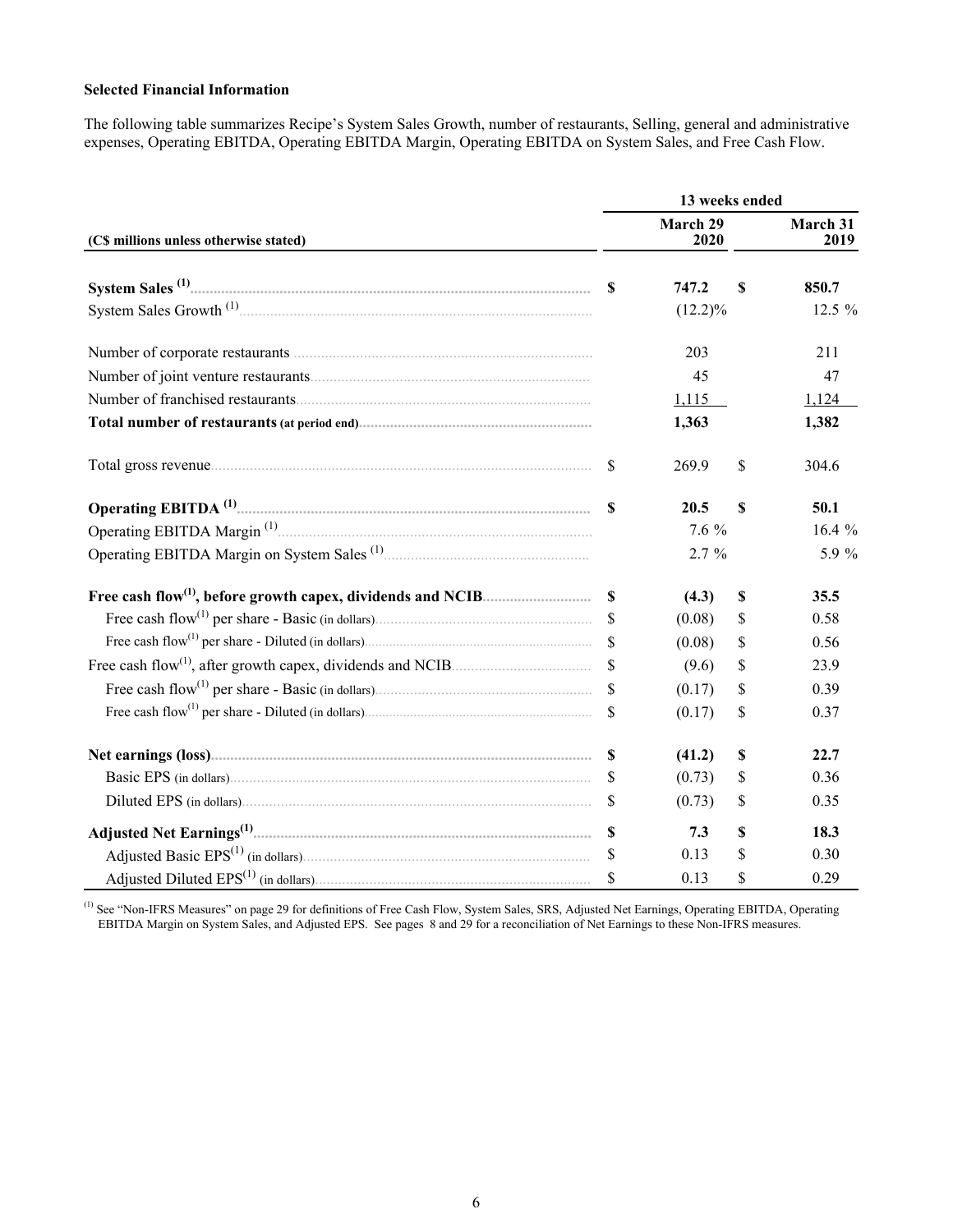**Selected Financial Information**

The following table summarizes Recipe's System Sales Growth, number of restaurants, Selling, general and administrative expenses, Operating EBITDA, Operating EBITDA Margin, Operating EBITDA on System Sales, and Free Cash Flow.

| (C$ millions unless otherwise stated) | 13 weeks ended March 29 2020 | 13 weeks ended March 31 2019 |
|---|---|---|
| **System Sales [(1)]** | **$ 747.2** | **$ 850.7** |
| System Sales Growth [(1)] | (12.2)% | 12.5 % |
| Number of corporate restaurants | 203 | 211 |
| Number of joint venture restaurants | 45 | 47 |
| Number of franchised restaurants | 1,115 | 1,124 |
| **Total number of restaurants (at period end)** | **1,363** | **1,382** |
| Total gross revenue | $ 269.9 | $ 304.6 |
| **Operating EBITDA [(1)]** | **$ 20.5** | **$ 50.1** |
| Operating EBITDA Margin [(1)] | 7.6 % | 16.4 % |
| Operating EBITDA Margin on System Sales [(1)] | 2.7 % | 5.9 % |
| **Free cash flow[(1)], before growth capex, dividends and NCIB** | **$ (4.3)** | **$ 35.5** |
| Free cash flow[(1)] per share - Basic (in dollars) | $ (0.08) | $ 0.58 |
| Free cash flow[(1)] per share - Diluted (in dollars) | $ (0.08) | $ 0.56 |
| Free cash flow[(1)], after growth capex, dividends and NCIB | $ (9.6) | $ 23.9 |
| Free cash flow[(1)] per share - Basic (in dollars) | $ (0.17) | $ 0.39 |
| Free cash flow[(1)] per share - Diluted (in dollars) | $ (0.17) | $ 0.37 |
| **Net earnings (loss)** | **$ (41.2)** | **$ 22.7** |
| Basic EPS (in dollars) | $ (0.73) | $ 0.36 |
| Diluted EPS (in dollars) | $ (0.73) | $ 0.35 |
| **Adjusted Net Earnings[(1)]** | **$ 7.3** | **$ 18.3** |
| Adjusted Basic EPS[(1)] (in dollars) | $ 0.13 | $ 0.30 |
| Adjusted Diluted EPS[(1)] (in dollars) | $ 0.13 | $ 0.29 |

[(1)] See "Non-IFRS Measures" on page 29 for definitions of Free Cash Flow, System Sales, SRS, Adjusted Net Earnings, Operating EBITDA, Operating EBITDA Margin on System Sales, and Adjusted EPS. See pages 8 and 29 for a reconciliation of Net Earnings to these Non-IFRS measures.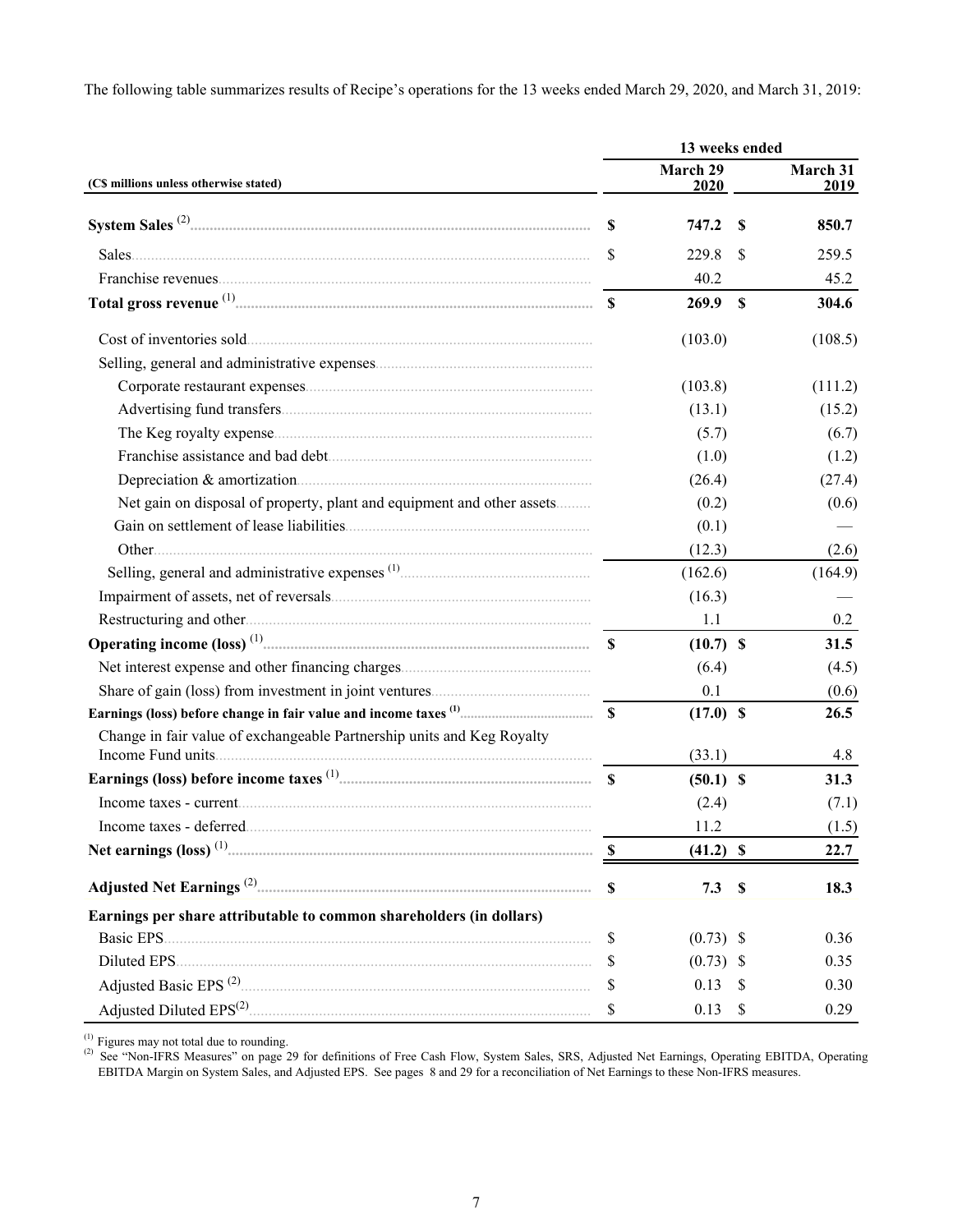The following table summarizes results of Recipe's operations for the 13 weeks ended March 29, 2020, and March 31, 2019:

| (C$ millions unless otherwise stated) | 13 weeks ended March 29 2020 | 13 weeks ended March 31 2019 |
|---|---|---|
| **System Sales** [2] | **$ 747.2** | **$ 850.7** |
| Sales | $ 229.8 | $ 259.5 |
| Franchise revenues | 40.2 | 45.2 |
| **Total gross revenue** [1] | **$ 269.9** | **$ 304.6** |
| Cost of inventories sold | (103.0) | (108.5) |
| Selling, general and administrative expenses | | |
| Corporate restaurant expenses | (103.8) | (111.2) |
| Advertising fund transfers | (13.1) | (15.2) |
| The Keg royalty expense | (5.7) | (6.7) |
| Franchise assistance and bad debt | (1.0) | (1.2) |
| Depreciation & amortization | (26.4) | (27.4) |
| Net gain on disposal of property, plant and equipment and other assets | (0.2) | (0.6) |
| Gain on settlement of lease liabilities | (0.1) | — |
| Other | (12.3) | (2.6) |
| Selling, general and administrative expenses [1] | (162.6) | (164.9) |
| Impairment of assets, net of reversals | (16.3) | — |
| Restructuring and other | 1.1 | 0.2 |
| **Operating income (loss)** [1] | **$ (10.7)** | **$ 31.5** |
| Net interest expense and other financing charges | (6.4) | (4.5) |
| Share of gain (loss) from investment in joint ventures | 0.1 | (0.6) |
| **Earnings (loss) before change in fair value and income taxes** [1] | **$ (17.0)** | **$ 26.5** |
| Change in fair value of exchangeable Partnership units and Keg Royalty Income Fund units | (33.1) | 4.8 |
| **Earnings (loss) before income taxes** [1] | **$ (50.1)** | **$ 31.3** |
| Income taxes - current | (2.4) | (7.1) |
| Income taxes - deferred | 11.2 | (1.5) |
| **Net earnings (loss)** [1] | **$ (41.2)** | **$ 22.7** |
| **Adjusted Net Earnings** [2] | **$ 7.3** | **$ 18.3** |
| **Earnings per share attributable to common shareholders (in dollars)** | | |
| Basic EPS | $ (0.73) | $ 0.36 |
| Diluted EPS | $ (0.73) | $ 0.35 |
| Adjusted Basic EPS [2] | $ 0.13 | $ 0.30 |
| Adjusted Diluted EPS[2] | $ 0.13 | $ 0.29 |

[1] Figures may not total due to rounding.
[2] See "Non-IFRS Measures" on page 29 for definitions of Free Cash Flow, System Sales, SRS, Adjusted Net Earnings, Operating EBITDA, Operating EBITDA Margin on System Sales, and Adjusted EPS. See pages 8 and 29 for a reconciliation of Net Earnings to these Non-IFRS measures.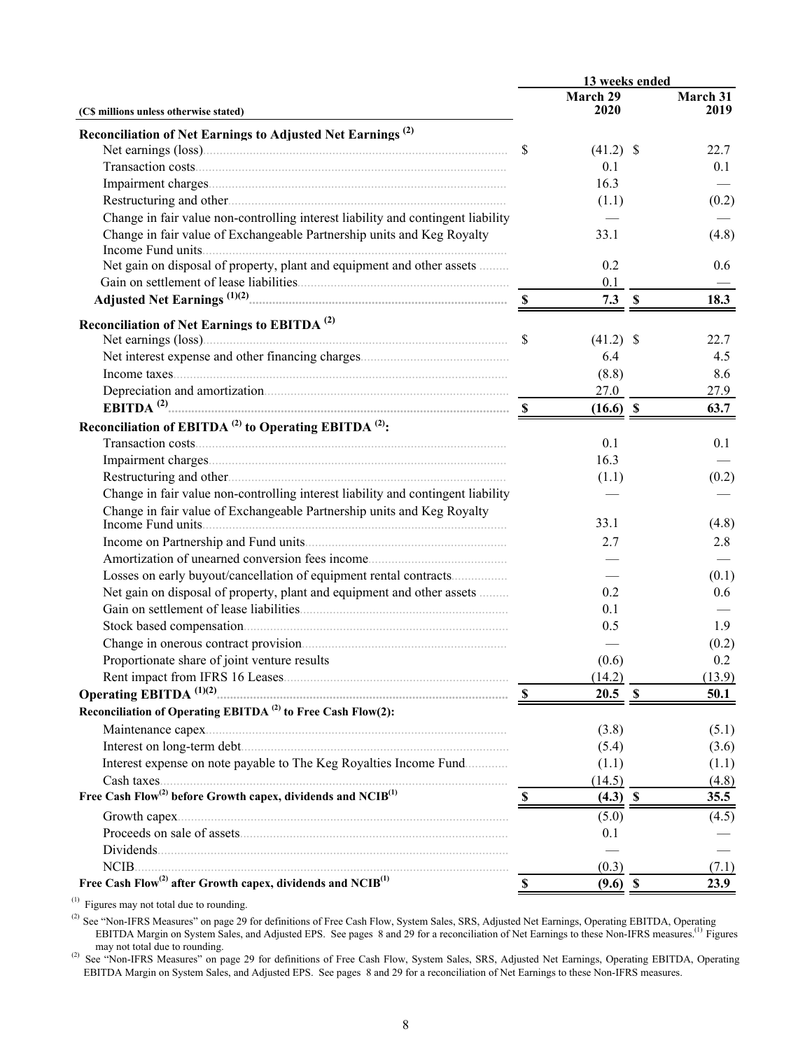| (C$ millions unless otherwise stated) | 13 weeks ended March 29 2020 | March 31 2019 |
|---|---|---|
| **Reconciliation of Net Earnings to Adjusted Net Earnings [(2)]** | | |
| Net earnings (loss) | $ (41.2) | $ 22.7 |
| Transaction costs | 0.1 | 0.1 |
| Impairment charges | 16.3 | — |
| Restructuring and other | (1.1) | (0.2) |
| Change in fair value non-controlling interest liability and contingent liability | — | — |
| Change in fair value of Exchangeable Partnership units and Keg Royalty Income Fund units | 33.1 | (4.8) |
| Net gain on disposal of property, plant and equipment and other assets | 0.2 | 0.6 |
| Gain on settlement of lease liabilities | 0.1 | — |
| **Adjusted Net Earnings [(1)(2)]** | **$ 7.3** | **$ 18.3** |
| **Reconciliation of Net Earnings to EBITDA [(2)]** | | |
| Net earnings (loss) | $ (41.2) | $ 22.7 |
| Net interest expense and other financing charges | 6.4 | 4.5 |
| Income taxes | (8.8) | 8.6 |
| Depreciation and amortization | 27.0 | 27.9 |
| **EBITDA [(2)]** | **$ (16.6)** | **$ 63.7** |
| **Reconciliation of EBITDA [(2)] to Operating EBITDA [(2)]:** | | |
| Transaction costs | 0.1 | 0.1 |
| Impairment charges | 16.3 | — |
| Restructuring and other | (1.1) | (0.2) |
| Change in fair value non-controlling interest liability and contingent liability | — | — |
| Change in fair value of Exchangeable Partnership units and Keg Royalty Income Fund units | 33.1 | (4.8) |
| Income on Partnership and Fund units | 2.7 | 2.8 |
| Amortization of unearned conversion fees income | — | — |
| Losses on early buyout/cancellation of equipment rental contracts | — | (0.1) |
| Net gain on disposal of property, plant and equipment and other assets | 0.2 | 0.6 |
| Gain on settlement of lease liabilities | 0.1 | — |
| Stock based compensation | 0.5 | 1.9 |
| Change in onerous contract provision | — | (0.2) |
| Proportionate share of joint venture results | (0.6) | 0.2 |
| Rent impact from IFRS 16 Leases | (14.2) | (13.9) |
| **Operating EBITDA [(1)(2)]** | **$ 20.5** | **$ 50.1** |
| **Reconciliation of Operating EBITDA [(2)] to Free Cash Flow(2):** | | |
| Maintenance capex | (3.8) | (5.1) |
| Interest on long-term debt | (5.4) | (3.6) |
| Interest expense on note payable to The Keg Royalties Income Fund | (1.1) | (1.1) |
| Cash taxes | (14.5) | (4.8) |
| **Free Cash Flow[(2)] before Growth capex, dividends and NCIB[(1)]** | **$ (4.3)** | **$ 35.5** |
| Growth capex | (5.0) | (4.5) |
| Proceeds on sale of assets | 0.1 | — |
| Dividends | — | — |
| NCIB | (0.3) | (7.1) |
| **Free Cash Flow[(2)] after Growth capex, dividends and NCIB[(1)]** | **$ (9.6)** | **$ 23.9** |

(1) Figures may not total due to rounding.

(2) See "Non-IFRS Measures" on page 29 for definitions of Free Cash Flow, System Sales, SRS, Adjusted Net Earnings, Operating EBITDA, Operating EBITDA Margin on System Sales, and Adjusted EPS. See pages 8 and 29 for a reconciliation of Net Earnings to these Non-IFRS measures.[(1)] Figures may not total due to rounding.

(2) See "Non-IFRS Measures" on page 29 for definitions of Free Cash Flow, System Sales, SRS, Adjusted Net Earnings, Operating EBITDA, Operating EBITDA Margin on System Sales, and Adjusted EPS. See pages 8 and 29 for a reconciliation of Net Earnings to these Non-IFRS measures.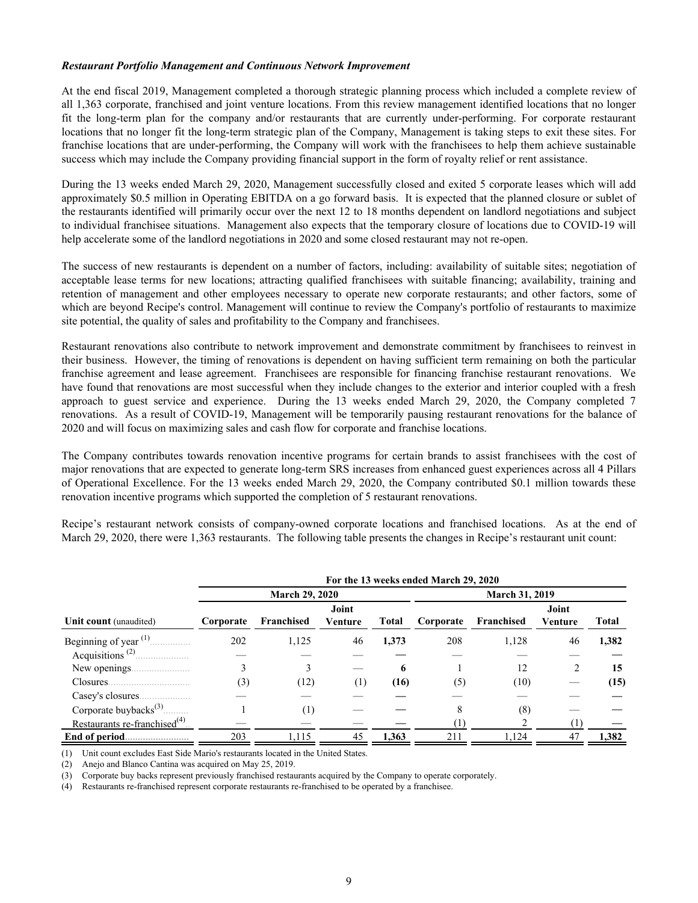***Restaurant Portfolio Management and Continuous Network Improvement***

At the end fiscal 2019, Management completed a thorough strategic planning process which included a complete review of all 1,363 corporate, franchised and joint venture locations. From this review management identified locations that no longer fit the long-term plan for the company and/or restaurants that are currently under-performing. For corporate restaurant locations that no longer fit the long-term strategic plan of the Company, Management is taking steps to exit these sites. For franchise locations that are under-performing, the Company will work with the franchisees to help them achieve sustainable success which may include the Company providing financial support in the form of royalty relief or rent assistance.

During the 13 weeks ended March 29, 2020, Management successfully closed and exited 5 corporate leases which will add approximately $0.5 million in Operating EBITDA on a go forward basis. It is expected that the planned closure or sublet of the restaurants identified will primarily occur over the next 12 to 18 months dependent on landlord negotiations and subject to individual franchisee situations. Management also expects that the temporary closure of locations due to COVID-19 will help accelerate some of the landlord negotiations in 2020 and some closed restaurant may not re-open.

The success of new restaurants is dependent on a number of factors, including: availability of suitable sites; negotiation of acceptable lease terms for new locations; attracting qualified franchisees with suitable financing; availability, training and retention of management and other employees necessary to operate new corporate restaurants; and other factors, some of which are beyond Recipe's control. Management will continue to review the Company's portfolio of restaurants to maximize site potential, the quality of sales and profitability to the Company and franchisees.

Restaurant renovations also contribute to network improvement and demonstrate commitment by franchisees to reinvest in their business. However, the timing of renovations is dependent on having sufficient term remaining on both the particular franchise agreement and lease agreement. Franchisees are responsible for financing franchise restaurant renovations. We have found that renovations are most successful when they include changes to the exterior and interior coupled with a fresh approach to guest service and experience. During the 13 weeks ended March 29, 2020, the Company completed 7 renovations. As a result of COVID-19, Management will be temporarily pausing restaurant renovations for the balance of 2020 and will focus on maximizing sales and cash flow for corporate and franchise locations.

The Company contributes towards renovation incentive programs for certain brands to assist franchisees with the cost of major renovations that are expected to generate long-term SRS increases from enhanced guest experiences across all 4 Pillars of Operational Excellence. For the 13 weeks ended March 29, 2020, the Company contributed $0.1 million towards these renovation incentive programs which supported the completion of 5 restaurant renovations.

Recipe's restaurant network consists of company-owned corporate locations and franchised locations. As at the end of March 29, 2020, there were 1,363 restaurants. The following table presents the changes in Recipe's restaurant unit count:

| | For the 13 weeks ended March 29, 2020 | | | | | | | |
|---|---|---|---|---|---|---|---|---|
| | March 29, 2020 | | | | March 31, 2019 | | | |
| **Unit count** (unaudited) | **Corporate** | **Franchised** | **Joint Venture** | **Total** | **Corporate** | **Franchised** | **Joint Venture** | **Total** |
| Beginning of year [(1)] | 202 | 1,125 | 46 | **1,373** | 208 | 1,128 | 46 | **1,382** |
| Acquisitions [(2)] | — | — | — | **—** | — | — | — | **—** |
| New openings | 3 | 3 | — | **6** | 1 | 12 | 2 | **15** |
| Closures | (3) | (12) | (1) | **(16)** | (5) | (10) | — | **(15)** |
| Casey's closures | — | — | — | **—** | — | — | — | **—** |
| Corporate buybacks[(3)] | 1 | (1) | — | **—** | 8 | (8) | — | **—** |
| Restaurants re-franchised[(4)] | — | — | — | **—** | (1) | 2 | (1) | **—** |
| **End of period** | 203 | 1,115 | 45 | **1,363** | 211 | 1,124 | 47 | **1,382** |

(1) Unit count excludes East Side Mario's restaurants located in the United States.
(2) Anejo and Blanco Cantina was acquired on May 25, 2019.
(3) Corporate buy backs represent previously franchised restaurants acquired by the Company to operate corporately.
(4) Restaurants re-franchised represent corporate restaurants re-franchised to be operated by a franchisee.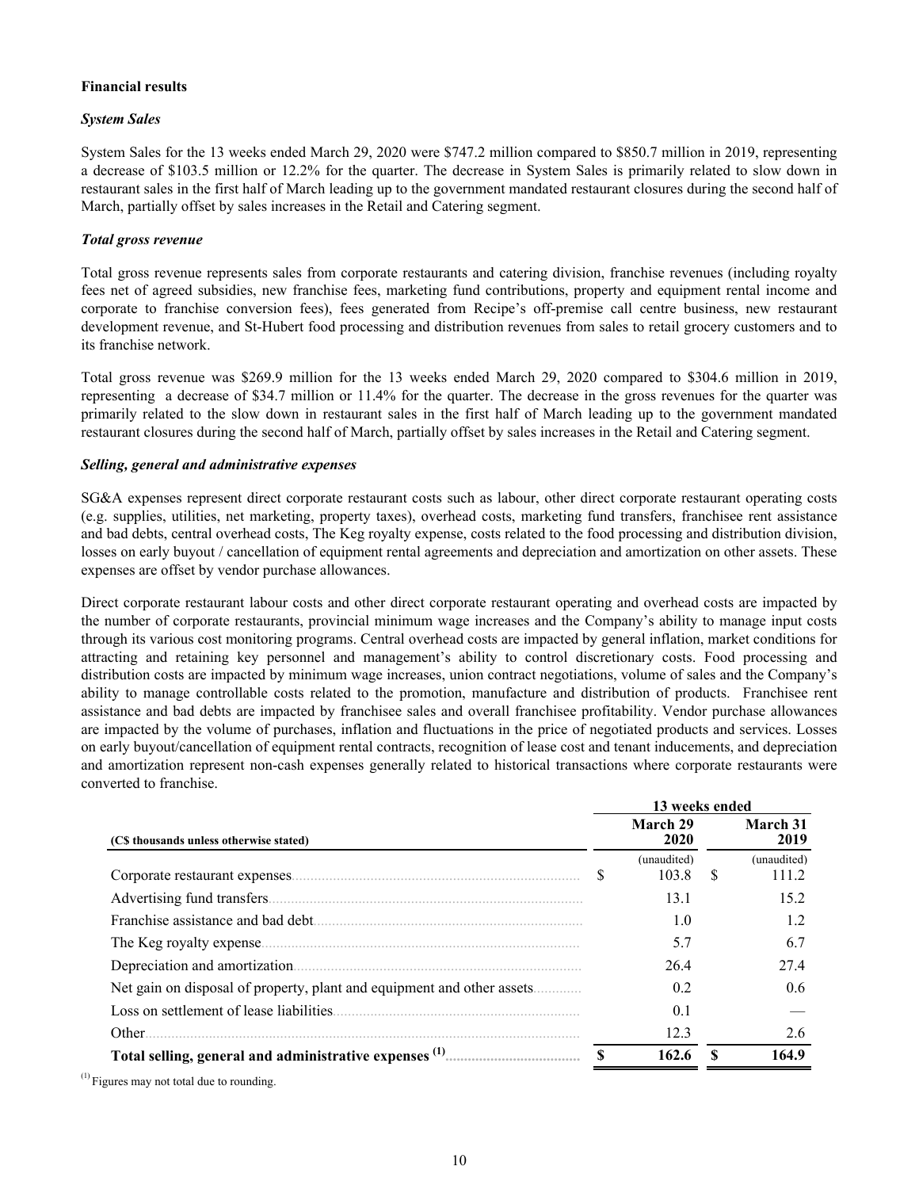**Financial results**

***System Sales***

System Sales for the 13 weeks ended March 29, 2020 were $747.2 million compared to $850.7 million in 2019, representing a decrease of $103.5 million or 12.2% for the quarter. The decrease in System Sales is primarily related to slow down in restaurant sales in the first half of March leading up to the government mandated restaurant closures during the second half of March, partially offset by sales increases in the Retail and Catering segment.

***Total gross revenue***

Total gross revenue represents sales from corporate restaurants and catering division, franchise revenues (including royalty fees net of agreed subsidies, new franchise fees, marketing fund contributions, property and equipment rental income and corporate to franchise conversion fees), fees generated from Recipe's off-premise call centre business, new restaurant development revenue, and St-Hubert food processing and distribution revenues from sales to retail grocery customers and to its franchise network.

Total gross revenue was $269.9 million for the 13 weeks ended March 29, 2020 compared to $304.6 million in 2019, representing a decrease of $34.7 million or 11.4% for the quarter. The decrease in the gross revenues for the quarter was primarily related to the slow down in restaurant sales in the first half of March leading up to the government mandated restaurant closures during the second half of March, partially offset by sales increases in the Retail and Catering segment.

***Selling, general and administrative expenses***

SG&A expenses represent direct corporate restaurant costs such as labour, other direct corporate restaurant operating costs (e.g. supplies, utilities, net marketing, property taxes), overhead costs, marketing fund transfers, franchisee rent assistance and bad debts, central overhead costs, The Keg royalty expense, costs related to the food processing and distribution division, losses on early buyout / cancellation of equipment rental agreements and depreciation and amortization on other assets. These expenses are offset by vendor purchase allowances.

Direct corporate restaurant labour costs and other direct corporate restaurant operating and overhead costs are impacted by the number of corporate restaurants, provincial minimum wage increases and the Company's ability to manage input costs through its various cost monitoring programs. Central overhead costs are impacted by general inflation, market conditions for attracting and retaining key personnel and management's ability to control discretionary costs. Food processing and distribution costs are impacted by minimum wage increases, union contract negotiations, volume of sales and the Company's ability to manage controllable costs related to the promotion, manufacture and distribution of products. Franchisee rent assistance and bad debts are impacted by franchisee sales and overall franchisee profitability. Vendor purchase allowances are impacted by the volume of purchases, inflation and fluctuations in the price of negotiated products and services. Losses on early buyout/cancellation of equipment rental contracts, recognition of lease cost and tenant inducements, and depreciation and amortization represent non-cash expenses generally related to historical transactions where corporate restaurants were converted to franchise.

| | 13 weeks ended | |
|---|---|---|
| **(C$ thousands unless otherwise stated)** | **March 29 2020** | **March 31 2019** |
| | (unaudited) | (unaudited) |
| Corporate restaurant expenses | $ 103.8 | $ 111.2 |
| Advertising fund transfers | 13.1 | 15.2 |
| Franchise assistance and bad debt | 1.0 | 1.2 |
| The Keg royalty expense | 5.7 | 6.7 |
| Depreciation and amortization | 26.4 | 27.4 |
| Net gain on disposal of property, plant and equipment and other assets | 0.2 | 0.6 |
| Loss on settlement of lease liabilities | 0.1 | — |
| Other | 12.3 | 2.6 |
| **Total selling, general and administrative expenses [(1)]** | **$ 162.6** | **$ 164.9** |

[(1)] Figures may not total due to rounding.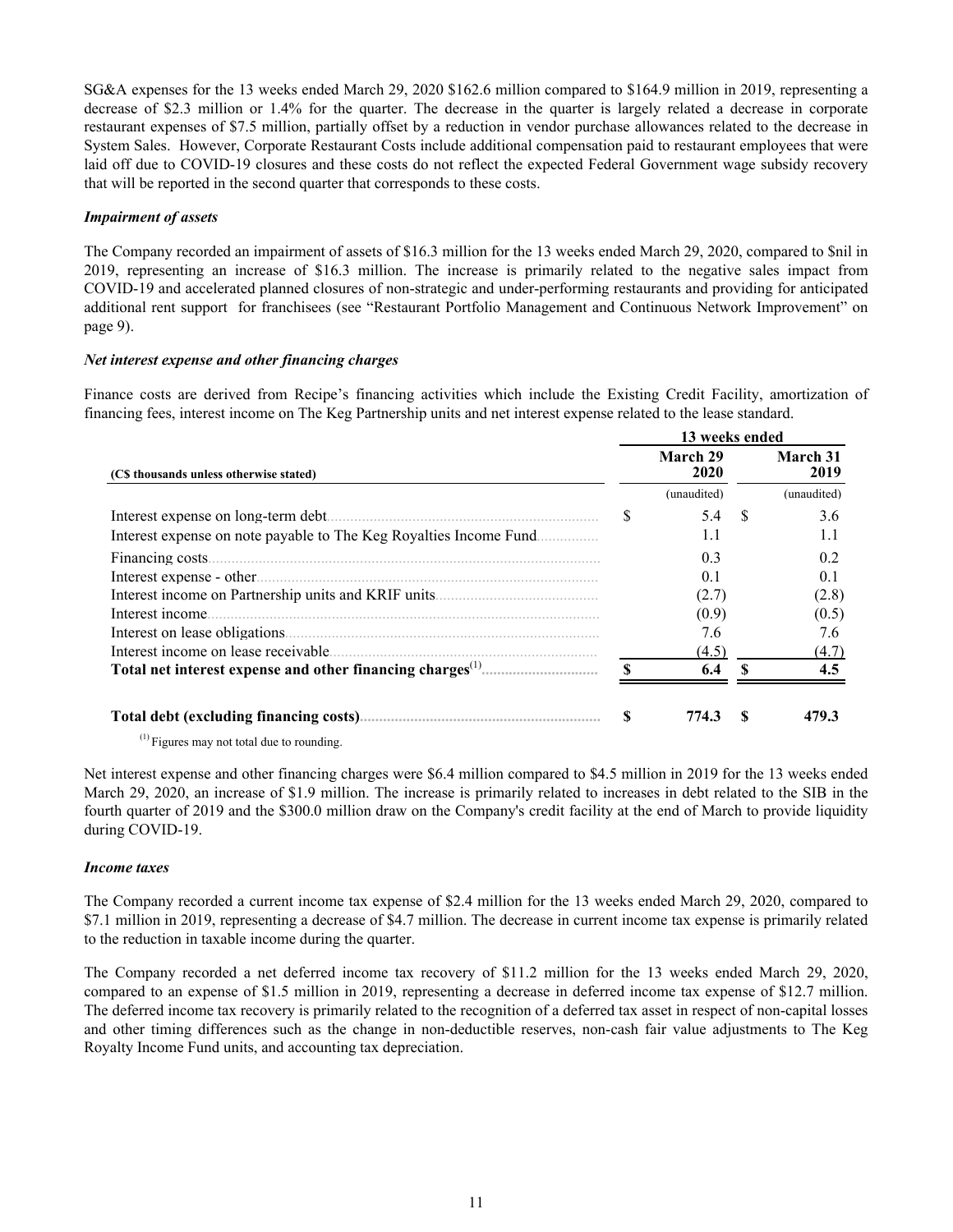SG&A expenses for the 13 weeks ended March 29, 2020 $162.6 million compared to $164.9 million in 2019, representing a decrease of $2.3 million or 1.4% for the quarter. The decrease in the quarter is largely related a decrease in corporate restaurant expenses of $7.5 million, partially offset by a reduction in vendor purchase allowances related to the decrease in System Sales. However, Corporate Restaurant Costs include additional compensation paid to restaurant employees that were laid off due to COVID-19 closures and these costs do not reflect the expected Federal Government wage subsidy recovery that will be reported in the second quarter that corresponds to these costs.

***Impairment of assets***

The Company recorded an impairment of assets of $16.3 million for the 13 weeks ended March 29, 2020, compared to $nil in 2019, representing an increase of $16.3 million. The increase is primarily related to the negative sales impact from COVID-19 and accelerated planned closures of non-strategic and under-performing restaurants and providing for anticipated additional rent support for franchisees (see "Restaurant Portfolio Management and Continuous Network Improvement" on page 9).

***Net interest expense and other financing charges***

Finance costs are derived from Recipe's financing activities which include the Existing Credit Facility, amortization of financing fees, interest income on The Keg Partnership units and net interest expense related to the lease standard.

| | 13 weeks ended | |
|---|---|---|
| **(C$ thousands unless otherwise stated)** | **March 29 2020** | **March 31 2019** |
| | (unaudited) | (unaudited) |
| Interest expense on long-term debt | $ 5.4 | $ 3.6 |
| Interest expense on note payable to The Keg Royalties Income Fund | 1.1 | 1.1 |
| Financing costs | 0.3 | 0.2 |
| Interest expense - other | 0.1 | 0.1 |
| Interest income on Partnership units and KRIF units | (2.7) | (2.8) |
| Interest income | (0.9) | (0.5) |
| Interest on lease obligations | 7.6 | 7.6 |
| Interest income on lease receivable | (4.5) | (4.7) |
| **Total net interest expense and other financing charges[1]** | **$ 6.4** | **$ 4.5** |
| | | |
| **Total debt (excluding financing costs)** | **$ 774.3** | **$ 479.3** |

[1] Figures may not total due to rounding.

Net interest expense and other financing charges were $6.4 million compared to $4.5 million in 2019 for the 13 weeks ended March 29, 2020, an increase of $1.9 million. The increase is primarily related to increases in debt related to the SIB in the fourth quarter of 2019 and the $300.0 million draw on the Company's credit facility at the end of March to provide liquidity during COVID-19.

***Income taxes***

The Company recorded a current income tax expense of $2.4 million for the 13 weeks ended March 29, 2020, compared to $7.1 million in 2019, representing a decrease of $4.7 million. The decrease in current income tax expense is primarily related to the reduction in taxable income during the quarter.

The Company recorded a net deferred income tax recovery of $11.2 million for the 13 weeks ended March 29, 2020, compared to an expense of $1.5 million in 2019, representing a decrease in deferred income tax expense of $12.7 million. The deferred income tax recovery is primarily related to the recognition of a deferred tax asset in respect of non-capital losses and other timing differences such as the change in non-deductible reserves, non-cash fair value adjustments to The Keg Royalty Income Fund units, and accounting tax depreciation.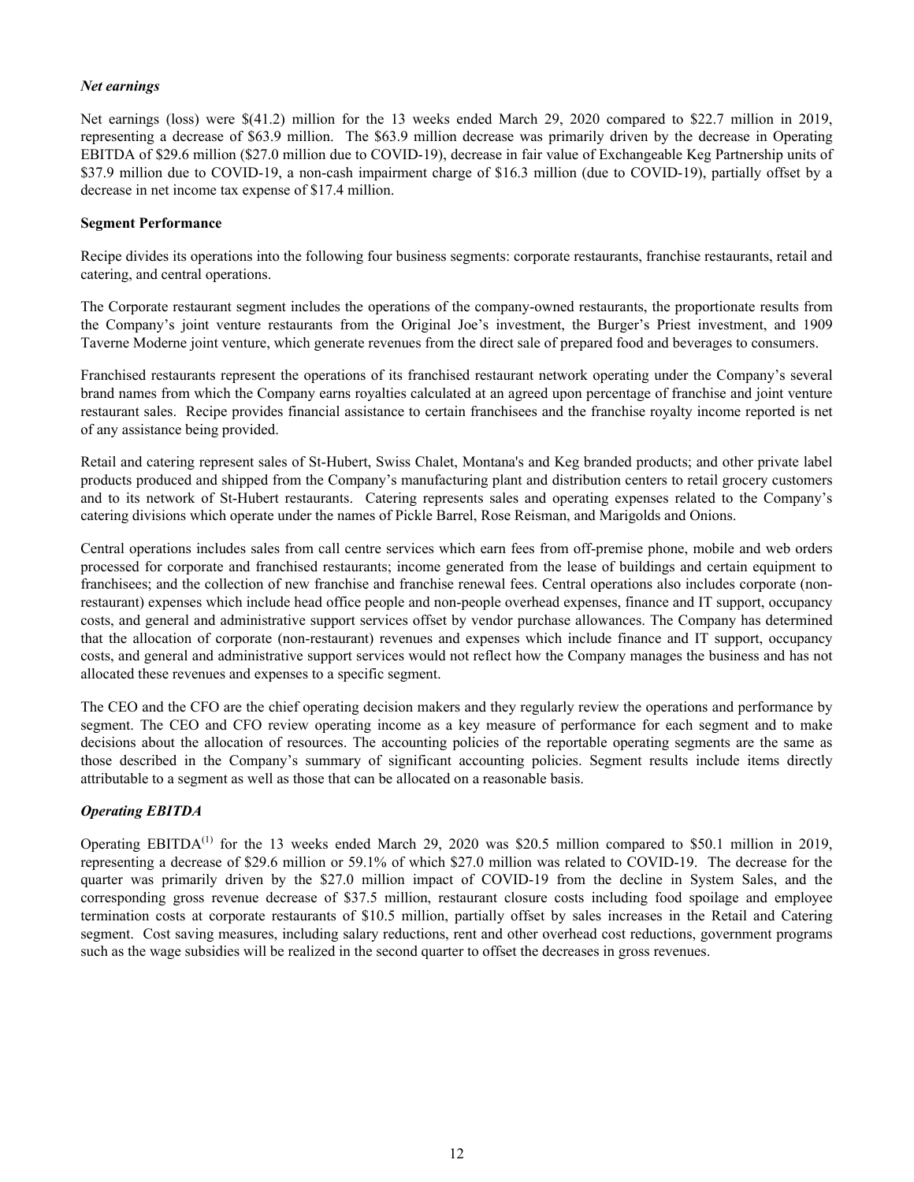*Net earnings*

Net earnings (loss) were $(41.2) million for the 13 weeks ended March 29, 2020 compared to $22.7 million in 2019, representing a decrease of $63.9 million. The $63.9 million decrease was primarily driven by the decrease in Operating EBITDA of $29.6 million ($27.0 million due to COVID-19), decrease in fair value of Exchangeable Keg Partnership units of $37.9 million due to COVID-19, a non-cash impairment charge of $16.3 million (due to COVID-19), partially offset by a decrease in net income tax expense of $17.4 million.

**Segment Performance**

Recipe divides its operations into the following four business segments: corporate restaurants, franchise restaurants, retail and catering, and central operations.

The Corporate restaurant segment includes the operations of the company-owned restaurants, the proportionate results from the Company's joint venture restaurants from the Original Joe's investment, the Burger's Priest investment, and 1909 Taverne Moderne joint venture, which generate revenues from the direct sale of prepared food and beverages to consumers.

Franchised restaurants represent the operations of its franchised restaurant network operating under the Company's several brand names from which the Company earns royalties calculated at an agreed upon percentage of franchise and joint venture restaurant sales. Recipe provides financial assistance to certain franchisees and the franchise royalty income reported is net of any assistance being provided.

Retail and catering represent sales of St-Hubert, Swiss Chalet, Montana's and Keg branded products; and other private label products produced and shipped from the Company's manufacturing plant and distribution centers to retail grocery customers and to its network of St-Hubert restaurants. Catering represents sales and operating expenses related to the Company's catering divisions which operate under the names of Pickle Barrel, Rose Reisman, and Marigolds and Onions.

Central operations includes sales from call centre services which earn fees from off-premise phone, mobile and web orders processed for corporate and franchised restaurants; income generated from the lease of buildings and certain equipment to franchisees; and the collection of new franchise and franchise renewal fees. Central operations also includes corporate (non-restaurant) expenses which include head office people and non-people overhead expenses, finance and IT support, occupancy costs, and general and administrative support services offset by vendor purchase allowances. The Company has determined that the allocation of corporate (non-restaurant) revenues and expenses which include finance and IT support, occupancy costs, and general and administrative support services would not reflect how the Company manages the business and has not allocated these revenues and expenses to a specific segment.

The CEO and the CFO are the chief operating decision makers and they regularly review the operations and performance by segment. The CEO and CFO review operating income as a key measure of performance for each segment and to make decisions about the allocation of resources. The accounting policies of the reportable operating segments are the same as those described in the Company's summary of significant accounting policies. Segment results include items directly attributable to a segment as well as those that can be allocated on a reasonable basis.

***Operating EBITDA***

Operating EBITDA[(1)] for the 13 weeks ended March 29, 2020 was $20.5 million compared to $50.1 million in 2019, representing a decrease of $29.6 million or 59.1% of which $27.0 million was related to COVID-19. The decrease for the quarter was primarily driven by the $27.0 million impact of COVID-19 from the decline in System Sales, and the corresponding gross revenue decrease of $37.5 million, restaurant closure costs including food spoilage and employee termination costs at corporate restaurants of $10.5 million, partially offset by sales increases in the Retail and Catering segment. Cost saving measures, including salary reductions, rent and other overhead cost reductions, government programs such as the wage subsidies will be realized in the second quarter to offset the decreases in gross revenues.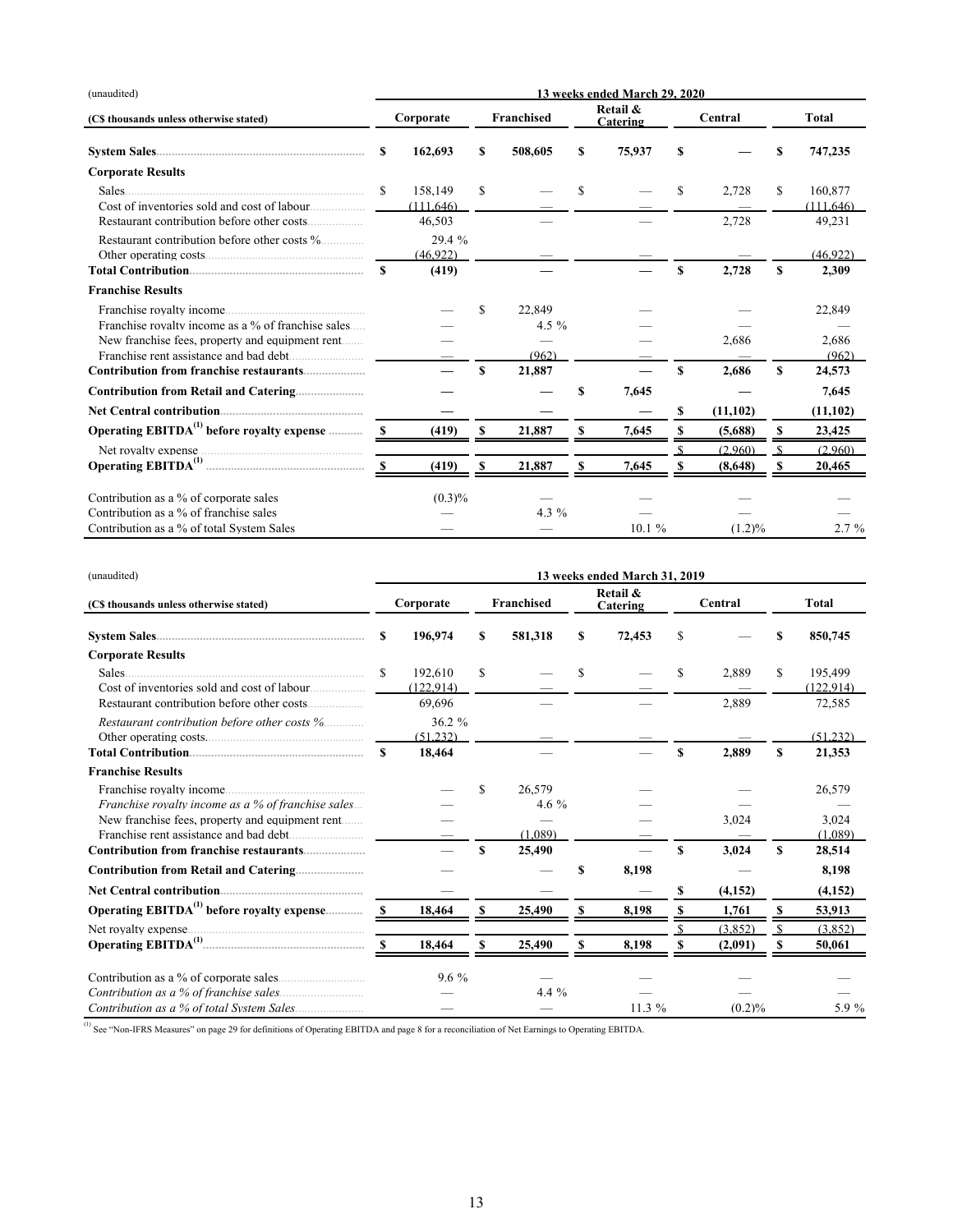| (unaudited) | 13 weeks ended March 29, 2020 | | | | |
|---|---|---|---|---|---|
| **(C$ thousands unless otherwise stated)** | **Corporate** | **Franchised** | **Retail & Catering** | **Central** | **Total** |
| **System Sales** | **$ 162,693** | **$ 508,605** | **$ 75,937** | **$ —** | **$ 747,235** |
| **Corporate Results** | | | | | |
| Sales | $ 158,149 | $ — | $ — | $ 2,728 | $ 160,877 |
| Cost of inventories sold and cost of labour | (111,646) | — | — | — | (111,646) |
| Restaurant contribution before other costs | 46,503 | — | — | 2,728 | 49,231 |
| Restaurant contribution before other costs % | 29.4 % | | | | |
| Other operating costs | (46,922) | — | — | — | (46,922) |
| **Total Contribution** | **$ (419)** | — | — | **$ 2,728** | **$ 2,309** |
| **Franchise Results** | | | | | |
| Franchise royalty income | — | $ 22,849 | — | — | 22,849 |
| Franchise royalty income as a % of franchise sales | — | 4.5 % | — | — | — |
| New franchise fees, property and equipment rent | — | — | — | 2,686 | 2,686 |
| Franchise rent assistance and bad debt | — | (962) | — | — | (962) |
| **Contribution from franchise restaurants** | — | **$ 21,887** | — | **$ 2,686** | **$ 24,573** |
| **Contribution from Retail and Catering** | — | — | **$ 7,645** | — | **7,645** |
| **Net Central contribution** | — | — | — | **$ (11,102)** | **(11,102)** |
| **Operating EBITDA[1] before royalty expense** | **$ (419)** | **$ 21,887** | **$ 7,645** | **$ (5,688)** | **$ 23,425** |
| Net royalty expense | | | | $ (2,960) | $ (2,960) |
| **Operating EBITDA[1]** | **$ (419)** | **$ 21,887** | **$ 7,645** | **$ (8,648)** | **$ 20,465** |
| Contribution as a % of corporate sales | (0.3)% | — | — | — | — |
| Contribution as a % of franchise sales | — | 4.3 % | — | — | — |
| Contribution as a % of total System Sales | — | — | 10.1 % | (1.2)% | 2.7 % |

| (unaudited) | 13 weeks ended March 31, 2019 | | | | |
|---|---|---|---|---|---|
| **(C$ thousands unless otherwise stated)** | **Corporate** | **Franchised** | **Retail & Catering** | **Central** | **Total** |
| **System Sales** | **$ 196,974** | **$ 581,318** | **$ 72,453** | $ — | **$ 850,745** |
| **Corporate Results** | | | | | |
| Sales | $ 192,610 | $ — | $ — | $ 2,889 | $ 195,499 |
| Cost of inventories sold and cost of labour | (122,914) | — | — | — | (122,914) |
| Restaurant contribution before other costs | 69,696 | — | — | 2,889 | 72,585 |
| *Restaurant contribution before other costs %* | 36.2 % | | | | |
| Other operating costs | (51,232) | — | — | — | (51,232) |
| **Total Contribution** | **$ 18,464** | — | — | **$ 2,889** | **$ 21,353** |
| **Franchise Results** | | | | | |
| Franchise royalty income | — | $ 26,579 | — | — | 26,579 |
| *Franchise royalty income as a % of franchise sales* | — | 4.6 % | — | — | — |
| New franchise fees, property and equipment rent | — | — | — | 3,024 | 3,024 |
| Franchise rent assistance and bad debt | — | (1,089) | — | — | (1,089) |
| **Contribution from franchise restaurants** | — | **$ 25,490** | — | **$ 3,024** | **$ 28,514** |
| **Contribution from Retail and Catering** | — | — | **$ 8,198** | — | **8,198** |
| **Net Central contribution** | — | — | — | **$ (4,152)** | **(4,152)** |
| **Operating EBITDA[1] before royalty expense** | **$ 18,464** | **$ 25,490** | **$ 8,198** | **$ 1,761** | **$ 53,913** |
| Net royalty expense | | | | $ (3,852) | $ (3,852) |
| **Operating EBITDA[1]** | **$ 18,464** | **$ 25,490** | **$ 8,198** | **$ (2,091)** | **$ 50,061** |
| Contribution as a % of corporate sales | 9.6 % | — | — | — | — |
| *Contribution as a % of franchise sales* | — | 4.4 % | — | — | — |
| *Contribution as a % of total System Sales* | — | — | 11.3 % | (0.2)% | 5.9 % |

[1] See "Non-IFRS Measures" on page 29 for definitions of Operating EBITDA and page 8 for a reconciliation of Net Earnings to Operating EBITDA.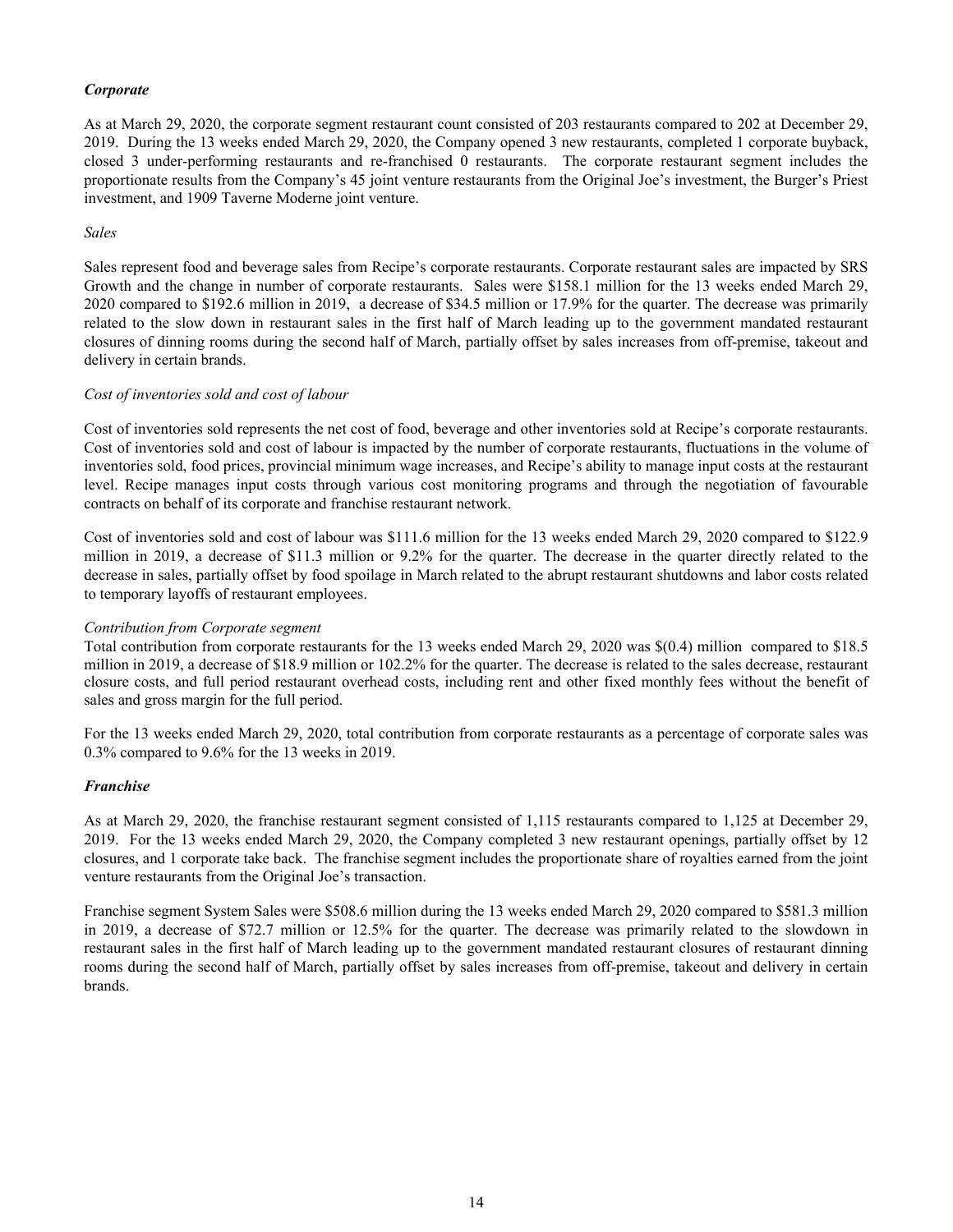### *Corporate*

As at March 29, 2020, the corporate segment restaurant count consisted of 203 restaurants compared to 202 at December 29, 2019. During the 13 weeks ended March 29, 2020, the Company opened 3 new restaurants, completed 1 corporate buyback, closed 3 under-performing restaurants and re-franchised 0 restaurants. The corporate restaurant segment includes the proportionate results from the Company's 45 joint venture restaurants from the Original Joe's investment, the Burger's Priest investment, and 1909 Taverne Moderne joint venture.

*Sales*

Sales represent food and beverage sales from Recipe's corporate restaurants. Corporate restaurant sales are impacted by SRS Growth and the change in number of corporate restaurants. Sales were $158.1 million for the 13 weeks ended March 29, 2020 compared to $192.6 million in 2019, a decrease of $34.5 million or 17.9% for the quarter. The decrease was primarily related to the slow down in restaurant sales in the first half of March leading up to the government mandated restaurant closures of dinning rooms during the second half of March, partially offset by sales increases from off-premise, takeout and delivery in certain brands.

*Cost of inventories sold and cost of labour*

Cost of inventories sold represents the net cost of food, beverage and other inventories sold at Recipe's corporate restaurants. Cost of inventories sold and cost of labour is impacted by the number of corporate restaurants, fluctuations in the volume of inventories sold, food prices, provincial minimum wage increases, and Recipe's ability to manage input costs at the restaurant level. Recipe manages input costs through various cost monitoring programs and through the negotiation of favourable contracts on behalf of its corporate and franchise restaurant network.

Cost of inventories sold and cost of labour was $111.6 million for the 13 weeks ended March 29, 2020 compared to $122.9 million in 2019, a decrease of $11.3 million or 9.2% for the quarter. The decrease in the quarter directly related to the decrease in sales, partially offset by food spoilage in March related to the abrupt restaurant shutdowns and labor costs related to temporary layoffs of restaurant employees.

*Contribution from Corporate segment*

Total contribution from corporate restaurants for the 13 weeks ended March 29, 2020 was $(0.4) million compared to $18.5 million in 2019, a decrease of $18.9 million or 102.2% for the quarter. The decrease is related to the sales decrease, restaurant closure costs, and full period restaurant overhead costs, including rent and other fixed monthly fees without the benefit of sales and gross margin for the full period.

For the 13 weeks ended March 29, 2020, total contribution from corporate restaurants as a percentage of corporate sales was 0.3% compared to 9.6% for the 13 weeks in 2019.

### *Franchise*

As at March 29, 2020, the franchise restaurant segment consisted of 1,115 restaurants compared to 1,125 at December 29, 2019. For the 13 weeks ended March 29, 2020, the Company completed 3 new restaurant openings, partially offset by 12 closures, and 1 corporate take back. The franchise segment includes the proportionate share of royalties earned from the joint venture restaurants from the Original Joe's transaction.

Franchise segment System Sales were $508.6 million during the 13 weeks ended March 29, 2020 compared to $581.3 million in 2019, a decrease of $72.7 million or 12.5% for the quarter. The decrease was primarily related to the slowdown in restaurant sales in the first half of March leading up to the government mandated restaurant closures of restaurant dinning rooms during the second half of March, partially offset by sales increases from off-premise, takeout and delivery in certain brands.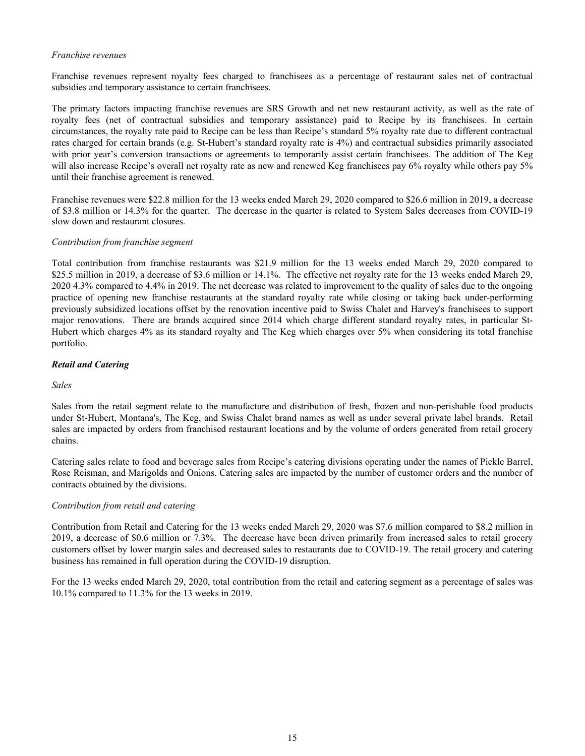*Franchise revenues*

Franchise revenues represent royalty fees charged to franchisees as a percentage of restaurant sales net of contractual subsidies and temporary assistance to certain franchisees.

The primary factors impacting franchise revenues are SRS Growth and net new restaurant activity, as well as the rate of royalty fees (net of contractual subsidies and temporary assistance) paid to Recipe by its franchisees. In certain circumstances, the royalty rate paid to Recipe can be less than Recipe's standard 5% royalty rate due to different contractual rates charged for certain brands (e.g. St-Hubert's standard royalty rate is 4%) and contractual subsidies primarily associated with prior year's conversion transactions or agreements to temporarily assist certain franchisees. The addition of The Keg will also increase Recipe's overall net royalty rate as new and renewed Keg franchisees pay 6% royalty while others pay 5% until their franchise agreement is renewed.

Franchise revenues were $22.8 million for the 13 weeks ended March 29, 2020 compared to $26.6 million in 2019, a decrease of $3.8 million or 14.3% for the quarter. The decrease in the quarter is related to System Sales decreases from COVID-19 slow down and restaurant closures.

*Contribution from franchise segment*

Total contribution from franchise restaurants was $21.9 million for the 13 weeks ended March 29, 2020 compared to $25.5 million in 2019, a decrease of $3.6 million or 14.1%. The effective net royalty rate for the 13 weeks ended March 29, 2020 4.3% compared to 4.4% in 2019. The net decrease was related to improvement to the quality of sales due to the ongoing practice of opening new franchise restaurants at the standard royalty rate while closing or taking back under-performing previously subsidized locations offset by the renovation incentive paid to Swiss Chalet and Harvey's franchisees to support major renovations. There are brands acquired since 2014 which charge different standard royalty rates, in particular St-Hubert which charges 4% as its standard royalty and The Keg which charges over 5% when considering its total franchise portfolio.

***Retail and Catering***

*Sales*

Sales from the retail segment relate to the manufacture and distribution of fresh, frozen and non-perishable food products under St-Hubert, Montana's, The Keg, and Swiss Chalet brand names as well as under several private label brands. Retail sales are impacted by orders from franchised restaurant locations and by the volume of orders generated from retail grocery chains.

Catering sales relate to food and beverage sales from Recipe's catering divisions operating under the names of Pickle Barrel, Rose Reisman, and Marigolds and Onions. Catering sales are impacted by the number of customer orders and the number of contracts obtained by the divisions.

*Contribution from retail and catering*

Contribution from Retail and Catering for the 13 weeks ended March 29, 2020 was $7.6 million compared to $8.2 million in 2019, a decrease of $0.6 million or 7.3%. The decrease have been driven primarily from increased sales to retail grocery customers offset by lower margin sales and decreased sales to restaurants due to COVID-19. The retail grocery and catering business has remained in full operation during the COVID-19 disruption.

For the 13 weeks ended March 29, 2020, total contribution from the retail and catering segment as a percentage of sales was 10.1% compared to 11.3% for the 13 weeks in 2019.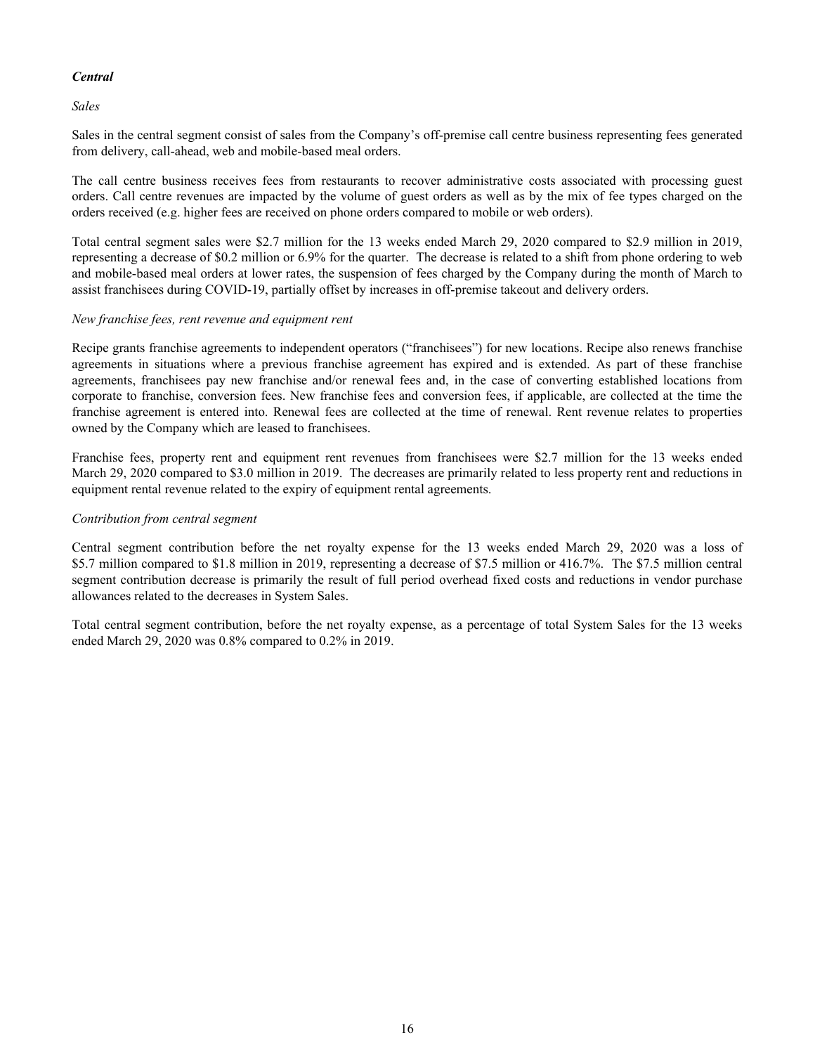### ***Central***

*Sales*

Sales in the central segment consist of sales from the Company's off-premise call centre business representing fees generated from delivery, call-ahead, web and mobile-based meal orders.

The call centre business receives fees from restaurants to recover administrative costs associated with processing guest orders. Call centre revenues are impacted by the volume of guest orders as well as by the mix of fee types charged on the orders received (e.g. higher fees are received on phone orders compared to mobile or web orders).

Total central segment sales were $2.7 million for the 13 weeks ended March 29, 2020 compared to $2.9 million in 2019, representing a decrease of $0.2 million or 6.9% for the quarter. The decrease is related to a shift from phone ordering to web and mobile-based meal orders at lower rates, the suspension of fees charged by the Company during the month of March to assist franchisees during COVID-19, partially offset by increases in off-premise takeout and delivery orders.

*New franchise fees, rent revenue and equipment rent*

Recipe grants franchise agreements to independent operators ("franchisees") for new locations. Recipe also renews franchise agreements in situations where a previous franchise agreement has expired and is extended. As part of these franchise agreements, franchisees pay new franchise and/or renewal fees and, in the case of converting established locations from corporate to franchise, conversion fees. New franchise fees and conversion fees, if applicable, are collected at the time the franchise agreement is entered into. Renewal fees are collected at the time of renewal. Rent revenue relates to properties owned by the Company which are leased to franchisees.

Franchise fees, property rent and equipment rent revenues from franchisees were $2.7 million for the 13 weeks ended March 29, 2020 compared to $3.0 million in 2019. The decreases are primarily related to less property rent and reductions in equipment rental revenue related to the expiry of equipment rental agreements.

*Contribution from central segment*

Central segment contribution before the net royalty expense for the 13 weeks ended March 29, 2020 was a loss of $5.7 million compared to $1.8 million in 2019, representing a decrease of $7.5 million or 416.7%. The $7.5 million central segment contribution decrease is primarily the result of full period overhead fixed costs and reductions in vendor purchase allowances related to the decreases in System Sales.

Total central segment contribution, before the net royalty expense, as a percentage of total System Sales for the 13 weeks ended March 29, 2020 was 0.8% compared to 0.2% in 2019.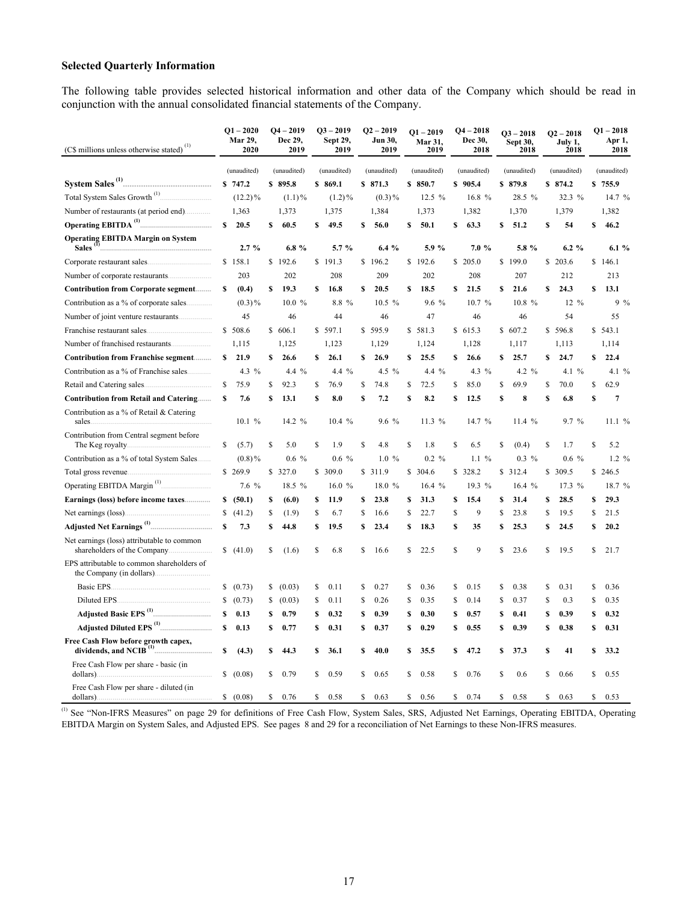### Selected Quarterly Information

The following table provides selected historical information and other data of the Company which should be read in conjunction with the annual consolidated financial statements of the Company.

| (C$ millions unless otherwise stated) [(1)] | Q1 – 2020 Mar 29, 2020 | Q4 – 2019 Dec 29, 2019 | Q3 – 2019 Sept 29, 2019 | Q2 – 2019 Jun 30, 2019 | Q1 – 2019 Mar 31, 2019 | Q4 – 2018 Dec 30, 2018 | Q3 – 2018 Sept 30, 2018 | Q2 – 2018 July 1, 2018 | Q1 – 2018 Apr 1, 2018 |
|---|---|---|---|---|---|---|---|---|---|
| | (unaudited) | (unaudited) | (unaudited) | (unaudited) | (unaudited) | (unaudited) | (unaudited) | (unaudited) | (unaudited) |
| **System Sales [(1)]** | **$ 747.2** | **$ 895.8** | **$ 869.1** | **$ 871.3** | **$ 850.7** | **$ 905.4** | **$ 879.8** | **$ 874.2** | **$ 755.9** |
| Total System Sales Growth [(1)] | (12.2)% | (1.1)% | (1.2)% | (0.3)% | 12.5 % | 16.8 % | 28.5 % | 32.3 % | 14.7 % |
| Number of restaurants (at period end) | 1,363 | 1,373 | 1,375 | 1,384 | 1,373 | 1,382 | 1,370 | 1,379 | 1,382 |
| **Operating EBITDA [(1)]** | **$ 20.5** | **$ 60.5** | **$ 49.5** | **$ 56.0** | **$ 50.1** | **$ 63.3** | **$ 51.2** | **$ 54** | **$ 46.2** |
| **Operating EBITDA Margin on System Sales [(1)]** | **2.7 %** | **6.8 %** | **5.7 %** | **6.4 %** | **5.9 %** | **7.0 %** | **5.8 %** | **6.2 %** | **6.1 %** |
| Corporate restaurant sales | $ 158.1 | $ 192.6 | $ 191.3 | $ 196.2 | $ 192.6 | $ 205.0 | $ 199.0 | $ 203.6 | $ 146.1 |
| Number of corporate restaurants | 203 | 202 | 208 | 209 | 202 | 208 | 207 | 212 | 213 |
| **Contribution from Corporate segment** | **$ (0.4)** | **$ 19.3** | **$ 16.8** | **$ 20.5** | **$ 18.5** | **$ 21.5** | **$ 21.6** | **$ 24.3** | **$ 13.1** |
| Contribution as a % of corporate sales | (0.3)% | 10.0 % | 8.8 % | 10.5 % | 9.6 % | 10.7 % | 10.8 % | 12 % | 9 % |
| Number of joint venture restaurants | 45 | 46 | 44 | 46 | 47 | 46 | 46 | 54 | 55 |
| Franchise restaurant sales | $ 508.6 | $ 606.1 | $ 597.1 | $ 595.9 | $ 581.3 | $ 615.3 | $ 607.2 | $ 596.8 | $ 543.1 |
| Number of franchised restaurants | 1,115 | 1,125 | 1,123 | 1,129 | 1,124 | 1,128 | 1,117 | 1,113 | 1,114 |
| **Contribution from Franchise segment** | **$ 21.9** | **$ 26.6** | **$ 26.1** | **$ 26.9** | **$ 25.5** | **$ 26.6** | **$ 25.7** | **$ 24.7** | **$ 22.4** |
| Contribution as a % of Franchise sales | 4.3 % | 4.4 % | 4.4 % | 4.5 % | 4.4 % | 4.3 % | 4.2 % | 4.1 % | 4.1 % |
| Retail and Catering sales | $ 75.9 | $ 92.3 | $ 76.9 | $ 74.8 | $ 72.5 | $ 85.0 | $ 69.9 | $ 70.0 | $ 62.9 |
| **Contribution from Retail and Catering** | **$ 7.6** | **$ 13.1** | **$ 8.0** | **$ 7.2** | **$ 8.2** | **$ 12.5** | **$ 8** | **$ 6.8** | **$ 7** |
| Contribution as a % of Retail & Catering sales | 10.1 % | 14.2 % | 10.4 % | 9.6 % | 11.3 % | 14.7 % | 11.4 % | 9.7 % | 11.1 % |
| Contribution from Central segment before The Keg royalty | $ (5.7) | $ 5.0 | $ 1.9 | $ 4.8 | $ 1.8 | $ 6.5 | $ (0.4) | $ 1.7 | $ 5.2 |
| Contribution as a % of total System Sales | (0.8)% | 0.6 % | 0.6 % | 1.0 % | 0.2 % | 1.1 % | 0.3 % | 0.6 % | 1.2 % |
| Total gross revenue | $ 269.9 | $ 327.0 | $ 309.0 | $ 311.9 | $ 304.6 | $ 328.2 | $ 312.4 | $ 309.5 | $ 246.5 |
| Operating EBITDA Margin [(1)] | 7.6 % | 18.5 % | 16.0 % | 18.0 % | 16.4 % | 19.3 % | 16.4 % | 17.3 % | 18.7 % |
| **Earnings (loss) before income taxes** | **$ (50.1)** | **$ (6.0)** | **$ 11.9** | **$ 23.8** | **$ 31.3** | **$ 15.4** | **$ 31.4** | **$ 28.5** | **$ 29.3** |
| Net earnings (loss) | $ (41.2) | $ (1.9) | $ 6.7 | $ 16.6 | $ 22.7 | $ 9 | $ 23.8 | $ 19.5 | $ 21.5 |
| **Adjusted Net Earnings [(1)]** | **$ 7.3** | **$ 44.8** | **$ 19.5** | **$ 23.4** | **$ 18.3** | **$ 35** | **$ 25.3** | **$ 24.5** | **$ 20.2** |
| Net earnings (loss) attributable to common shareholders of the Company | $ (41.0) | $ (1.6) | $ 6.8 | $ 16.6 | $ 22.5 | $ 9 | $ 23.6 | $ 19.5 | $ 21.7 |
| EPS attributable to common shareholders of the Company (in dollars) | | | | | | | | | |
| Basic EPS | $ (0.73) | $ (0.03) | $ 0.11 | $ 0.27 | $ 0.36 | $ 0.15 | $ 0.38 | $ 0.31 | $ 0.36 |
| Diluted EPS | $ (0.73) | $ (0.03) | $ 0.11 | $ 0.26 | $ 0.35 | $ 0.14 | $ 0.37 | $ 0.3 | $ 0.35 |
| **Adjusted Basic EPS [(1)]** | **$ 0.13** | **$ 0.79** | **$ 0.32** | **$ 0.39** | **$ 0.30** | **$ 0.57** | **$ 0.41** | **$ 0.39** | **$ 0.32** |
| **Adjusted Diluted EPS [(1)]** | **$ 0.13** | **$ 0.77** | **$ 0.31** | **$ 0.37** | **$ 0.29** | **$ 0.55** | **$ 0.39** | **$ 0.38** | **$ 0.31** |
| **Free Cash Flow before growth capex, dividends, and NCIB [(1)]** | **$ (4.3)** | **$ 44.3** | **$ 36.1** | **$ 40.0** | **$ 35.5** | **$ 47.2** | **$ 37.3** | **$ 41** | **$ 33.2** |
| Free Cash Flow per share - basic (in dollars) | $ (0.08) | $ 0.79 | $ 0.59 | $ 0.65 | $ 0.58 | $ 0.76 | $ 0.6 | $ 0.66 | $ 0.55 |
| Free Cash Flow per share - diluted (in dollars) | $ (0.08) | $ 0.76 | $ 0.58 | $ 0.63 | $ 0.56 | $ 0.74 | $ 0.58 | $ 0.63 | $ 0.53 |

[(1)] See "Non-IFRS Measures" on page 29 for definitions of Free Cash Flow, System Sales, SRS, Adjusted Net Earnings, Operating EBITDA, Operating EBITDA Margin on System Sales, and Adjusted EPS. See pages 8 and 29 for a reconciliation of Net Earnings to these Non-IFRS measures.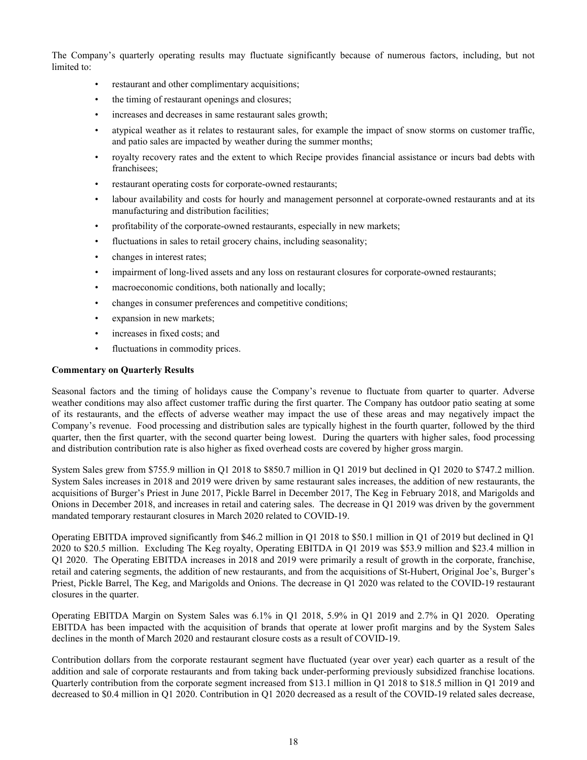The Company's quarterly operating results may fluctuate significantly because of numerous factors, including, but not limited to:

- restaurant and other complimentary acquisitions;
- the timing of restaurant openings and closures;
- increases and decreases in same restaurant sales growth;
- atypical weather as it relates to restaurant sales, for example the impact of snow storms on customer traffic, and patio sales are impacted by weather during the summer months;
- royalty recovery rates and the extent to which Recipe provides financial assistance or incurs bad debts with franchisees;
- restaurant operating costs for corporate-owned restaurants;
- labour availability and costs for hourly and management personnel at corporate-owned restaurants and at its manufacturing and distribution facilities;
- profitability of the corporate-owned restaurants, especially in new markets;
- fluctuations in sales to retail grocery chains, including seasonality;
- changes in interest rates;
- impairment of long-lived assets and any loss on restaurant closures for corporate-owned restaurants;
- macroeconomic conditions, both nationally and locally;
- changes in consumer preferences and competitive conditions;
- expansion in new markets;
- increases in fixed costs; and
- fluctuations in commodity prices.

**Commentary on Quarterly Results**

Seasonal factors and the timing of holidays cause the Company's revenue to fluctuate from quarter to quarter. Adverse weather conditions may also affect customer traffic during the first quarter. The Company has outdoor patio seating at some of its restaurants, and the effects of adverse weather may impact the use of these areas and may negatively impact the Company's revenue. Food processing and distribution sales are typically highest in the fourth quarter, followed by the third quarter, then the first quarter, with the second quarter being lowest. During the quarters with higher sales, food processing and distribution contribution rate is also higher as fixed overhead costs are covered by higher gross margin.

System Sales grew from $755.9 million in Q1 2018 to $850.7 million in Q1 2019 but declined in Q1 2020 to $747.2 million. System Sales increases in 2018 and 2019 were driven by same restaurant sales increases, the addition of new restaurants, the acquisitions of Burger's Priest in June 2017, Pickle Barrel in December 2017, The Keg in February 2018, and Marigolds and Onions in December 2018, and increases in retail and catering sales. The decrease in Q1 2019 was driven by the government mandated temporary restaurant closures in March 2020 related to COVID-19.

Operating EBITDA improved significantly from $46.2 million in Q1 2018 to $50.1 million in Q1 of 2019 but declined in Q1 2020 to $20.5 million. Excluding The Keg royalty, Operating EBITDA in Q1 2019 was $53.9 million and $23.4 million in Q1 2020. The Operating EBITDA increases in 2018 and 2019 were primarily a result of growth in the corporate, franchise, retail and catering segments, the addition of new restaurants, and from the acquisitions of St-Hubert, Original Joe's, Burger's Priest, Pickle Barrel, The Keg, and Marigolds and Onions. The decrease in Q1 2020 was related to the COVID-19 restaurant closures in the quarter.

Operating EBITDA Margin on System Sales was 6.1% in Q1 2018, 5.9% in Q1 2019 and 2.7% in Q1 2020. Operating EBITDA has been impacted with the acquisition of brands that operate at lower profit margins and by the System Sales declines in the month of March 2020 and restaurant closure costs as a result of COVID-19.

Contribution dollars from the corporate restaurant segment have fluctuated (year over year) each quarter as a result of the addition and sale of corporate restaurants and from taking back under-performing previously subsidized franchise locations. Quarterly contribution from the corporate segment increased from $13.1 million in Q1 2018 to $18.5 million in Q1 2019 and decreased to $0.4 million in Q1 2020. Contribution in Q1 2020 decreased as a result of the COVID-19 related sales decrease,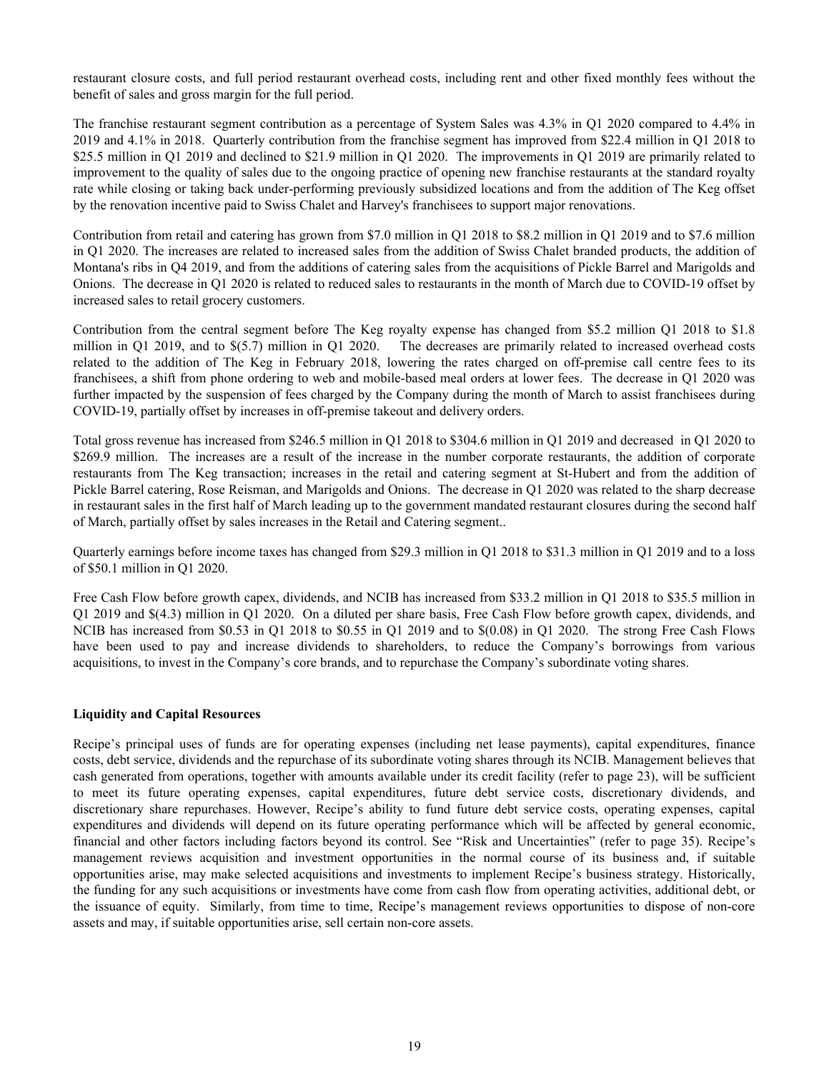restaurant closure costs, and full period restaurant overhead costs, including rent and other fixed monthly fees without the benefit of sales and gross margin for the full period.

The franchise restaurant segment contribution as a percentage of System Sales was 4.3% in Q1 2020 compared to 4.4% in 2019 and 4.1% in 2018. Quarterly contribution from the franchise segment has improved from $22.4 million in Q1 2018 to $25.5 million in Q1 2019 and declined to $21.9 million in Q1 2020. The improvements in Q1 2019 are primarily related to improvement to the quality of sales due to the ongoing practice of opening new franchise restaurants at the standard royalty rate while closing or taking back under-performing previously subsidized locations and from the addition of The Keg offset by the renovation incentive paid to Swiss Chalet and Harvey's franchisees to support major renovations.

Contribution from retail and catering has grown from $7.0 million in Q1 2018 to $8.2 million in Q1 2019 and to $7.6 million in Q1 2020. The increases are related to increased sales from the addition of Swiss Chalet branded products, the addition of Montana's ribs in Q4 2019, and from the additions of catering sales from the acquisitions of Pickle Barrel and Marigolds and Onions. The decrease in Q1 2020 is related to reduced sales to restaurants in the month of March due to COVID-19 offset by increased sales to retail grocery customers.

Contribution from the central segment before The Keg royalty expense has changed from $5.2 million Q1 2018 to $1.8 million in Q1 2019, and to $(5.7) million in Q1 2020. The decreases are primarily related to increased overhead costs related to the addition of The Keg in February 2018, lowering the rates charged on off-premise call centre fees to its franchisees, a shift from phone ordering to web and mobile-based meal orders at lower fees. The decrease in Q1 2020 was further impacted by the suspension of fees charged by the Company during the month of March to assist franchisees during COVID-19, partially offset by increases in off-premise takeout and delivery orders.

Total gross revenue has increased from $246.5 million in Q1 2018 to $304.6 million in Q1 2019 and decreased in Q1 2020 to $269.9 million. The increases are a result of the increase in the number corporate restaurants, the addition of corporate restaurants from The Keg transaction; increases in the retail and catering segment at St-Hubert and from the addition of Pickle Barrel catering, Rose Reisman, and Marigolds and Onions. The decrease in Q1 2020 was related to the sharp decrease in restaurant sales in the first half of March leading up to the government mandated restaurant closures during the second half of March, partially offset by sales increases in the Retail and Catering segment..

Quarterly earnings before income taxes has changed from $29.3 million in Q1 2018 to $31.3 million in Q1 2019 and to a loss of $50.1 million in Q1 2020.

Free Cash Flow before growth capex, dividends, and NCIB has increased from $33.2 million in Q1 2018 to $35.5 million in Q1 2019 and $(4.3) million in Q1 2020. On a diluted per share basis, Free Cash Flow before growth capex, dividends, and NCIB has increased from $0.53 in Q1 2018 to $0.55 in Q1 2019 and to $(0.08) in Q1 2020. The strong Free Cash Flows have been used to pay and increase dividends to shareholders, to reduce the Company's borrowings from various acquisitions, to invest in the Company's core brands, and to repurchase the Company's subordinate voting shares.

## Liquidity and Capital Resources

Recipe's principal uses of funds are for operating expenses (including net lease payments), capital expenditures, finance costs, debt service, dividends and the repurchase of its subordinate voting shares through its NCIB. Management believes that cash generated from operations, together with amounts available under its credit facility (refer to page 23), will be sufficient to meet its future operating expenses, capital expenditures, future debt service costs, discretionary dividends, and discretionary share repurchases. However, Recipe's ability to fund future debt service costs, operating expenses, capital expenditures and dividends will depend on its future operating performance which will be affected by general economic, financial and other factors including factors beyond its control. See "Risk and Uncertainties" (refer to page 35). Recipe's management reviews acquisition and investment opportunities in the normal course of its business and, if suitable opportunities arise, may make selected acquisitions and investments to implement Recipe's business strategy. Historically, the funding for any such acquisitions or investments have come from cash flow from operating activities, additional debt, or the issuance of equity. Similarly, from time to time, Recipe's management reviews opportunities to dispose of non-core assets and may, if suitable opportunities arise, sell certain non-core assets.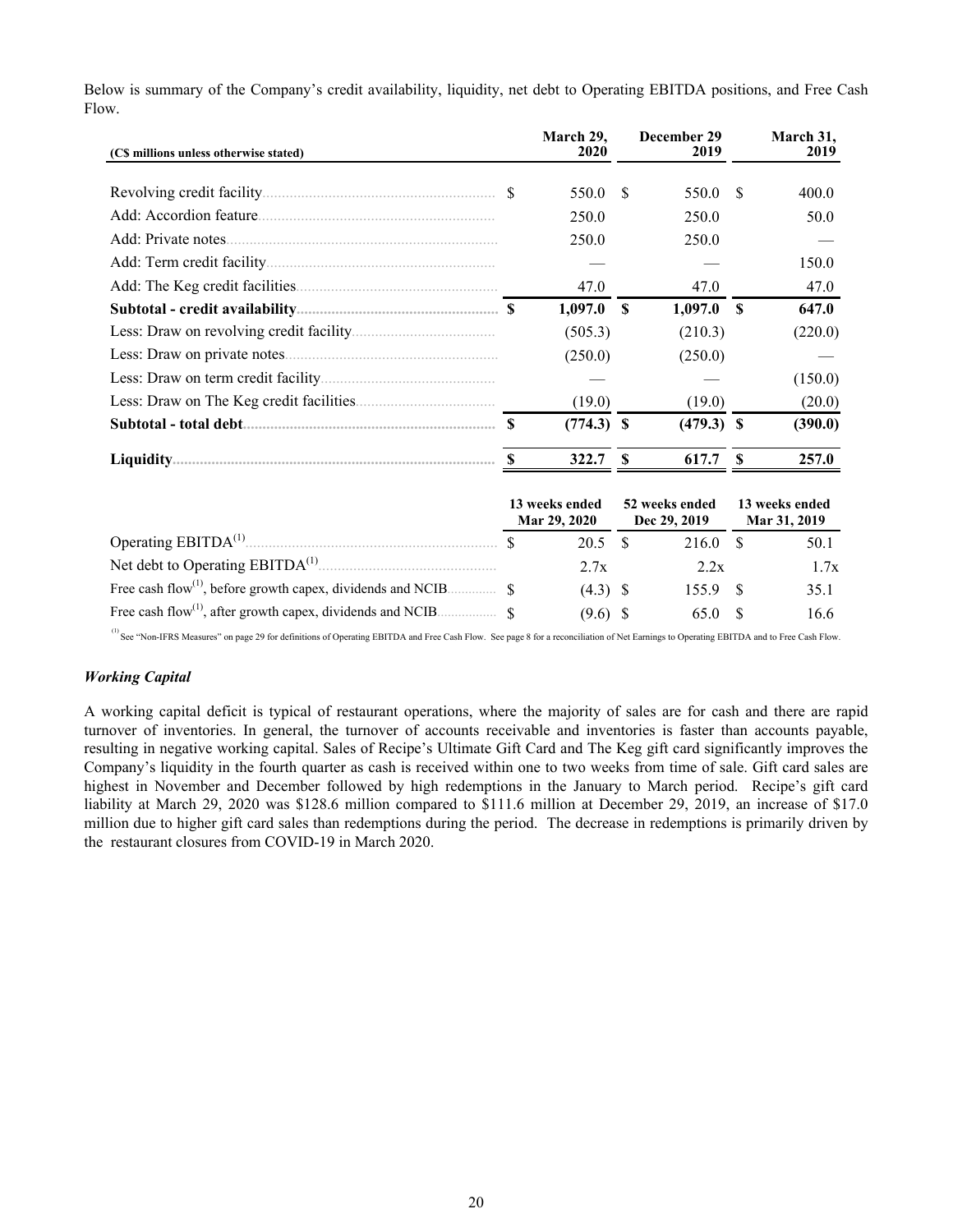Below is summary of the Company's credit availability, liquidity, net debt to Operating EBITDA positions, and Free Cash Flow.

| (C$ millions unless otherwise stated) | March 29, 2020 | December 29 2019 | March 31, 2019 |
|---|---|---|---|
| Revolving credit facility | $ 550.0 | $ 550.0 | $ 400.0 |
| Add: Accordion feature | 250.0 | 250.0 | 50.0 |
| Add: Private notes | 250.0 | 250.0 | — |
| Add: Term credit facility | — | — | 150.0 |
| Add: The Keg credit facilities | 47.0 | 47.0 | 47.0 |
| **Subtotal - credit availability** | **$ 1,097.0** | **$ 1,097.0** | **$ 647.0** |
| Less: Draw on revolving credit facility | (505.3) | (210.3) | (220.0) |
| Less: Draw on private notes | (250.0) | (250.0) | — |
| Less: Draw on term credit facility | — | — | (150.0) |
| Less: Draw on The Keg credit facilities | (19.0) | (19.0) | (20.0) |
| **Subtotal - total debt** | **$ (774.3)** | **$ (479.3)** | **$ (390.0)** |
| **Liquidity** | **$ 322.7** | **$ 617.7** | **$ 257.0** |

| | 13 weeks ended Mar 29, 2020 | 52 weeks ended Dec 29, 2019 | 13 weeks ended Mar 31, 2019 |
|---|---|---|---|
| Operating EBITDA[(1)] | $ 20.5 | $ 216.0 | $ 50.1 |
| Net debt to Operating EBITDA[(1)] | 2.7x | 2.2x | 1.7x |
| Free cash flow[(1)], before growth capex, dividends and NCIB | $ (4.3) | $ 155.9 | $ 35.1 |
| Free cash flow[(1)], after growth capex, dividends and NCIB | $ (9.6) | $ 65.0 | $ 16.6 |

[(1)] See "Non-IFRS Measures" on page 29 for definitions of Operating EBITDA and Free Cash Flow. See page 8 for a reconciliation of Net Earnings to Operating EBITDA and to Free Cash Flow.

### *Working Capital*

A working capital deficit is typical of restaurant operations, where the majority of sales are for cash and there are rapid turnover of inventories. In general, the turnover of accounts receivable and inventories is faster than accounts payable, resulting in negative working capital. Sales of Recipe's Ultimate Gift Card and The Keg gift card significantly improves the Company's liquidity in the fourth quarter as cash is received within one to two weeks from time of sale. Gift card sales are highest in November and December followed by high redemptions in the January to March period. Recipe's gift card liability at March 29, 2020 was $128.6 million compared to $111.6 million at December 29, 2019, an increase of $17.0 million due to higher gift card sales than redemptions during the period. The decrease in redemptions is primarily driven by the restaurant closures from COVID-19 in March 2020.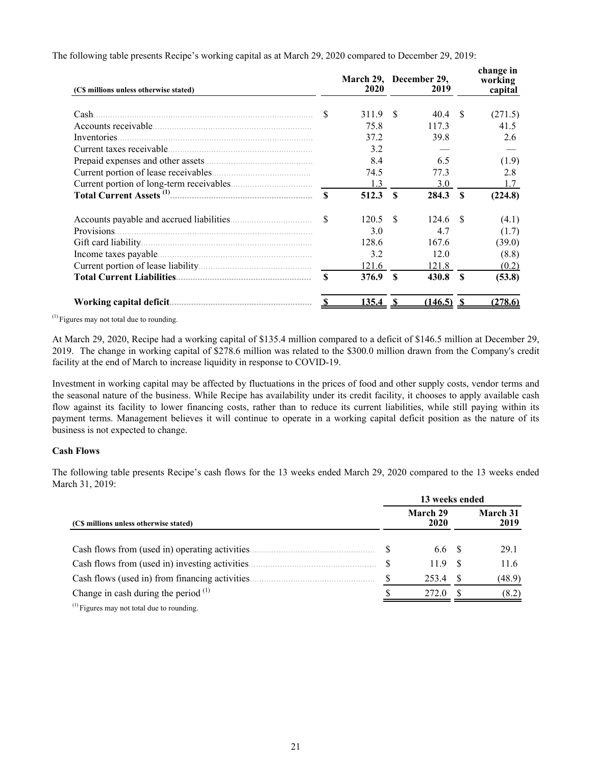The following table presents Recipe's working capital as at March 29, 2020 compared to December 29, 2019:

| (C$ millions unless otherwise stated) | March 29, 2020 | December 29, 2019 | change in working capital |
|---|---|---|---|
| Cash | $ 311.9 | $ 40.4 | $ (271.5) |
| Accounts receivable | 75.8 | 117.3 | 41.5 |
| Inventories | 37.2 | 39.8 | 2.6 |
| Current taxes receivable | 3.2 | — | — |
| Prepaid expenses and other assets | 8.4 | 6.5 | (1.9) |
| Current portion of lease receivables | 74.5 | 77.3 | 2.8 |
| Current portion of long-term receivables | 1.3 | 3.0 | 1.7 |
| **Total Current Assets [(1)]** | **$ 512.3** | **$ 284.3** | **$ (224.8)** |
| Accounts payable and accrued liabilities | $ 120.5 | $ 124.6 | $ (4.1) |
| Provisions | 3.0 | 4.7 | (1.7) |
| Gift card liability | 128.6 | 167.6 | (39.0) |
| Income taxes payable | 3.2 | 12.0 | (8.8) |
| Current portion of lease liability | 121.6 | 121.8 | (0.2) |
| **Total Current Liabilities** | **$ 376.9** | **$ 430.8** | **$ (53.8)** |
| **Working capital deficit** | **$ 135.4** | **$ (146.5)** | **$ (278.6)** |

[(1)] Figures may not total due to rounding.

At March 29, 2020, Recipe had a working capital of $135.4 million compared to a deficit of $146.5 million at December 29, 2019. The change in working capital of $278.6 million was related to the $300.0 million drawn from the Company's credit facility at the end of March to increase liquidity in response to COVID-19.

Investment in working capital may be affected by fluctuations in the prices of food and other supply costs, vendor terms and the seasonal nature of the business. While Recipe has availability under its credit facility, it chooses to apply available cash flow against its facility to lower financing costs, rather than to reduce its current liabilities, while still paying within its payment terms. Management believes it will continue to operate in a working capital deficit position as the nature of its business is not expected to change.

**Cash Flows**

The following table presents Recipe's cash flows for the 13 weeks ended March 29, 2020 compared to the 13 weeks ended March 31, 2019:

| | 13 weeks ended | |
|---|---|---|
| (C$ millions unless otherwise stated) | March 29 2020 | March 31 2019 |
| Cash flows from (used in) operating activities | $ 6.6 | $ 29.1 |
| Cash flows from (used in) investing activities | $ 11.9 | $ 11.6 |
| Cash flows (used in) from financing activities | $ 253.4 | $ (48.9) |
| Change in cash during the period [(1)] | $ 272.0 | $ (8.2) |

[(1)] Figures may not total due to rounding.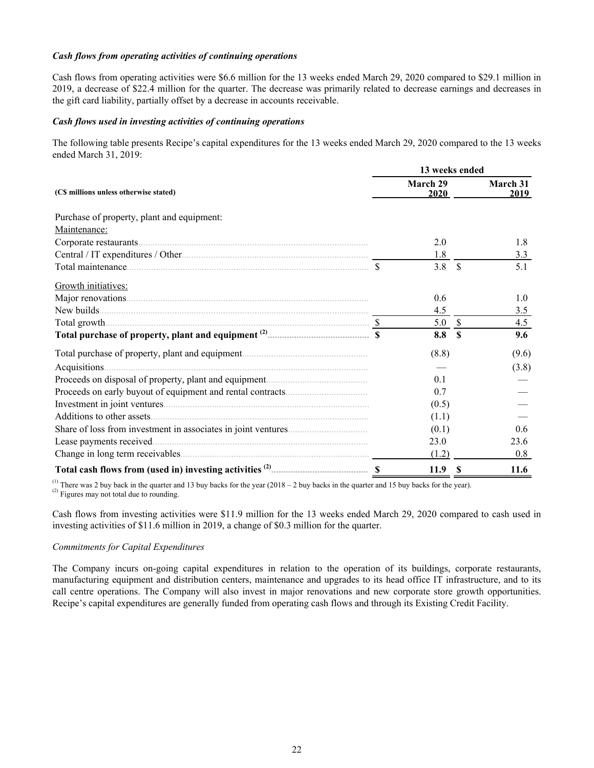***Cash flows from operating activities of continuing operations***

Cash flows from operating activities were $6.6 million for the 13 weeks ended March 29, 2020 compared to $29.1 million in 2019, a decrease of $22.4 million for the quarter. The decrease was primarily related to decrease earnings and decreases in the gift card liability, partially offset by a decrease in accounts receivable.

***Cash flows used in investing activities of continuing operations***

The following table presents Recipe's capital expenditures for the 13 weeks ended March 29, 2020 compared to the 13 weeks ended March 31, 2019:

| | 13 weeks ended | |
|---|---|---|
| **(C$ millions unless otherwise stated)** | **March 29 2020** | **March 31 2019** |
| Purchase of property, plant and equipment: | | |
| Maintenance: | | |
| Corporate restaurants | 2.0 | 1.8 |
| Central / IT expenditures / Other | 1.8 | 3.3 |
| Total maintenance | $ 3.8 | $ 5.1 |
| Growth initiatives: | | |
| Major renovations | 0.6 | 1.0 |
| New builds | 4.5 | 3.5 |
| Total growth | $ 5.0 | $ 4.5 |
| **Total purchase of property, plant and equipment [(2)]** | **$ 8.8** | **$ 9.6** |
| Total purchase of property, plant and equipment | (8.8) | (9.6) |
| Acquisitions | — | (3.8) |
| Proceeds on disposal of property, plant and equipment | 0.1 | — |
| Proceeds on early buyout of equipment and rental contracts | 0.7 | — |
| Investment in joint ventures | (0.5) | — |
| Additions to other assets | (1.1) | — |
| Share of loss from investment in associates in joint ventures | (0.1) | 0.6 |
| Lease payments received | 23.0 | 23.6 |
| Change in long term receivables | (1.2) | 0.8 |
| **Total cash flows from (used in) investing activities [(2)]** | **$ 11.9** | **$ 11.6** |

[(1)] There was 2 buy back in the quarter and 13 buy backs for the year (2018 – 2 buy backs in the quarter and 15 buy backs for the year).
[(2)] Figures may not total due to rounding.

Cash flows from investing activities were $11.9 million for the 13 weeks ended March 29, 2020 compared to cash used in investing activities of $11.6 million in 2019, a change of $0.3 million for the quarter.

*Commitments for Capital Expenditures*

The Company incurs on-going capital expenditures in relation to the operation of its buildings, corporate restaurants, manufacturing equipment and distribution centers, maintenance and upgrades to its head office IT infrastructure, and to its call centre operations. The Company will also invest in major renovations and new corporate store growth opportunities. Recipe's capital expenditures are generally funded from operating cash flows and through its Existing Credit Facility.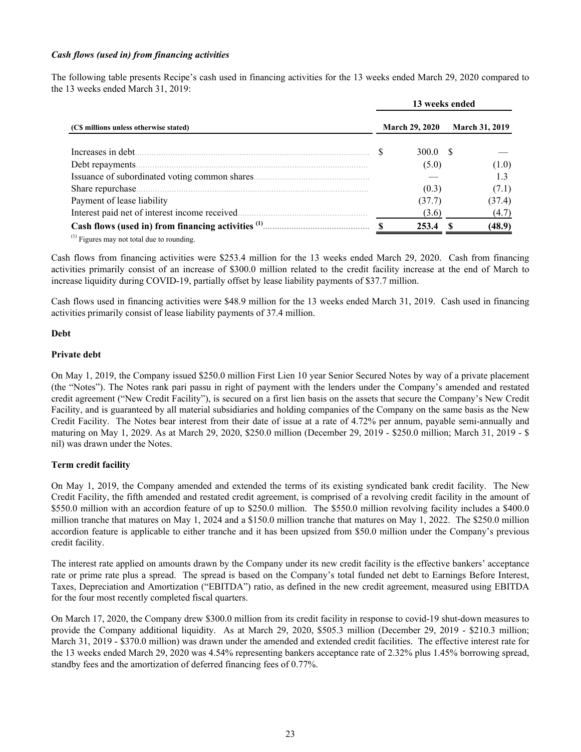### *Cash flows (used in) from financing activities*

The following table presents Recipe's cash used in financing activities for the 13 weeks ended March 29, 2020 compared to the 13 weeks ended March 31, 2019:

| (C$ millions unless otherwise stated) | 13 weeks ended March 29, 2020 | 13 weeks ended March 31, 2019 |
|---|---|---|
| Increases in debt | $ 300.0 | $ — |
| Debt repayments | (5.0) | (1.0) |
| Issuance of subordinated voting common shares | — | 1.3 |
| Share repurchase | (0.3) | (7.1) |
| Payment of lease liability | (37.7) | (37.4) |
| Interest paid net of interest income received | (3.6) | (4.7) |
| **Cash flows (used in) from financing activities [(1)]** | **$ 253.4** | **$ (48.9)** |

[(1)] Figures may not total due to rounding.

Cash flows from financing activities were $253.4 million for the 13 weeks ended March 29, 2020. Cash from financing activities primarily consist of an increase of $300.0 million related to the credit facility increase at the end of March to increase liquidity during COVID-19, partially offset by lease liability payments of $37.7 million.

Cash flows used in financing activities were $48.9 million for the 13 weeks ended March 31, 2019. Cash used in financing activities primarily consist of lease liability payments of 37.4 million.

**Debt**

**Private debt**

On May 1, 2019, the Company issued $250.0 million First Lien 10 year Senior Secured Notes by way of a private placement (the "Notes"). The Notes rank pari passu in right of payment with the lenders under the Company's amended and restated credit agreement ("New Credit Facility"), is secured on a first lien basis on the assets that secure the Company's New Credit Facility, and is guaranteed by all material subsidiaries and holding companies of the Company on the same basis as the New Credit Facility. The Notes bear interest from their date of issue at a rate of 4.72% per annum, payable semi-annually and maturing on May 1, 2029. As at March 29, 2020, $250.0 million (December 29, 2019 - $250.0 million; March 31, 2019 - $ nil) was drawn under the Notes.

**Term credit facility**

On May 1, 2019, the Company amended and extended the terms of its existing syndicated bank credit facility. The New Credit Facility, the fifth amended and restated credit agreement, is comprised of a revolving credit facility in the amount of $550.0 million with an accordion feature of up to $250.0 million. The $550.0 million revolving facility includes a $400.0 million tranche that matures on May 1, 2024 and a $150.0 million tranche that matures on May 1, 2022. The $250.0 million accordion feature is applicable to either tranche and it has been upsized from $50.0 million under the Company's previous credit facility.

The interest rate applied on amounts drawn by the Company under its new credit facility is the effective bankers' acceptance rate or prime rate plus a spread. The spread is based on the Company's total funded net debt to Earnings Before Interest, Taxes, Depreciation and Amortization ("EBITDA") ratio, as defined in the new credit agreement, measured using EBITDA for the four most recently completed fiscal quarters.

On March 17, 2020, the Company drew $300.0 million from its credit facility in response to covid-19 shut-down measures to provide the Company additional liquidity. As at March 29, 2020, $505.3 million (December 29, 2019 - $210.3 million; March 31, 2019 - $370.0 million) was drawn under the amended and extended credit facilities. The effective interest rate for the 13 weeks ended March 29, 2020 was 4.54% representing bankers acceptance rate of 2.32% plus 1.45% borrowing spread, standby fees and the amortization of deferred financing fees of 0.77%.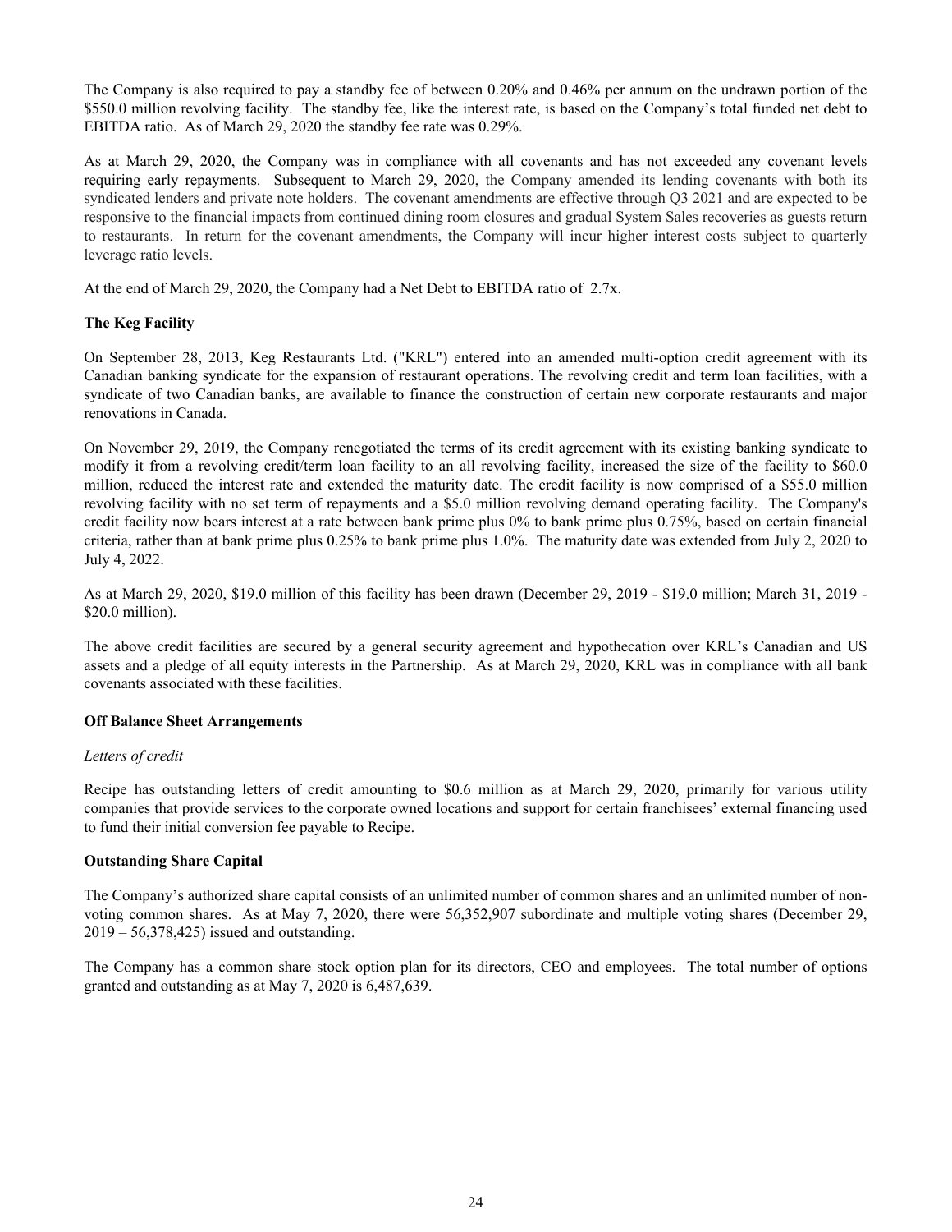The Company is also required to pay a standby fee of between 0.20% and 0.46% per annum on the undrawn portion of the $550.0 million revolving facility. The standby fee, like the interest rate, is based on the Company's total funded net debt to EBITDA ratio. As of March 29, 2020 the standby fee rate was 0.29%.

As at March 29, 2020, the Company was in compliance with all covenants and has not exceeded any covenant levels requiring early repayments. Subsequent to March 29, 2020, the Company amended its lending covenants with both its syndicated lenders and private note holders. The covenant amendments are effective through Q3 2021 and are expected to be responsive to the financial impacts from continued dining room closures and gradual System Sales recoveries as guests return to restaurants. In return for the covenant amendments, the Company will incur higher interest costs subject to quarterly leverage ratio levels.

At the end of March 29, 2020, the Company had a Net Debt to EBITDA ratio of 2.7x.

**The Keg Facility**

On September 28, 2013, Keg Restaurants Ltd. ("KRL") entered into an amended multi-option credit agreement with its Canadian banking syndicate for the expansion of restaurant operations. The revolving credit and term loan facilities, with a syndicate of two Canadian banks, are available to finance the construction of certain new corporate restaurants and major renovations in Canada.

On November 29, 2019, the Company renegotiated the terms of its credit agreement with its existing banking syndicate to modify it from a revolving credit/term loan facility to an all revolving facility, increased the size of the facility to $60.0 million, reduced the interest rate and extended the maturity date. The credit facility is now comprised of a $55.0 million revolving facility with no set term of repayments and a $5.0 million revolving demand operating facility. The Company's credit facility now bears interest at a rate between bank prime plus 0% to bank prime plus 0.75%, based on certain financial criteria, rather than at bank prime plus 0.25% to bank prime plus 1.0%. The maturity date was extended from July 2, 2020 to July 4, 2022.

As at March 29, 2020, $19.0 million of this facility has been drawn (December 29, 2019 - $19.0 million; March 31, 2019 - $20.0 million).

The above credit facilities are secured by a general security agreement and hypothecation over KRL's Canadian and US assets and a pledge of all equity interests in the Partnership. As at March 29, 2020, KRL was in compliance with all bank covenants associated with these facilities.

**Off Balance Sheet Arrangements**

*Letters of credit*

Recipe has outstanding letters of credit amounting to $0.6 million as at March 29, 2020, primarily for various utility companies that provide services to the corporate owned locations and support for certain franchisees' external financing used to fund their initial conversion fee payable to Recipe.

**Outstanding Share Capital**

The Company's authorized share capital consists of an unlimited number of common shares and an unlimited number of non-voting common shares. As at May 7, 2020, there were 56,352,907 subordinate and multiple voting shares (December 29, 2019 – 56,378,425) issued and outstanding.

The Company has a common share stock option plan for its directors, CEO and employees. The total number of options granted and outstanding as at May 7, 2020 is 6,487,639.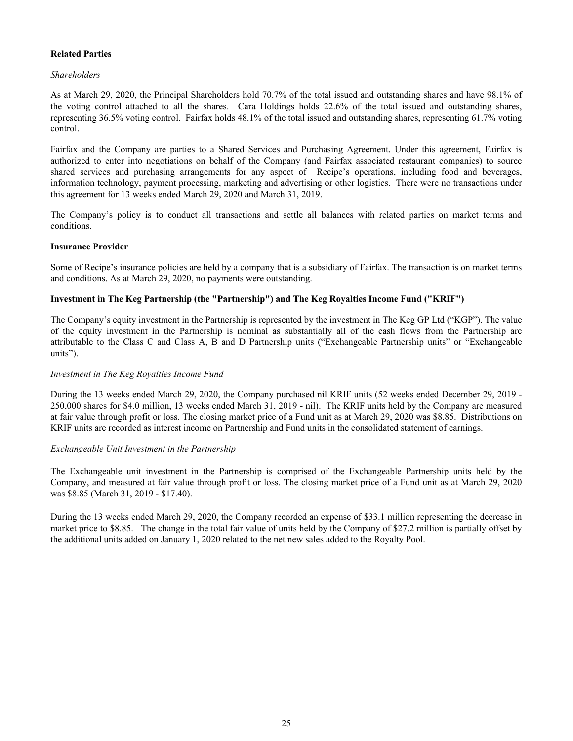**Related Parties**

*Shareholders*

As at March 29, 2020, the Principal Shareholders hold 70.7% of the total issued and outstanding shares and have 98.1% of the voting control attached to all the shares. Cara Holdings holds 22.6% of the total issued and outstanding shares, representing 36.5% voting control. Fairfax holds 48.1% of the total issued and outstanding shares, representing 61.7% voting control.

Fairfax and the Company are parties to a Shared Services and Purchasing Agreement. Under this agreement, Fairfax is authorized to enter into negotiations on behalf of the Company (and Fairfax associated restaurant companies) to source shared services and purchasing arrangements for any aspect of Recipe's operations, including food and beverages, information technology, payment processing, marketing and advertising or other logistics. There were no transactions under this agreement for 13 weeks ended March 29, 2020 and March 31, 2019.

The Company's policy is to conduct all transactions and settle all balances with related parties on market terms and conditions.

**Insurance Provider**

Some of Recipe's insurance policies are held by a company that is a subsidiary of Fairfax. The transaction is on market terms and conditions. As at March 29, 2020, no payments were outstanding.

**Investment in The Keg Partnership (the "Partnership") and The Keg Royalties Income Fund ("KRIF")**

The Company's equity investment in the Partnership is represented by the investment in The Keg GP Ltd ("KGP"). The value of the equity investment in the Partnership is nominal as substantially all of the cash flows from the Partnership are attributable to the Class C and Class A, B and D Partnership units ("Exchangeable Partnership units" or "Exchangeable units").

*Investment in The Keg Royalties Income Fund*

During the 13 weeks ended March 29, 2020, the Company purchased nil KRIF units (52 weeks ended December 29, 2019 - 250,000 shares for $4.0 million, 13 weeks ended March 31, 2019 - nil). The KRIF units held by the Company are measured at fair value through profit or loss. The closing market price of a Fund unit as at March 29, 2020 was $8.85. Distributions on KRIF units are recorded as interest income on Partnership and Fund units in the consolidated statement of earnings.

*Exchangeable Unit Investment in the Partnership*

The Exchangeable unit investment in the Partnership is comprised of the Exchangeable Partnership units held by the Company, and measured at fair value through profit or loss. The closing market price of a Fund unit as at March 29, 2020 was $8.85 (March 31, 2019 - $17.40).

During the 13 weeks ended March 29, 2020, the Company recorded an expense of $33.1 million representing the decrease in market price to $8.85. The change in the total fair value of units held by the Company of $27.2 million is partially offset by the additional units added on January 1, 2020 related to the net new sales added to the Royalty Pool.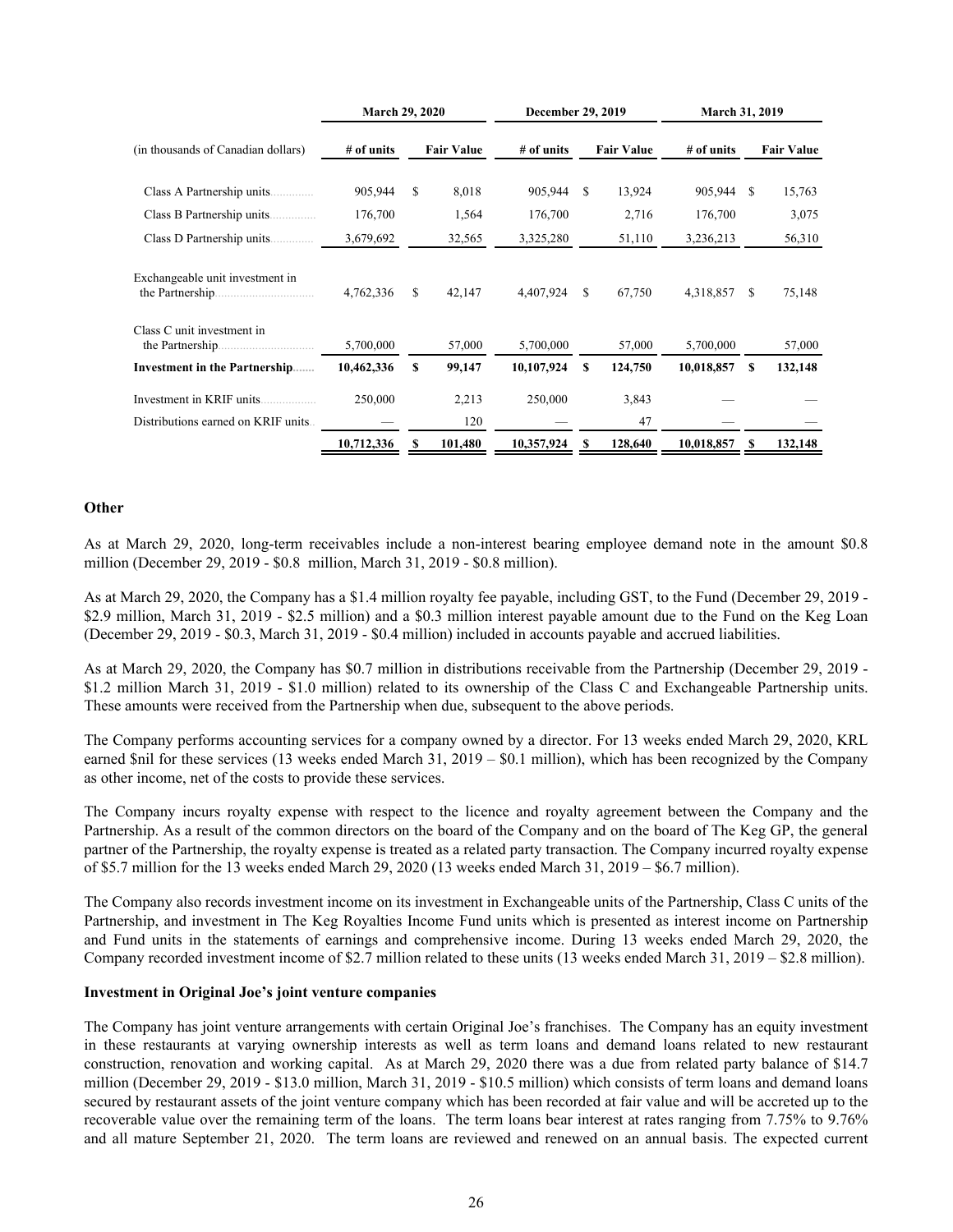| (in thousands of Canadian dollars) | March 29, 2020 | | December 29, 2019 | | March 31, 2019 | |
|---|---|---|---|---|---|---|
| | # of units | Fair Value | # of units | Fair Value | # of units | Fair Value |
| Class A Partnership units | 905,944 | $ 8,018 | 905,944 | $ 13,924 | 905,944 | $ 15,763 |
| Class B Partnership units | 176,700 | 1,564 | 176,700 | 2,716 | 176,700 | 3,075 |
| Class D Partnership units | 3,679,692 | 32,565 | 3,325,280 | 51,110 | 3,236,213 | 56,310 |
| Exchangeable unit investment in the Partnership | 4,762,336 | $ 42,147 | 4,407,924 | $ 67,750 | 4,318,857 | $ 75,148 |
| Class C unit investment in the Partnership | 5,700,000 | 57,000 | 5,700,000 | 57,000 | 5,700,000 | 57,000 |
| **Investment in the Partnership** | **10,462,336** | **$ 99,147** | **10,107,924** | **$ 124,750** | **10,018,857** | **$ 132,148** |
| Investment in KRIF units | 250,000 | 2,213 | 250,000 | 3,843 | — | — |
| Distributions earned on KRIF units | — | 120 | — | 47 | — | — |
| | 10,712,336 | $ 101,480 | 10,357,924 | $ 128,640 | 10,018,857 | $ 132,148 |

**Other**

As at March 29, 2020, long-term receivables include a non-interest bearing employee demand note in the amount $0.8 million (December 29, 2019 - $0.8 million, March 31, 2019 - $0.8 million).

As at March 29, 2020, the Company has a $1.4 million royalty fee payable, including GST, to the Fund (December 29, 2019 - $2.9 million, March 31, 2019 - $2.5 million) and a $0.3 million interest payable amount due to the Fund on the Keg Loan (December 29, 2019 - $0.3, March 31, 2019 - $0.4 million) included in accounts payable and accrued liabilities.

As at March 29, 2020, the Company has $0.7 million in distributions receivable from the Partnership (December 29, 2019 - $1.2 million March 31, 2019 - $1.0 million) related to its ownership of the Class C and Exchangeable Partnership units. These amounts were received from the Partnership when due, subsequent to the above periods.

The Company performs accounting services for a company owned by a director. For 13 weeks ended March 29, 2020, KRL earned $nil for these services (13 weeks ended March 31, 2019 – $0.1 million), which has been recognized by the Company as other income, net of the costs to provide these services.

The Company incurs royalty expense with respect to the licence and royalty agreement between the Company and the Partnership. As a result of the common directors on the board of the Company and on the board of The Keg GP, the general partner of the Partnership, the royalty expense is treated as a related party transaction. The Company incurred royalty expense of $5.7 million for the 13 weeks ended March 29, 2020 (13 weeks ended March 31, 2019 – $6.7 million).

The Company also records investment income on its investment in Exchangeable units of the Partnership, Class C units of the Partnership, and investment in The Keg Royalties Income Fund units which is presented as interest income on Partnership and Fund units in the statements of earnings and comprehensive income. During 13 weeks ended March 29, 2020, the Company recorded investment income of $2.7 million related to these units (13 weeks ended March 31, 2019 – $2.8 million).

**Investment in Original Joe's joint venture companies**

The Company has joint venture arrangements with certain Original Joe's franchises. The Company has an equity investment in these restaurants at varying ownership interests as well as term loans and demand loans related to new restaurant construction, renovation and working capital. As at March 29, 2020 there was a due from related party balance of $14.7 million (December 29, 2019 - $13.0 million, March 31, 2019 - $10.5 million) which consists of term loans and demand loans secured by restaurant assets of the joint venture company which has been recorded at fair value and will be accreted up to the recoverable value over the remaining term of the loans. The term loans bear interest at rates ranging from 7.75% to 9.76% and all mature September 21, 2020. The term loans are reviewed and renewed on an annual basis. The expected current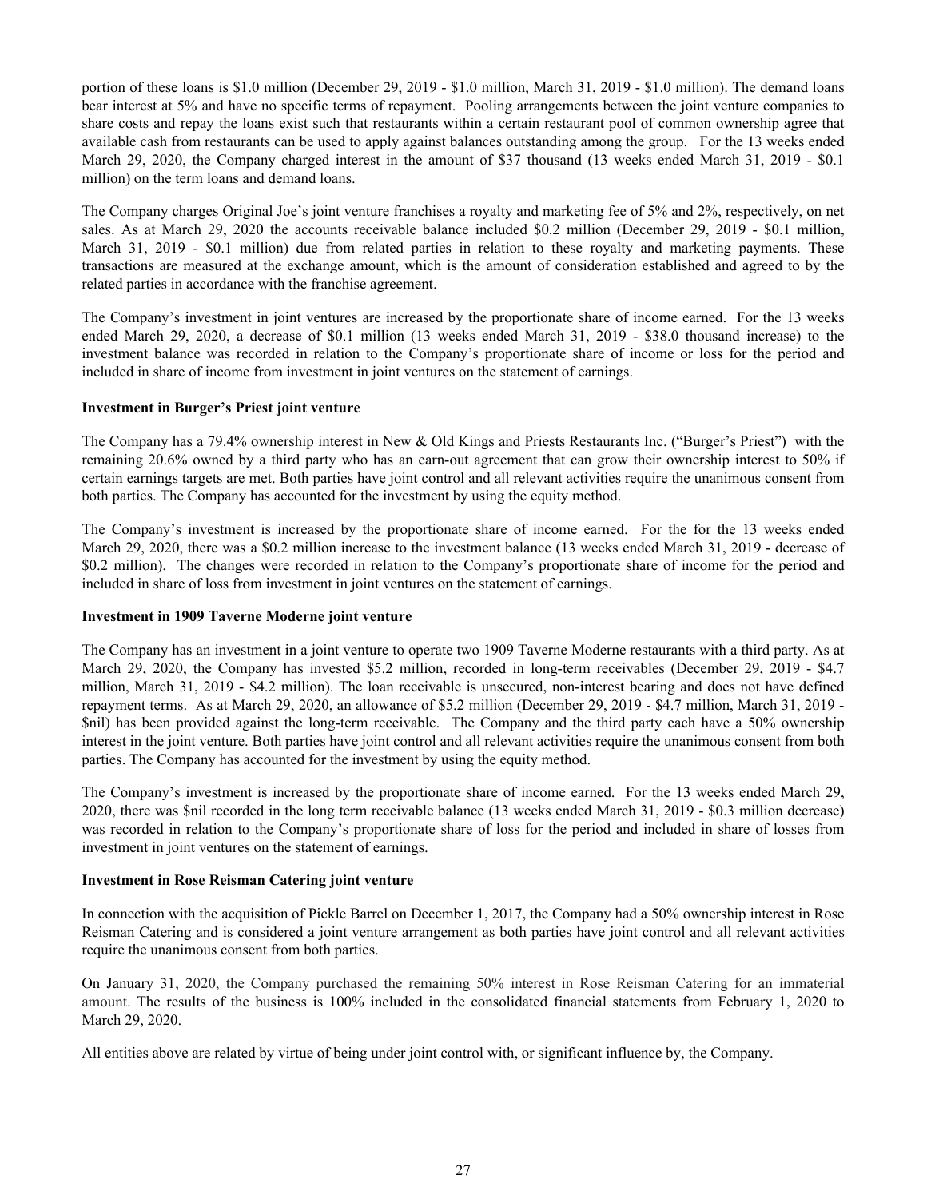portion of these loans is $1.0 million (December 29, 2019 - $1.0 million, March 31, 2019 - $1.0 million). The demand loans bear interest at 5% and have no specific terms of repayment. Pooling arrangements between the joint venture companies to share costs and repay the loans exist such that restaurants within a certain restaurant pool of common ownership agree that available cash from restaurants can be used to apply against balances outstanding among the group. For the 13 weeks ended March 29, 2020, the Company charged interest in the amount of $37 thousand (13 weeks ended March 31, 2019 - $0.1 million) on the term loans and demand loans.

The Company charges Original Joe's joint venture franchises a royalty and marketing fee of 5% and 2%, respectively, on net sales. As at March 29, 2020 the accounts receivable balance included $0.2 million (December 29, 2019 - $0.1 million, March 31, 2019 - $0.1 million) due from related parties in relation to these royalty and marketing payments. These transactions are measured at the exchange amount, which is the amount of consideration established and agreed to by the related parties in accordance with the franchise agreement.

The Company's investment in joint ventures are increased by the proportionate share of income earned. For the 13 weeks ended March 29, 2020, a decrease of $0.1 million (13 weeks ended March 31, 2019 - $38.0 thousand increase) to the investment balance was recorded in relation to the Company's proportionate share of income or loss for the period and included in share of income from investment in joint ventures on the statement of earnings.

**Investment in Burger's Priest joint venture**

The Company has a 79.4% ownership interest in New & Old Kings and Priests Restaurants Inc. ("Burger's Priest") with the remaining 20.6% owned by a third party who has an earn-out agreement that can grow their ownership interest to 50% if certain earnings targets are met. Both parties have joint control and all relevant activities require the unanimous consent from both parties. The Company has accounted for the investment by using the equity method.

The Company's investment is increased by the proportionate share of income earned. For the for the 13 weeks ended March 29, 2020, there was a $0.2 million increase to the investment balance (13 weeks ended March 31, 2019 - decrease of $0.2 million). The changes were recorded in relation to the Company's proportionate share of income for the period and included in share of loss from investment in joint ventures on the statement of earnings.

**Investment in 1909 Taverne Moderne joint venture**

The Company has an investment in a joint venture to operate two 1909 Taverne Moderne restaurants with a third party. As at March 29, 2020, the Company has invested $5.2 million, recorded in long-term receivables (December 29, 2019 - $4.7 million, March 31, 2019 - $4.2 million). The loan receivable is unsecured, non-interest bearing and does not have defined repayment terms. As at March 29, 2020, an allowance of $5.2 million (December 29, 2019 - $4.7 million, March 31, 2019 - $nil) has been provided against the long-term receivable. The Company and the third party each have a 50% ownership interest in the joint venture. Both parties have joint control and all relevant activities require the unanimous consent from both parties. The Company has accounted for the investment by using the equity method.

The Company's investment is increased by the proportionate share of income earned. For the 13 weeks ended March 29, 2020, there was $nil recorded in the long term receivable balance (13 weeks ended March 31, 2019 - $0.3 million decrease) was recorded in relation to the Company's proportionate share of loss for the period and included in share of losses from investment in joint ventures on the statement of earnings.

**Investment in Rose Reisman Catering joint venture**

In connection with the acquisition of Pickle Barrel on December 1, 2017, the Company had a 50% ownership interest in Rose Reisman Catering and is considered a joint venture arrangement as both parties have joint control and all relevant activities require the unanimous consent from both parties.

On January 31, 2020, the Company purchased the remaining 50% interest in Rose Reisman Catering for an immaterial amount. The results of the business is 100% included in the consolidated financial statements from February 1, 2020 to March 29, 2020.

All entities above are related by virtue of being under joint control with, or significant influence by, the Company.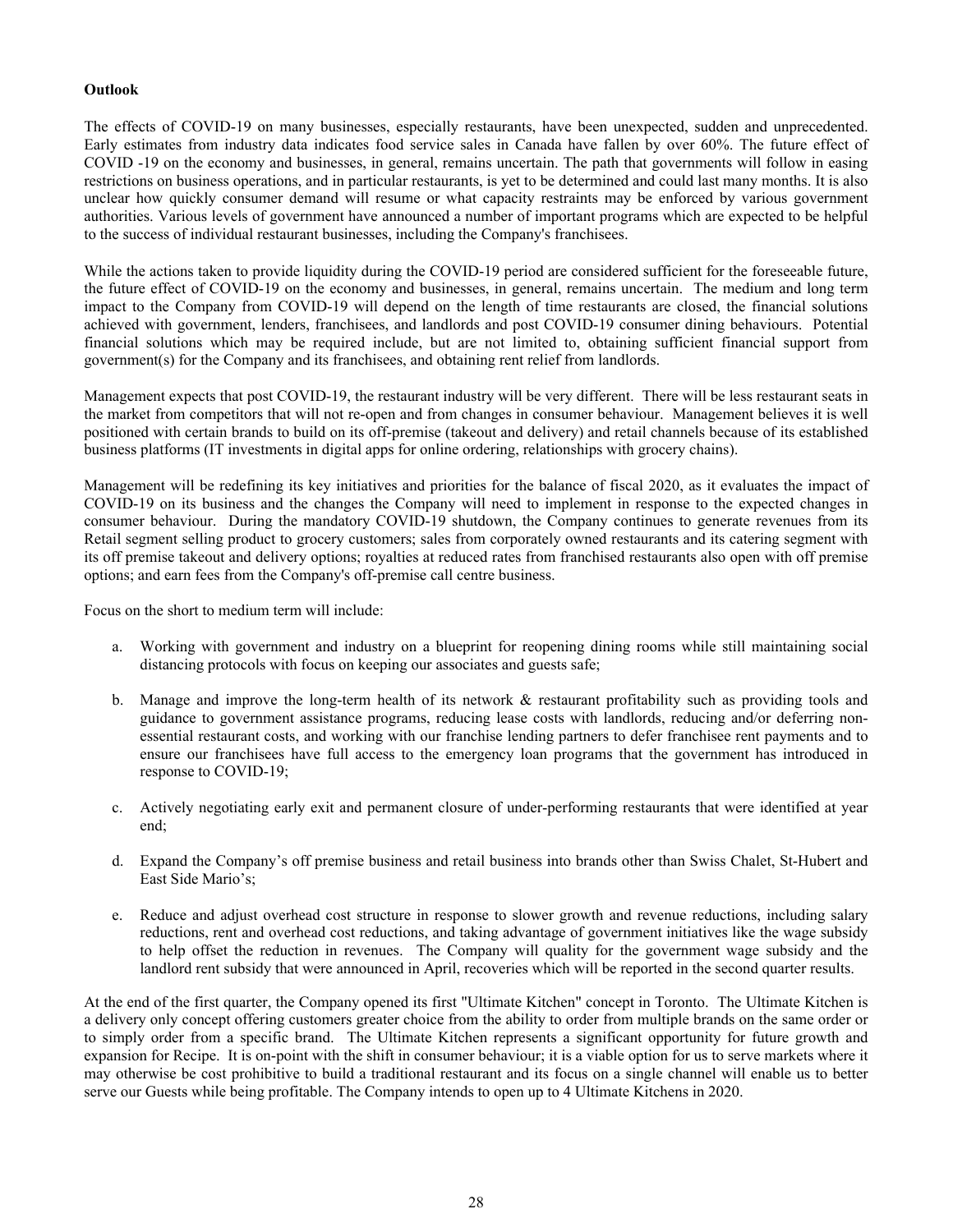**Outlook**

The effects of COVID-19 on many businesses, especially restaurants, have been unexpected, sudden and unprecedented. Early estimates from industry data indicates food service sales in Canada have fallen by over 60%. The future effect of COVID -19 on the economy and businesses, in general, remains uncertain. The path that governments will follow in easing restrictions on business operations, and in particular restaurants, is yet to be determined and could last many months. It is also unclear how quickly consumer demand will resume or what capacity restraints may be enforced by various government authorities. Various levels of government have announced a number of important programs which are expected to be helpful to the success of individual restaurant businesses, including the Company's franchisees.

While the actions taken to provide liquidity during the COVID-19 period are considered sufficient for the foreseeable future, the future effect of COVID-19 on the economy and businesses, in general, remains uncertain. The medium and long term impact to the Company from COVID-19 will depend on the length of time restaurants are closed, the financial solutions achieved with government, lenders, franchisees, and landlords and post COVID-19 consumer dining behaviours. Potential financial solutions which may be required include, but are not limited to, obtaining sufficient financial support from government(s) for the Company and its franchisees, and obtaining rent relief from landlords.

Management expects that post COVID-19, the restaurant industry will be very different. There will be less restaurant seats in the market from competitors that will not re-open and from changes in consumer behaviour. Management believes it is well positioned with certain brands to build on its off-premise (takeout and delivery) and retail channels because of its established business platforms (IT investments in digital apps for online ordering, relationships with grocery chains).

Management will be redefining its key initiatives and priorities for the balance of fiscal 2020, as it evaluates the impact of COVID-19 on its business and the changes the Company will need to implement in response to the expected changes in consumer behaviour. During the mandatory COVID-19 shutdown, the Company continues to generate revenues from its Retail segment selling product to grocery customers; sales from corporately owned restaurants and its catering segment with its off premise takeout and delivery options; royalties at reduced rates from franchised restaurants also open with off premise options; and earn fees from the Company's off-premise call centre business.

Focus on the short to medium term will include:

a. Working with government and industry on a blueprint for reopening dining rooms while still maintaining social distancing protocols with focus on keeping our associates and guests safe;

b. Manage and improve the long-term health of its network & restaurant profitability such as providing tools and guidance to government assistance programs, reducing lease costs with landlords, reducing and/or deferring non-essential restaurant costs, and working with our franchise lending partners to defer franchisee rent payments and to ensure our franchisees have full access to the emergency loan programs that the government has introduced in response to COVID-19;

c. Actively negotiating early exit and permanent closure of under-performing restaurants that were identified at year end;

d. Expand the Company's off premise business and retail business into brands other than Swiss Chalet, St-Hubert and East Side Mario's;

e. Reduce and adjust overhead cost structure in response to slower growth and revenue reductions, including salary reductions, rent and overhead cost reductions, and taking advantage of government initiatives like the wage subsidy to help offset the reduction in revenues. The Company will quality for the government wage subsidy and the landlord rent subsidy that were announced in April, recoveries which will be reported in the second quarter results.

At the end of the first quarter, the Company opened its first "Ultimate Kitchen" concept in Toronto. The Ultimate Kitchen is a delivery only concept offering customers greater choice from the ability to order from multiple brands on the same order or to simply order from a specific brand. The Ultimate Kitchen represents a significant opportunity for future growth and expansion for Recipe. It is on-point with the shift in consumer behaviour; it is a viable option for us to serve markets where it may otherwise be cost prohibitive to build a traditional restaurant and its focus on a single channel will enable us to better serve our Guests while being profitable. The Company intends to open up to 4 Ultimate Kitchens in 2020.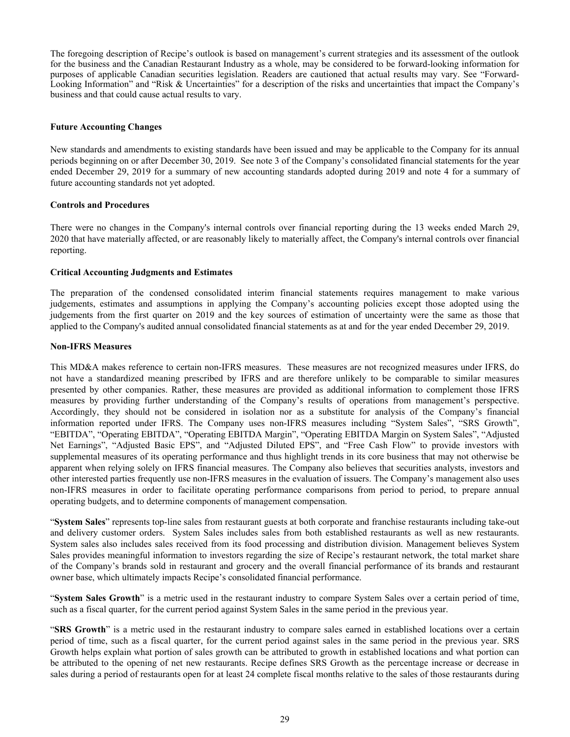The foregoing description of Recipe's outlook is based on management's current strategies and its assessment of the outlook for the business and the Canadian Restaurant Industry as a whole, may be considered to be forward-looking information for purposes of applicable Canadian securities legislation. Readers are cautioned that actual results may vary. See "Forward-Looking Information" and "Risk & Uncertainties" for a description of the risks and uncertainties that impact the Company's business and that could cause actual results to vary.

**Future Accounting Changes**

New standards and amendments to existing standards have been issued and may be applicable to the Company for its annual periods beginning on or after December 30, 2019. See note 3 of the Company's consolidated financial statements for the year ended December 29, 2019 for a summary of new accounting standards adopted during 2019 and note 4 for a summary of future accounting standards not yet adopted.

**Controls and Procedures**

There were no changes in the Company's internal controls over financial reporting during the 13 weeks ended March 29, 2020 that have materially affected, or are reasonably likely to materially affect, the Company's internal controls over financial reporting.

**Critical Accounting Judgments and Estimates**

The preparation of the condensed consolidated interim financial statements requires management to make various judgements, estimates and assumptions in applying the Company's accounting policies except those adopted using the judgements from the first quarter on 2019 and the key sources of estimation of uncertainty were the same as those that applied to the Company's audited annual consolidated financial statements as at and for the year ended December 29, 2019.

**Non-IFRS Measures**

This MD&A makes reference to certain non-IFRS measures. These measures are not recognized measures under IFRS, do not have a standardized meaning prescribed by IFRS and are therefore unlikely to be comparable to similar measures presented by other companies. Rather, these measures are provided as additional information to complement those IFRS measures by providing further understanding of the Company's results of operations from management's perspective. Accordingly, they should not be considered in isolation nor as a substitute for analysis of the Company's financial information reported under IFRS. The Company uses non-IFRS measures including "System Sales", "SRS Growth", "EBITDA", "Operating EBITDA", "Operating EBITDA Margin", "Operating EBITDA Margin on System Sales", "Adjusted Net Earnings", "Adjusted Basic EPS", and "Adjusted Diluted EPS", and "Free Cash Flow" to provide investors with supplemental measures of its operating performance and thus highlight trends in its core business that may not otherwise be apparent when relying solely on IFRS financial measures. The Company also believes that securities analysts, investors and other interested parties frequently use non-IFRS measures in the evaluation of issuers. The Company's management also uses non-IFRS measures in order to facilitate operating performance comparisons from period to period, to prepare annual operating budgets, and to determine components of management compensation.

"**System Sales**" represents top-line sales from restaurant guests at both corporate and franchise restaurants including take-out and delivery customer orders. System Sales includes sales from both established restaurants as well as new restaurants. System sales also includes sales received from its food processing and distribution division. Management believes System Sales provides meaningful information to investors regarding the size of Recipe's restaurant network, the total market share of the Company's brands sold in restaurant and grocery and the overall financial performance of its brands and restaurant owner base, which ultimately impacts Recipe's consolidated financial performance.

"**System Sales Growth**" is a metric used in the restaurant industry to compare System Sales over a certain period of time, such as a fiscal quarter, for the current period against System Sales in the same period in the previous year.

"**SRS Growth**" is a metric used in the restaurant industry to compare sales earned in established locations over a certain period of time, such as a fiscal quarter, for the current period against sales in the same period in the previous year. SRS Growth helps explain what portion of sales growth can be attributed to growth in established locations and what portion can be attributed to the opening of net new restaurants. Recipe defines SRS Growth as the percentage increase or decrease in sales during a period of restaurants open for at least 24 complete fiscal months relative to the sales of those restaurants during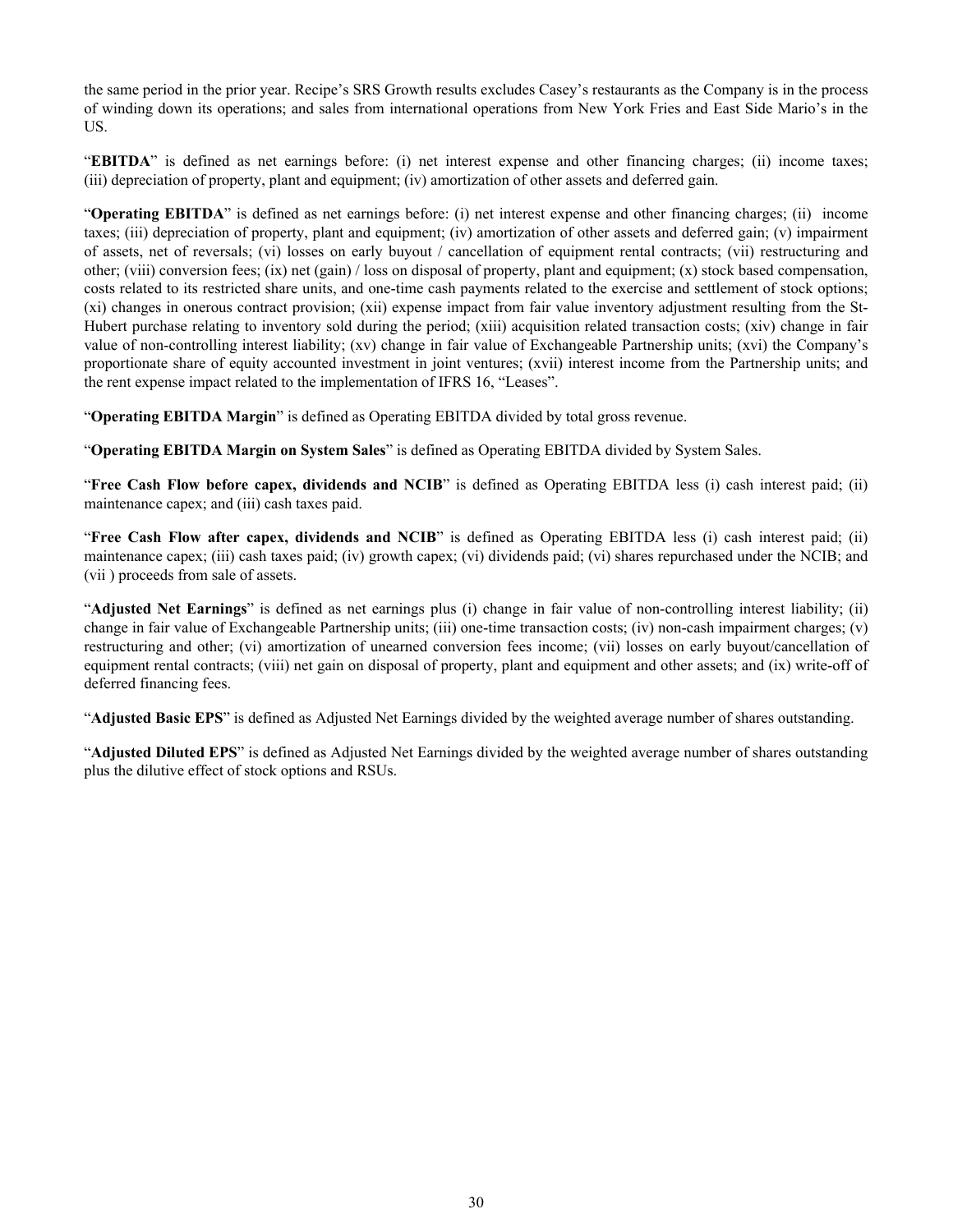the same period in the prior year. Recipe's SRS Growth results excludes Casey's restaurants as the Company is in the process of winding down its operations; and sales from international operations from New York Fries and East Side Mario's in the US.

"**EBITDA**" is defined as net earnings before: (i) net interest expense and other financing charges; (ii) income taxes; (iii) depreciation of property, plant and equipment; (iv) amortization of other assets and deferred gain.

"**Operating EBITDA**" is defined as net earnings before: (i) net interest expense and other financing charges; (ii) income taxes; (iii) depreciation of property, plant and equipment; (iv) amortization of other assets and deferred gain; (v) impairment of assets, net of reversals; (vi) losses on early buyout / cancellation of equipment rental contracts; (vii) restructuring and other; (viii) conversion fees; (ix) net (gain) / loss on disposal of property, plant and equipment; (x) stock based compensation, costs related to its restricted share units, and one-time cash payments related to the exercise and settlement of stock options; (xi) changes in onerous contract provision; (xii) expense impact from fair value inventory adjustment resulting from the St-Hubert purchase relating to inventory sold during the period; (xiii) acquisition related transaction costs; (xiv) change in fair value of non-controlling interest liability; (xv) change in fair value of Exchangeable Partnership units; (xvi) the Company's proportionate share of equity accounted investment in joint ventures; (xvii) interest income from the Partnership units; and the rent expense impact related to the implementation of IFRS 16, "Leases".

"**Operating EBITDA Margin**" is defined as Operating EBITDA divided by total gross revenue.

"**Operating EBITDA Margin on System Sales**" is defined as Operating EBITDA divided by System Sales.

"**Free Cash Flow before capex, dividends and NCIB**" is defined as Operating EBITDA less (i) cash interest paid; (ii) maintenance capex; and (iii) cash taxes paid.

"**Free Cash Flow after capex, dividends and NCIB**" is defined as Operating EBITDA less (i) cash interest paid; (ii) maintenance capex; (iii) cash taxes paid; (iv) growth capex; (vi) dividends paid; (vi) shares repurchased under the NCIB; and (vii ) proceeds from sale of assets.

"**Adjusted Net Earnings**" is defined as net earnings plus (i) change in fair value of non-controlling interest liability; (ii) change in fair value of Exchangeable Partnership units; (iii) one-time transaction costs; (iv) non-cash impairment charges; (v) restructuring and other; (vi) amortization of unearned conversion fees income; (vii) losses on early buyout/cancellation of equipment rental contracts; (viii) net gain on disposal of property, plant and equipment and other assets; and (ix) write-off of deferred financing fees.

"**Adjusted Basic EPS**" is defined as Adjusted Net Earnings divided by the weighted average number of shares outstanding.

"**Adjusted Diluted EPS**" is defined as Adjusted Net Earnings divided by the weighted average number of shares outstanding plus the dilutive effect of stock options and RSUs.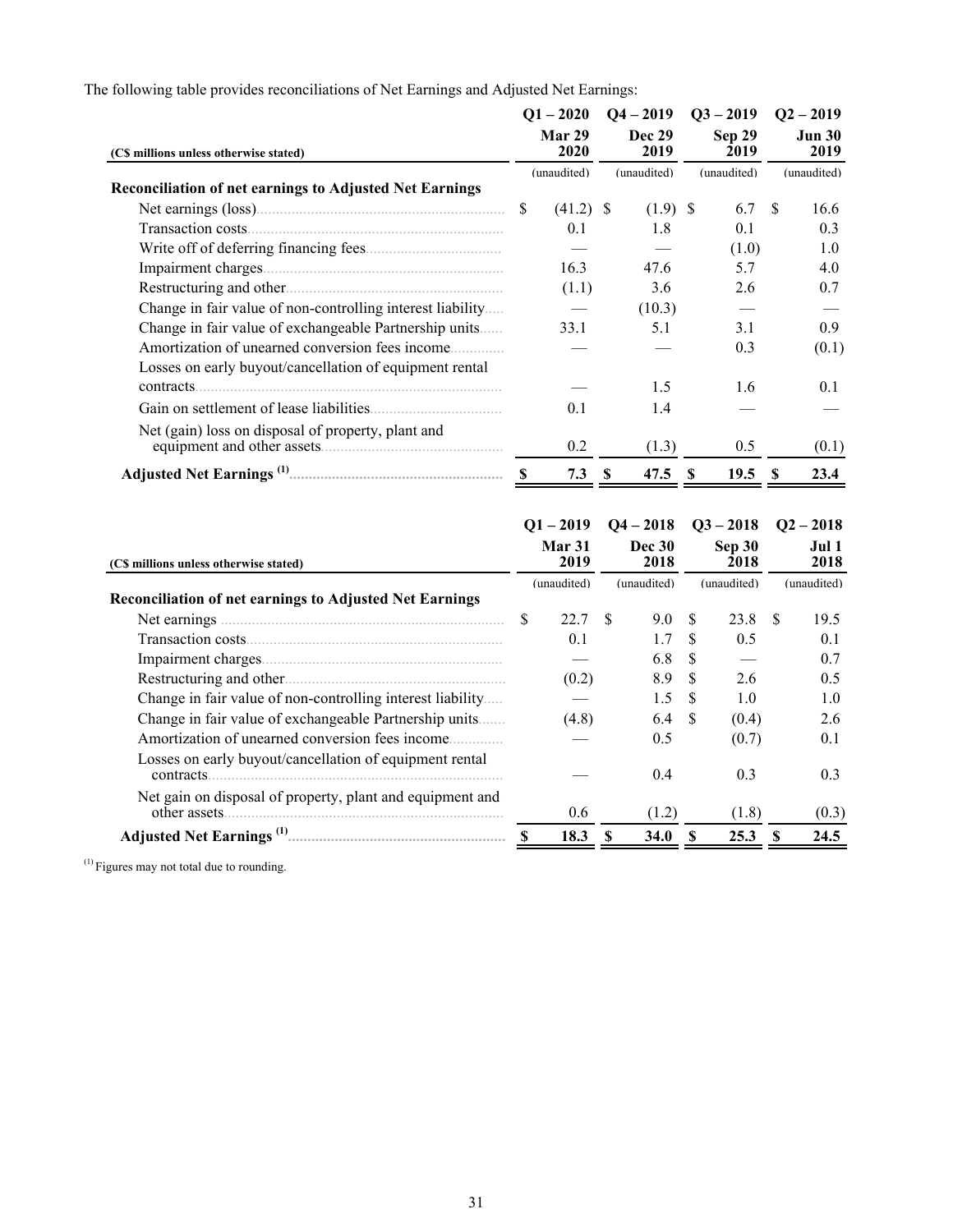The following table provides reconciliations of Net Earnings and Adjusted Net Earnings:

| (C$ millions unless otherwise stated) | Q1 – 2020<br>Mar 29<br>2020 | Q4 – 2019<br>Dec 29<br>2019 | Q3 – 2019<br>Sep 29<br>2019 | Q2 – 2019<br>Jun 30<br>2019 |
|---|---|---|---|---|
| | (unaudited) | (unaudited) | (unaudited) | (unaudited) |
| **Reconciliation of net earnings to Adjusted Net Earnings** | | | | |
| Net earnings (loss) | $ (41.2) | $ (1.9) | $ 6.7 | $ 16.6 |
| Transaction costs | 0.1 | 1.8 | 0.1 | 0.3 |
| Write off of deferring financing fees | — | — | (1.0) | 1.0 |
| Impairment charges | 16.3 | 47.6 | 5.7 | 4.0 |
| Restructuring and other | (1.1) | 3.6 | 2.6 | 0.7 |
| Change in fair value of non-controlling interest liability | — | (10.3) | — | — |
| Change in fair value of exchangeable Partnership units | 33.1 | 5.1 | 3.1 | 0.9 |
| Amortization of unearned conversion fees income | — | — | 0.3 | (0.1) |
| Losses on early buyout/cancellation of equipment rental contracts | — | 1.5 | 1.6 | 0.1 |
| Gain on settlement of lease liabilities | 0.1 | 1.4 | — | — |
| Net (gain) loss on disposal of property, plant and equipment and other assets | 0.2 | (1.3) | 0.5 | (0.1) |
| **Adjusted Net Earnings (1)** | **$ 7.3** | **$ 47.5** | **$ 19.5** | **$ 23.4** |

| (C$ millions unless otherwise stated) | Q1 – 2019<br>Mar 31<br>2019 | Q4 – 2018<br>Dec 30<br>2018 | Q3 – 2018<br>Sep 30<br>2018 | Q2 – 2018<br>Jul 1<br>2018 |
|---|---|---|---|---|
| | (unaudited) | (unaudited) | (unaudited) | (unaudited) |
| **Reconciliation of net earnings to Adjusted Net Earnings** | | | | |
| Net earnings | $ 22.7 | $ 9.0 | $ 23.8 | $ 19.5 |
| Transaction costs | 0.1 | 1.7 | $ 0.5 | 0.1 |
| Impairment charges | — | 6.8 | $ — | 0.7 |
| Restructuring and other | (0.2) | 8.9 | $ 2.6 | 0.5 |
| Change in fair value of non-controlling interest liability | — | 1.5 | $ 1.0 | 1.0 |
| Change in fair value of exchangeable Partnership units | (4.8) | 6.4 | $ (0.4) | 2.6 |
| Amortization of unearned conversion fees income | — | 0.5 | (0.7) | 0.1 |
| Losses on early buyout/cancellation of equipment rental contracts | — | 0.4 | 0.3 | 0.3 |
| Net gain on disposal of property, plant and equipment and other assets | 0.6 | (1.2) | (1.8) | (0.3) |
| **Adjusted Net Earnings (1)** | **$ 18.3** | **$ 34.0** | **$ 25.3** | **$ 24.5** |

(1) Figures may not total due to rounding.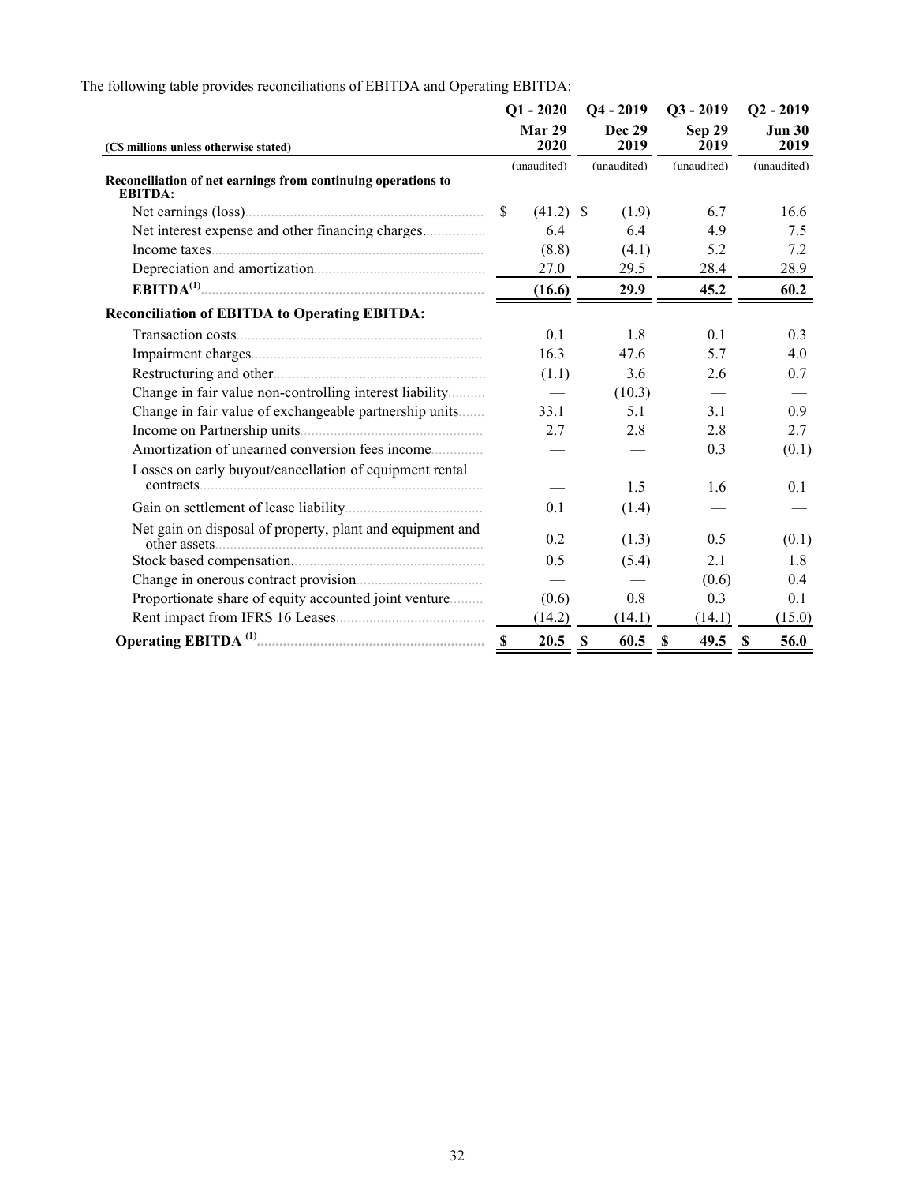The following table provides reconciliations of EBITDA and Operating EBITDA:

| (C$ millions unless otherwise stated) | Q1 - 2020 Mar 29 2020 | Q4 - 2019 Dec 29 2019 | Q3 - 2019 Sep 29 2019 | Q2 - 2019 Jun 30 2019 |
|---|---|---|---|---|
| | (unaudited) | (unaudited) | (unaudited) | (unaudited) |
| **Reconciliation of net earnings from continuing operations to EBITDA:** | | | | |
| Net earnings (loss) | $ (41.2) | $ (1.9) | 6.7 | 16.6 |
| Net interest expense and other financing charges | 6.4 | 6.4 | 4.9 | 7.5 |
| Income taxes | (8.8) | (4.1) | 5.2 | 7.2 |
| Depreciation and amortization | 27.0 | 29.5 | 28.4 | 28.9 |
| **EBITDA[(1)]** | **(16.6)** | **29.9** | **45.2** | **60.2** |
| **Reconciliation of EBITDA to Operating EBITDA:** | | | | |
| Transaction costs | 0.1 | 1.8 | 0.1 | 0.3 |
| Impairment charges | 16.3 | 47.6 | 5.7 | 4.0 |
| Restructuring and other | (1.1) | 3.6 | 2.6 | 0.7 |
| Change in fair value non-controlling interest liability | — | (10.3) | — | — |
| Change in fair value of exchangeable partnership units | 33.1 | 5.1 | 3.1 | 0.9 |
| Income on Partnership units | 2.7 | 2.8 | 2.8 | 2.7 |
| Amortization of unearned conversion fees income | — | — | 0.3 | (0.1) |
| Losses on early buyout/cancellation of equipment rental contracts | — | 1.5 | 1.6 | 0.1 |
| Gain on settlement of lease liability | 0.1 | (1.4) | — | — |
| Net gain on disposal of property, plant and equipment and other assets | 0.2 | (1.3) | 0.5 | (0.1) |
| Stock based compensation | 0.5 | (5.4) | 2.1 | 1.8 |
| Change in onerous contract provision | — | — | (0.6) | 0.4 |
| Proportionate share of equity accounted joint venture | (0.6) | 0.8 | 0.3 | 0.1 |
| Rent impact from IFRS 16 Leases | (14.2) | (14.1) | (14.1) | (15.0) |
| **Operating EBITDA [(1)]** | **$ 20.5** | **$ 60.5** | **$ 49.5** | **$ 56.0** |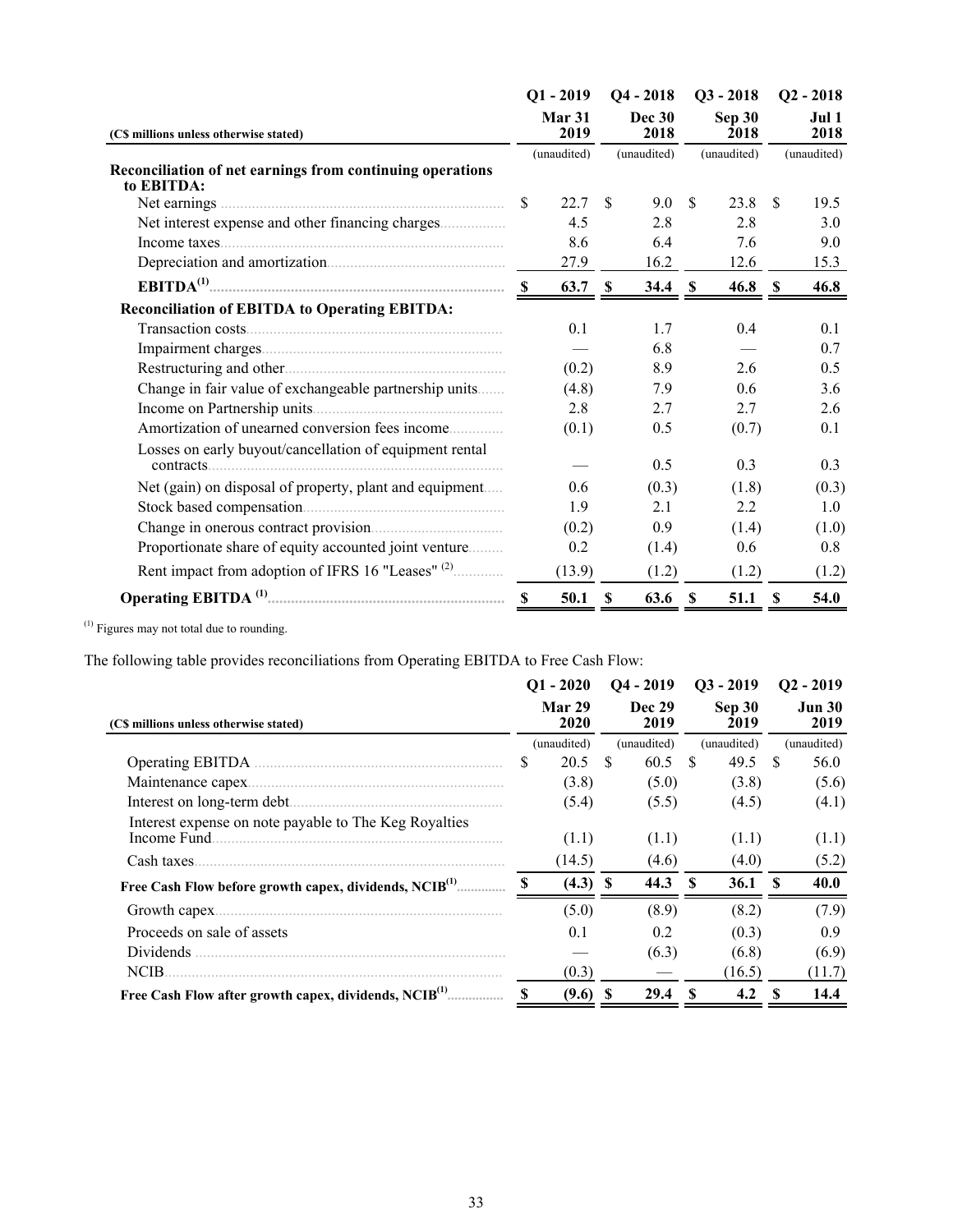| (C$ millions unless otherwise stated) | Q1 - 2019 | Q4 - 2018 | Q3 - 2018 | Q2 - 2018 |
|---|---|---|---|---|
| | Mar 31 2019 | Dec 30 2018 | Sep 30 2018 | Jul 1 2018 |
| | (unaudited) | (unaudited) | (unaudited) | (unaudited) |
| **Reconciliation of net earnings from continuing operations to EBITDA:** | | | | |
| Net earnings | $ 22.7 | $ 9.0 | $ 23.8 | $ 19.5 |
| Net interest expense and other financing charges | 4.5 | 2.8 | 2.8 | 3.0 |
| Income taxes | 8.6 | 6.4 | 7.6 | 9.0 |
| Depreciation and amortization | 27.9 | 16.2 | 12.6 | 15.3 |
| **EBITDA[1]** | **$ 63.7** | **$ 34.4** | **$ 46.8** | **$ 46.8** |
| **Reconciliation of EBITDA to Operating EBITDA:** | | | | |
| Transaction costs | 0.1 | 1.7 | 0.4 | 0.1 |
| Impairment charges | — | 6.8 | — | 0.7 |
| Restructuring and other | (0.2) | 8.9 | 2.6 | 0.5 |
| Change in fair value of exchangeable partnership units | (4.8) | 7.9 | 0.6 | 3.6 |
| Income on Partnership units | 2.8 | 2.7 | 2.7 | 2.6 |
| Amortization of unearned conversion fees income | (0.1) | 0.5 | (0.7) | 0.1 |
| Losses on early buyout/cancellation of equipment rental contracts | — | 0.5 | 0.3 | 0.3 |
| Net (gain) on disposal of property, plant and equipment | 0.6 | (0.3) | (1.8) | (0.3) |
| Stock based compensation | 1.9 | 2.1 | 2.2 | 1.0 |
| Change in onerous contract provision | (0.2) | 0.9 | (1.4) | (1.0) |
| Proportionate share of equity accounted joint venture | 0.2 | (1.4) | 0.6 | 0.8 |
| Rent impact from adoption of IFRS 16 "Leases" [2] | (13.9) | (1.2) | (1.2) | (1.2) |
| **Operating EBITDA [1]** | **$ 50.1** | **$ 63.6** | **$ 51.1** | **$ 54.0** |

[1] Figures may not total due to rounding.

The following table provides reconciliations from Operating EBITDA to Free Cash Flow:

| (C$ millions unless otherwise stated) | Q1 - 2020 | Q4 - 2019 | Q3 - 2019 | Q2 - 2019 |
|---|---|---|---|---|
| | Mar 29 2020 | Dec 29 2019 | Sep 30 2019 | Jun 30 2019 |
| | (unaudited) | (unaudited) | (unaudited) | (unaudited) |
| Operating EBITDA | $ 20.5 | $ 60.5 | $ 49.5 | $ 56.0 |
| Maintenance capex | (3.8) | (5.0) | (3.8) | (5.6) |
| Interest on long-term debt | (5.4) | (5.5) | (4.5) | (4.1) |
| Interest expense on note payable to The Keg Royalties Income Fund | (1.1) | (1.1) | (1.1) | (1.1) |
| Cash taxes | (14.5) | (4.6) | (4.0) | (5.2) |
| **Free Cash Flow before growth capex, dividends, NCIB[1]** | **$ (4.3)** | **$ 44.3** | **$ 36.1** | **$ 40.0** |
| Growth capex | (5.0) | (8.9) | (8.2) | (7.9) |
| Proceeds on sale of assets | 0.1 | 0.2 | (0.3) | 0.9 |
| Dividends | — | (6.3) | (6.8) | (6.9) |
| NCIB | (0.3) | — | (16.5) | (11.7) |
| **Free Cash Flow after growth capex, dividends, NCIB[1]** | **$ (9.6)** | **$ 29.4** | **$ 4.2** | **$ 14.4** |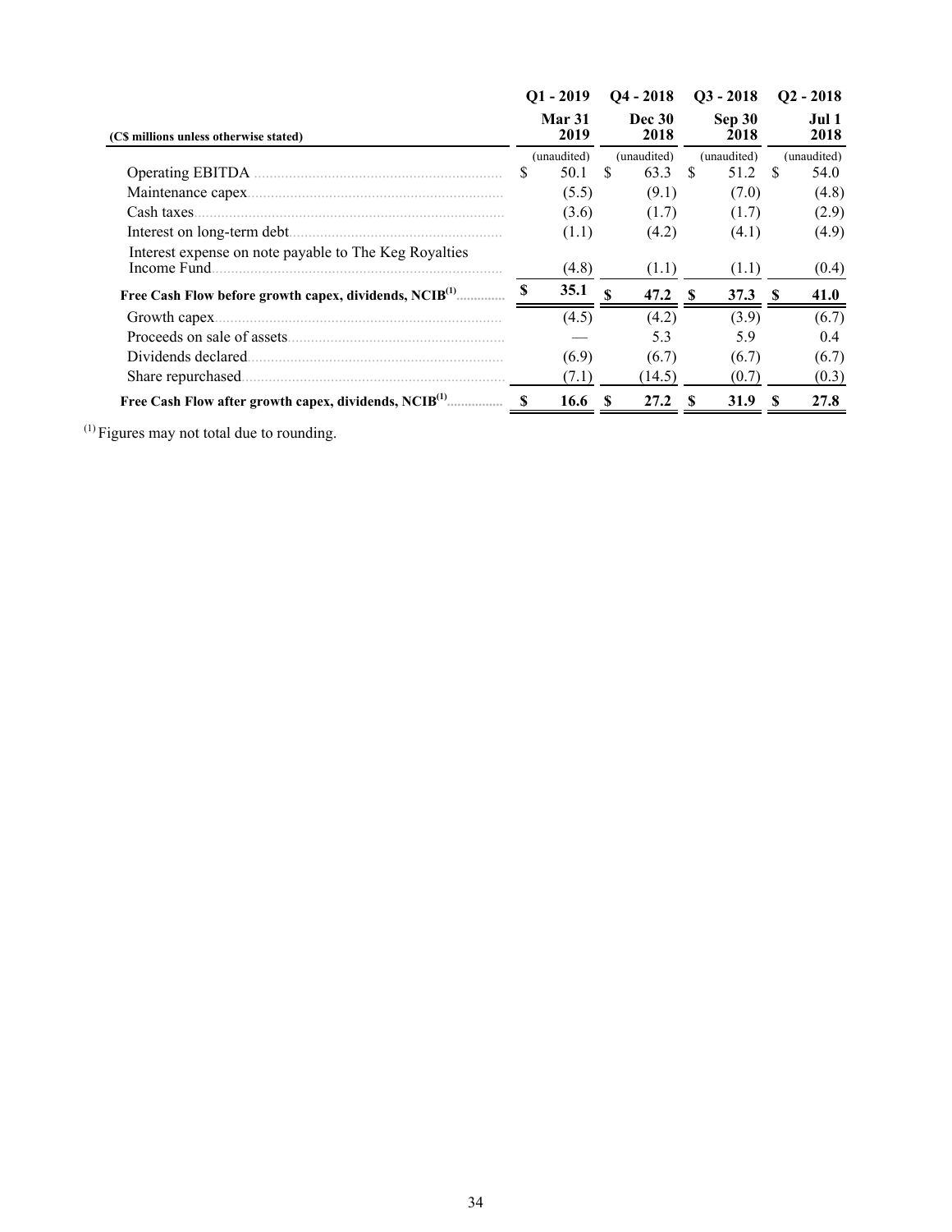| (C$ millions unless otherwise stated) | Q1 - 2019<br>Mar 31 2019 | Q4 - 2018<br>Dec 30 2018 | Q3 - 2018<br>Sep 30 2018 | Q2 - 2018<br>Jul 1 2018 |
|---|---|---|---|---|
| | (unaudited) | (unaudited) | (unaudited) | (unaudited) |
| Operating EBITDA | $ 50.1 | $ 63.3 | $ 51.2 | $ 54.0 |
| Maintenance capex | (5.5) | (9.1) | (7.0) | (4.8) |
| Cash taxes | (3.6) | (1.7) | (1.7) | (2.9) |
| Interest on long-term debt | (1.1) | (4.2) | (4.1) | (4.9) |
| Interest expense on note payable to The Keg Royalties Income Fund | (4.8) | (1.1) | (1.1) | (0.4) |
| **Free Cash Flow before growth capex, dividends, NCIB[(1)]** | **$ 35.1** | **$ 47.2** | **$ 37.3** | **$ 41.0** |
| Growth capex | (4.5) | (4.2) | (3.9) | (6.7) |
| Proceeds on sale of assets | — | 5.3 | 5.9 | 0.4 |
| Dividends declared | (6.9) | (6.7) | (6.7) | (6.7) |
| Share repurchased | (7.1) | (14.5) | (0.7) | (0.3) |
| **Free Cash Flow after growth capex, dividends, NCIB[(1)]** | **$ 16.6** | **$ 27.2** | **$ 31.9** | **$ 27.8** |

[(1)] Figures may not total due to rounding.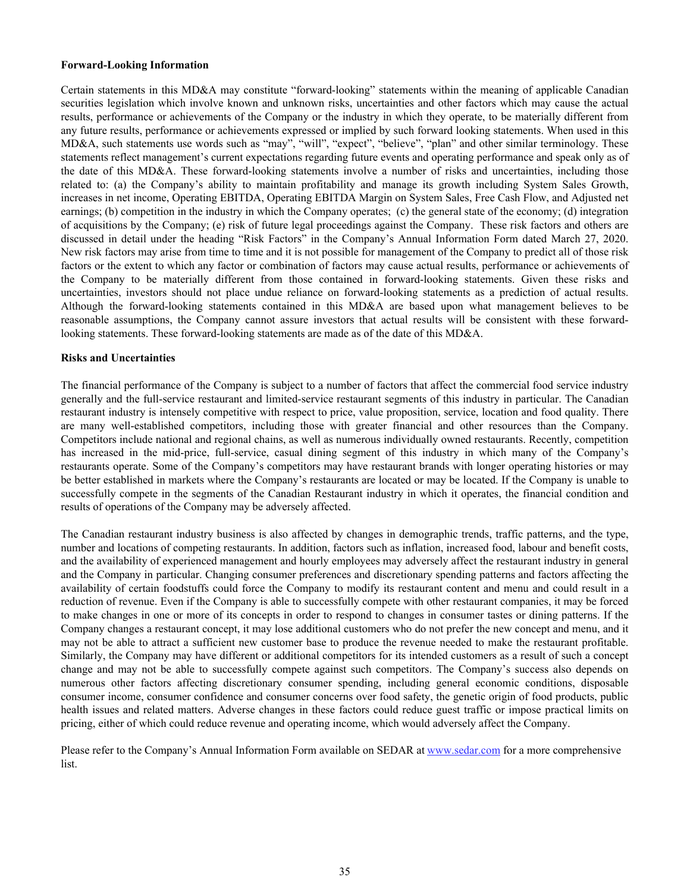**Forward-Looking Information**

Certain statements in this MD&A may constitute "forward-looking" statements within the meaning of applicable Canadian securities legislation which involve known and unknown risks, uncertainties and other factors which may cause the actual results, performance or achievements of the Company or the industry in which they operate, to be materially different from any future results, performance or achievements expressed or implied by such forward looking statements. When used in this MD&A, such statements use words such as "may", "will", "expect", "believe", "plan" and other similar terminology. These statements reflect management's current expectations regarding future events and operating performance and speak only as of the date of this MD&A. These forward-looking statements involve a number of risks and uncertainties, including those related to: (a) the Company's ability to maintain profitability and manage its growth including System Sales Growth, increases in net income, Operating EBITDA, Operating EBITDA Margin on System Sales, Free Cash Flow, and Adjusted net earnings; (b) competition in the industry in which the Company operates; (c) the general state of the economy; (d) integration of acquisitions by the Company; (e) risk of future legal proceedings against the Company. These risk factors and others are discussed in detail under the heading "Risk Factors" in the Company's Annual Information Form dated March 27, 2020. New risk factors may arise from time to time and it is not possible for management of the Company to predict all of those risk factors or the extent to which any factor or combination of factors may cause actual results, performance or achievements of the Company to be materially different from those contained in forward-looking statements. Given these risks and uncertainties, investors should not place undue reliance on forward-looking statements as a prediction of actual results. Although the forward-looking statements contained in this MD&A are based upon what management believes to be reasonable assumptions, the Company cannot assure investors that actual results will be consistent with these forward-looking statements. These forward-looking statements are made as of the date of this MD&A.

**Risks and Uncertainties**

The financial performance of the Company is subject to a number of factors that affect the commercial food service industry generally and the full-service restaurant and limited-service restaurant segments of this industry in particular. The Canadian restaurant industry is intensely competitive with respect to price, value proposition, service, location and food quality. There are many well-established competitors, including those with greater financial and other resources than the Company. Competitors include national and regional chains, as well as numerous individually owned restaurants. Recently, competition has increased in the mid-price, full-service, casual dining segment of this industry in which many of the Company's restaurants operate. Some of the Company's competitors may have restaurant brands with longer operating histories or may be better established in markets where the Company's restaurants are located or may be located. If the Company is unable to successfully compete in the segments of the Canadian Restaurant industry in which it operates, the financial condition and results of operations of the Company may be adversely affected.

The Canadian restaurant industry business is also affected by changes in demographic trends, traffic patterns, and the type, number and locations of competing restaurants. In addition, factors such as inflation, increased food, labour and benefit costs, and the availability of experienced management and hourly employees may adversely affect the restaurant industry in general and the Company in particular. Changing consumer preferences and discretionary spending patterns and factors affecting the availability of certain foodstuffs could force the Company to modify its restaurant content and menu and could result in a reduction of revenue. Even if the Company is able to successfully compete with other restaurant companies, it may be forced to make changes in one or more of its concepts in order to respond to changes in consumer tastes or dining patterns. If the Company changes a restaurant concept, it may lose additional customers who do not prefer the new concept and menu, and it may not be able to attract a sufficient new customer base to produce the revenue needed to make the restaurant profitable. Similarly, the Company may have different or additional competitors for its intended customers as a result of such a concept change and may not be able to successfully compete against such competitors. The Company's success also depends on numerous other factors affecting discretionary consumer spending, including general economic conditions, disposable consumer income, consumer confidence and consumer concerns over food safety, the genetic origin of food products, public health issues and related matters. Adverse changes in these factors could reduce guest traffic or impose practical limits on pricing, either of which could reduce revenue and operating income, which would adversely affect the Company.

Please refer to the Company's Annual Information Form available on SEDAR at www.sedar.com for a more comprehensive list.